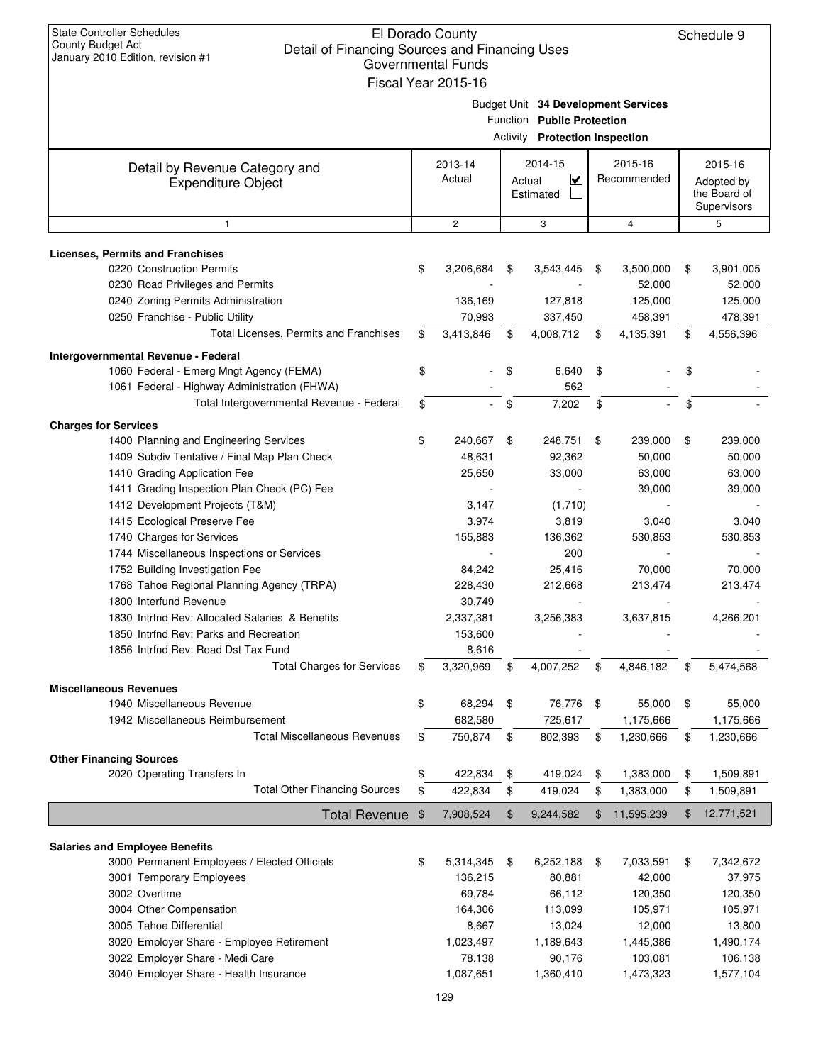State Controller Schedules
County Budget Act
January 2010 Edition, revision #1

# El Dorado County
## Detail of Financing Sources and Financing Uses
### Governmental Funds
### Fiscal Year 2015-16

Schedule 9

Budget Unit **34 Development Services**
Function **Public Protection**
Activity **Protection Inspection**

| Detail by Revenue Category and Expenditure Object | 2013-14 Actual | 2014-15 Actual ☑ Estimated ☐ | 2015-16 Recommended | 2015-16 Adopted by the Board of Supervisors |
|---|---|---|---|---|
| 1 | 2 | 3 | 4 | 5 |
| **Licenses, Permits and Franchises** | | | | |
| 0220 Construction Permits | $ 3,206,684 | $ 3,543,445 | $ 3,500,000 | $ 3,901,005 |
| 0230 Road Privileges and Permits | - | - | 52,000 | 52,000 |
| 0240 Zoning Permits Administration | 136,169 | 127,818 | 125,000 | 125,000 |
| 0250 Franchise - Public Utility | 70,993 | 337,450 | 458,391 | 478,391 |
| Total Licenses, Permits and Franchises | $ 3,413,846 | $ 4,008,712 | $ 4,135,391 | $ 4,556,396 |
| **Intergovernmental Revenue - Federal** | | | | |
| 1060 Federal - Emerg Mngt Agency (FEMA) | $ - | $ 6,640 | $ - | $ - |
| 1061 Federal - Highway Administration (FHWA) | - | 562 | - | - |
| Total Intergovernmental Revenue - Federal | $ - | $ 7,202 | $ - | $ - |
| **Charges for Services** | | | | |
| 1400 Planning and Engineering Services | $ 240,667 | $ 248,751 | $ 239,000 | $ 239,000 |
| 1409 Subdiv Tentative / Final Map Plan Check | 48,631 | 92,362 | 50,000 | 50,000 |
| 1410 Grading Application Fee | 25,650 | 33,000 | 63,000 | 63,000 |
| 1411 Grading Inspection Plan Check (PC) Fee | - | - | 39,000 | 39,000 |
| 1412 Development Projects (T&M) | 3,147 | (1,710) | - | - |
| 1415 Ecological Preserve Fee | 3,974 | 3,819 | 3,040 | 3,040 |
| 1740 Charges for Services | 155,883 | 136,362 | 530,853 | 530,853 |
| 1744 Miscellaneous Inspections or Services | - | 200 | - | - |
| 1752 Building Investigation Fee | 84,242 | 25,416 | 70,000 | 70,000 |
| 1768 Tahoe Regional Planning Agency (TRPA) | 228,430 | 212,668 | 213,474 | 213,474 |
| 1800 Interfund Revenue | 30,749 | - | - | - |
| 1830 Intrfnd Rev: Allocated Salaries & Benefits | 2,337,381 | 3,256,383 | 3,637,815 | 4,266,201 |
| 1850 Intrfnd Rev: Parks and Recreation | 153,600 | - | - | - |
| 1856 Intrfnd Rev: Road Dst Tax Fund | 8,616 | - | - | - |
| Total Charges for Services | $ 3,320,969 | $ 4,007,252 | $ 4,846,182 | $ 5,474,568 |
| **Miscellaneous Revenues** | | | | |
| 1940 Miscellaneous Revenue | $ 68,294 | $ 76,776 | $ 55,000 | $ 55,000 |
| 1942 Miscellaneous Reimbursement | 682,580 | 725,617 | 1,175,666 | 1,175,666 |
| Total Miscellaneous Revenues | $ 750,874 | $ 802,393 | $ 1,230,666 | $ 1,230,666 |
| **Other Financing Sources** | | | | |
| 2020 Operating Transfers In | $ 422,834 | $ 419,024 | $ 1,383,000 | $ 1,509,891 |
| Total Other Financing Sources | $ 422,834 | $ 419,024 | $ 1,383,000 | $ 1,509,891 |
| **Total Revenue** | $ 7,908,524 | $ 9,244,582 | $ 11,595,239 | $ 12,771,521 |
| **Salaries and Employee Benefits** | | | | |
| 3000 Permanent Employees / Elected Officials | $ 5,314,345 | $ 6,252,188 | $ 7,033,591 | $ 7,342,672 |
| 3001 Temporary Employees | 136,215 | 80,881 | 42,000 | 37,975 |
| 3002 Overtime | 69,784 | 66,112 | 120,350 | 120,350 |
| 3004 Other Compensation | 164,306 | 113,099 | 105,971 | 105,971 |
| 3005 Tahoe Differential | 8,667 | 13,024 | 12,000 | 13,800 |
| 3020 Employer Share - Employee Retirement | 1,023,497 | 1,189,643 | 1,445,386 | 1,490,174 |
| 3022 Employer Share - Medi Care | 78,138 | 90,176 | 103,081 | 106,138 |
| 3040 Employer Share - Health Insurance | 1,087,651 | 1,360,410 | 1,473,323 | 1,577,104 |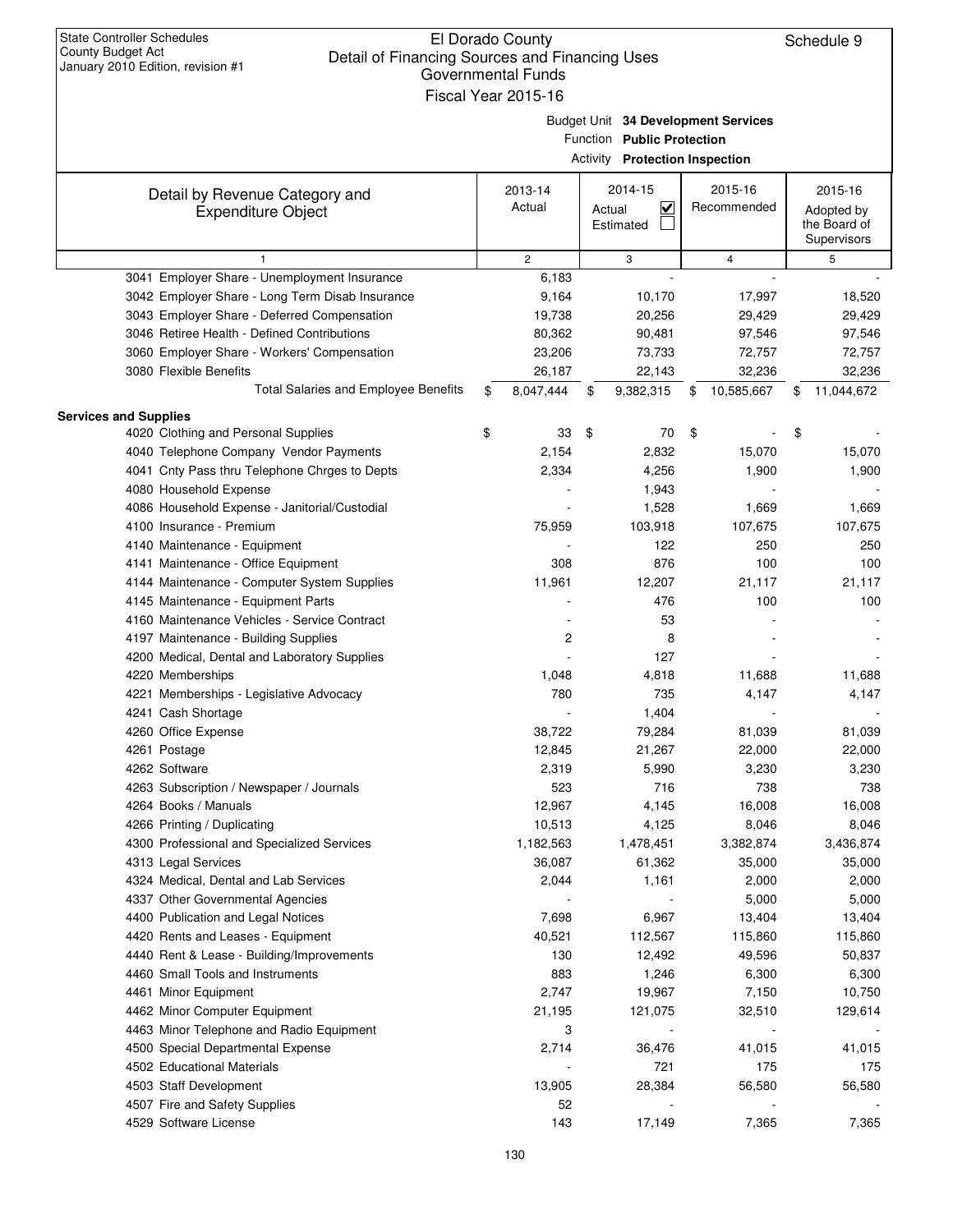State Controller Schedules
County Budget Act
January 2010 Edition, revision #1

# El Dorado County
## Detail of Financing Sources and Financing Uses
### Governmental Funds
### Fiscal Year 2015-16

Schedule 9

Budget Unit **34 Development Services**
Function **Public Protection**
Activity **Protection Inspection**

| Detail by Revenue Category and Expenditure Object | 2013-14 Actual | 2014-15 Actual ☑ Estimated ☐ | 2015-16 Recommended | 2015-16 Adopted by the Board of Supervisors |
|---|---|---|---|---|
| 1 | 2 | 3 | 4 | 5 |
| 3041 Employer Share - Unemployment Insurance | 6,183 | - | - | - |
| 3042 Employer Share - Long Term Disab Insurance | 9,164 | 10,170 | 17,997 | 18,520 |
| 3043 Employer Share - Deferred Compensation | 19,738 | 20,256 | 29,429 | 29,429 |
| 3046 Retiree Health - Defined Contributions | 80,362 | 90,481 | 97,546 | 97,546 |
| 3060 Employer Share - Workers' Compensation | 23,206 | 73,733 | 72,757 | 72,757 |
| 3080 Flexible Benefits | 26,187 | 22,143 | 32,236 | 32,236 |
| Total Salaries and Employee Benefits | $ 8,047,444 | $ 9,382,315 | $ 10,585,667 | $ 11,044,672 |
| **Services and Supplies** | | | | |
| 4020 Clothing and Personal Supplies | $ 33 | $ 70 | $ - | $ - |
| 4040 Telephone Company Vendor Payments | 2,154 | 2,832 | 15,070 | 15,070 |
| 4041 Cnty Pass thru Telephone Chrges to Depts | 2,334 | 4,256 | 1,900 | 1,900 |
| 4080 Household Expense | - | 1,943 | - | - |
| 4086 Household Expense - Janitorial/Custodial | - | 1,528 | 1,669 | 1,669 |
| 4100 Insurance - Premium | 75,959 | 103,918 | 107,675 | 107,675 |
| 4140 Maintenance - Equipment | - | 122 | 250 | 250 |
| 4141 Maintenance - Office Equipment | 308 | 876 | 100 | 100 |
| 4144 Maintenance - Computer System Supplies | 11,961 | 12,207 | 21,117 | 21,117 |
| 4145 Maintenance - Equipment Parts | - | 476 | 100 | 100 |
| 4160 Maintenance Vehicles - Service Contract | - | 53 | - | - |
| 4197 Maintenance - Building Supplies | 2 | 8 | - | - |
| 4200 Medical, Dental and Laboratory Supplies | - | 127 | - | - |
| 4220 Memberships | 1,048 | 4,818 | 11,688 | 11,688 |
| 4221 Memberships - Legislative Advocacy | 780 | 735 | 4,147 | 4,147 |
| 4241 Cash Shortage | - | 1,404 | - | - |
| 4260 Office Expense | 38,722 | 79,284 | 81,039 | 81,039 |
| 4261 Postage | 12,845 | 21,267 | 22,000 | 22,000 |
| 4262 Software | 2,319 | 5,990 | 3,230 | 3,230 |
| 4263 Subscription / Newspaper / Journals | 523 | 716 | 738 | 738 |
| 4264 Books / Manuals | 12,967 | 4,145 | 16,008 | 16,008 |
| 4266 Printing / Duplicating | 10,513 | 4,125 | 8,046 | 8,046 |
| 4300 Professional and Specialized Services | 1,182,563 | 1,478,451 | 3,382,874 | 3,436,874 |
| 4313 Legal Services | 36,087 | 61,362 | 35,000 | 35,000 |
| 4324 Medical, Dental and Lab Services | 2,044 | 1,161 | 2,000 | 2,000 |
| 4337 Other Governmental Agencies | - | - | 5,000 | 5,000 |
| 4400 Publication and Legal Notices | 7,698 | 6,967 | 13,404 | 13,404 |
| 4420 Rents and Leases - Equipment | 40,521 | 112,567 | 115,860 | 115,860 |
| 4440 Rent & Lease - Building/Improvements | 130 | 12,492 | 49,596 | 50,837 |
| 4460 Small Tools and Instruments | 883 | 1,246 | 6,300 | 6,300 |
| 4461 Minor Equipment | 2,747 | 19,967 | 7,150 | 10,750 |
| 4462 Minor Computer Equipment | 21,195 | 121,075 | 32,510 | 129,614 |
| 4463 Minor Telephone and Radio Equipment | 3 | - | - | - |
| 4500 Special Departmental Expense | 2,714 | 36,476 | 41,015 | 41,015 |
| 4502 Educational Materials | - | 721 | 175 | 175 |
| 4503 Staff Development | 13,905 | 28,384 | 56,580 | 56,580 |
| 4507 Fire and Safety Supplies | 52 | - | - | - |
| 4529 Software License | 143 | 17,149 | 7,365 | 7,365 |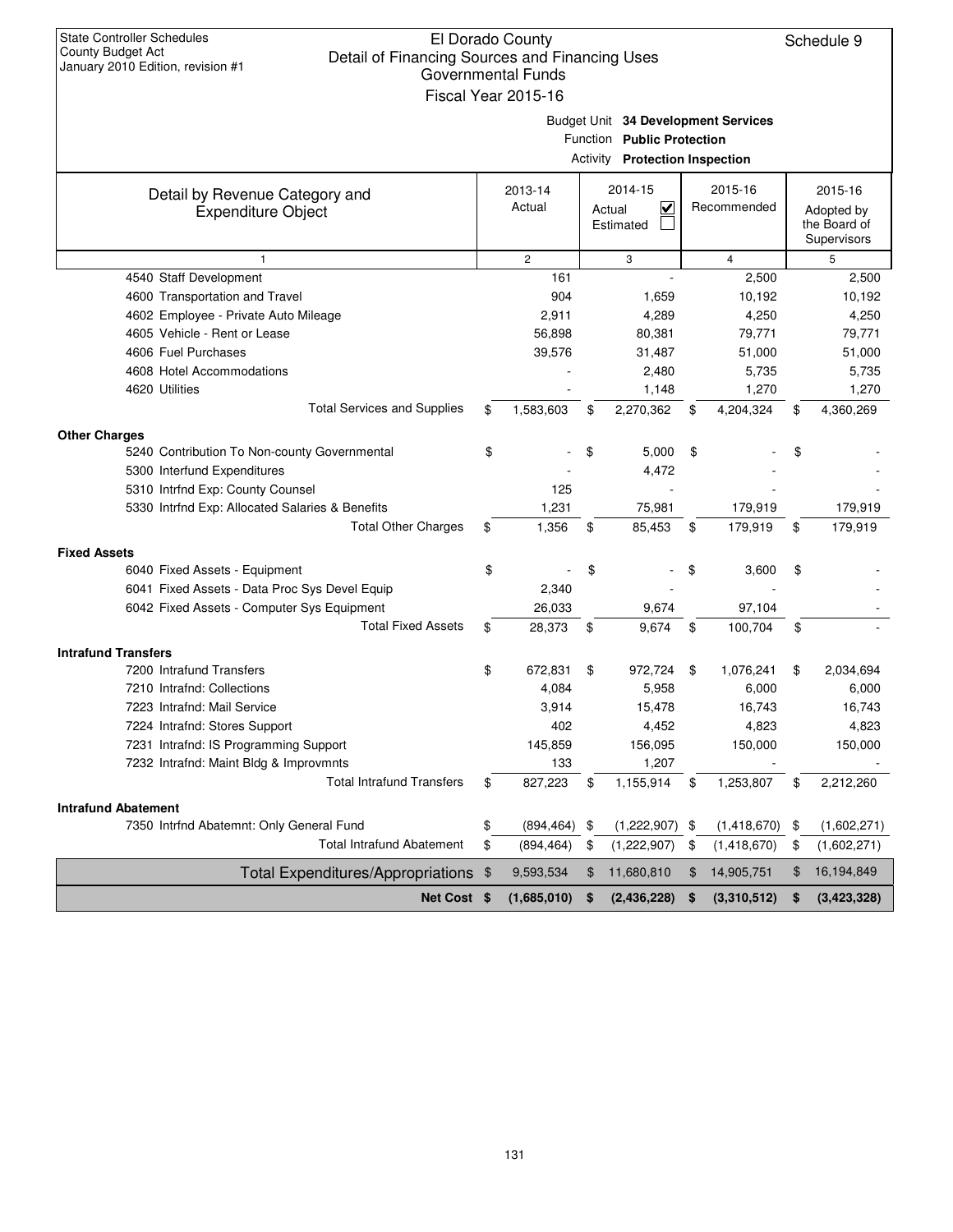State Controller Schedules
County Budget Act
January 2010 Edition, revision #1

# El Dorado County
## Detail of Financing Sources and Financing Uses
### Governmental Funds
### Fiscal Year 2015-16

Schedule 9

Budget Unit **34 Development Services**
Function **Public Protection**
Activity **Protection Inspection**

| Detail by Revenue Category and Expenditure Object | 2013-14 Actual | 2014-15 Actual ☑ Estimated ☐ | 2015-16 Recommended | 2015-16 Adopted by the Board of Supervisors |
|---|---|---|---|---|
| 1 | 2 | 3 | 4 | 5 |
| 4540 Staff Development | 161 | - | 2,500 | 2,500 |
| 4600 Transportation and Travel | 904 | 1,659 | 10,192 | 10,192 |
| 4602 Employee - Private Auto Mileage | 2,911 | 4,289 | 4,250 | 4,250 |
| 4605 Vehicle - Rent or Lease | 56,898 | 80,381 | 79,771 | 79,771 |
| 4606 Fuel Purchases | 39,576 | 31,487 | 51,000 | 51,000 |
| 4608 Hotel Accommodations | - | 2,480 | 5,735 | 5,735 |
| 4620 Utilities | - | 1,148 | 1,270 | 1,270 |
| Total Services and Supplies | $ 1,583,603 | $ 2,270,362 | $ 4,204,324 | $ 4,360,269 |
| **Other Charges** | | | | |
| 5240 Contribution To Non-county Governmental | $ - | $ 5,000 | $ - | $ - |
| 5300 Interfund Expenditures | - | 4,472 | - | - |
| 5310 Intrfnd Exp: County Counsel | 125 | - | - | - |
| 5330 Intrfnd Exp: Allocated Salaries & Benefits | 1,231 | 75,981 | 179,919 | 179,919 |
| Total Other Charges | $ 1,356 | $ 85,453 | $ 179,919 | $ 179,919 |
| **Fixed Assets** | | | | |
| 6040 Fixed Assets - Equipment | $ - | $ - | $ 3,600 | $ - |
| 6041 Fixed Assets - Data Proc Sys Devel Equip | 2,340 | - | - | - |
| 6042 Fixed Assets - Computer Sys Equipment | 26,033 | 9,674 | 97,104 | - |
| Total Fixed Assets | $ 28,373 | $ 9,674 | $ 100,704 | $ - |
| **Intrafund Transfers** | | | | |
| 7200 Intrafund Transfers | $ 672,831 | $ 972,724 | $ 1,076,241 | $ 2,034,694 |
| 7210 Intrafnd: Collections | 4,084 | 5,958 | 6,000 | 6,000 |
| 7223 Intrafnd: Mail Service | 3,914 | 15,478 | 16,743 | 16,743 |
| 7224 Intrafnd: Stores Support | 402 | 4,452 | 4,823 | 4,823 |
| 7231 Intrafnd: IS Programming Support | 145,859 | 156,095 | 150,000 | 150,000 |
| 7232 Intrafnd: Maint Bldg & Improvmnts | 133 | 1,207 | - | - |
| Total Intrafund Transfers | $ 827,223 | $ 1,155,914 | $ 1,253,807 | $ 2,212,260 |
| **Intrafund Abatement** | | | | |
| 7350 Intrfnd Abatemnt: Only General Fund | $ (894,464) | $ (1,222,907) | $ (1,418,670) | $ (1,602,271) |
| Total Intrafund Abatement | $ (894,464) | $ (1,222,907) | $ (1,418,670) | $ (1,602,271) |
| Total Expenditures/Appropriations | $ 9,593,534 | $ 11,680,810 | $ 14,905,751 | $ 16,194,849 |
| **Net Cost** | **$ (1,685,010)** | **$ (2,436,228)** | **$ (3,310,512)** | **$ (3,423,328)** |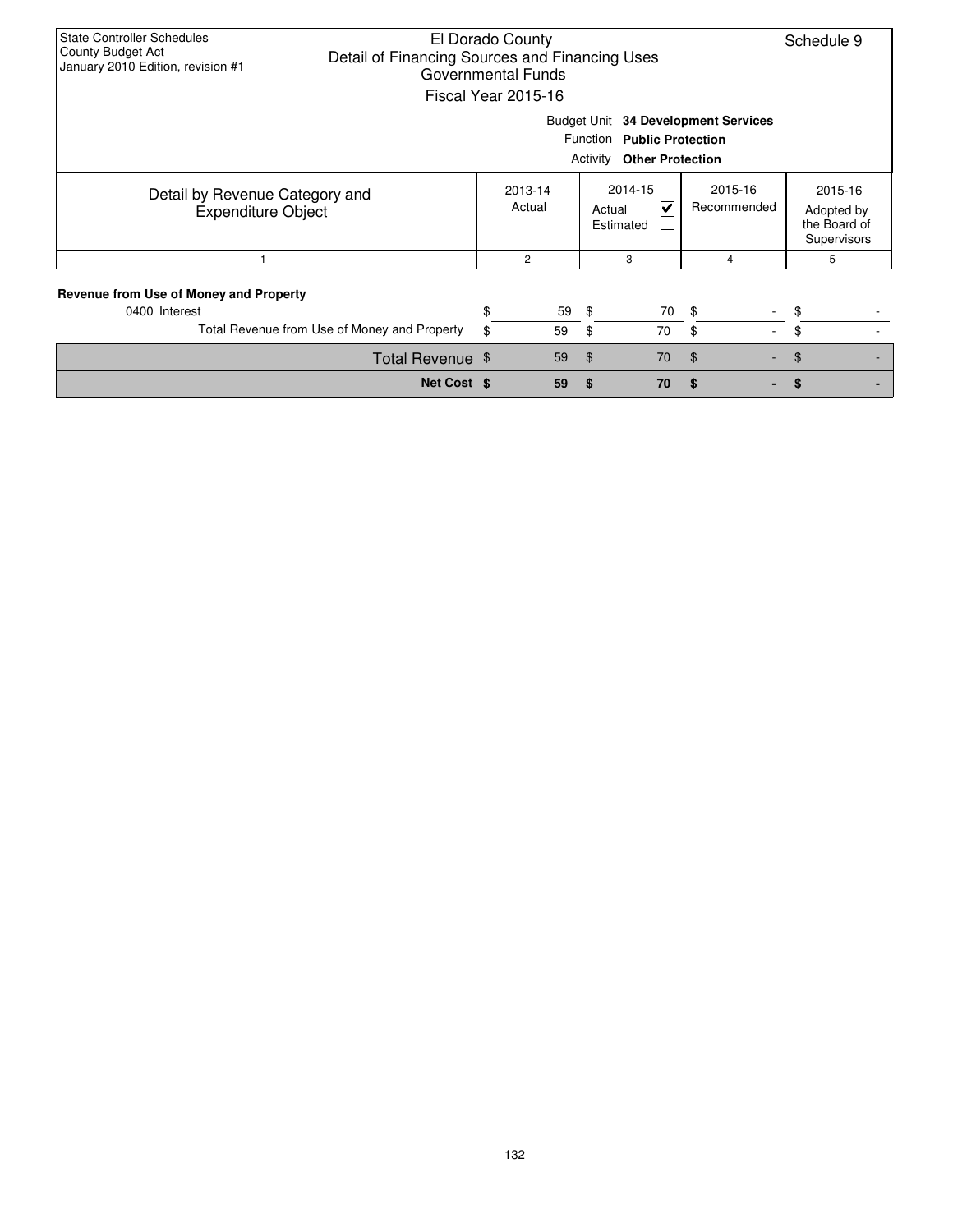State Controller Schedules
County Budget Act
January 2010 Edition, revision #1

# El Dorado County
## Detail of Financing Sources and Financing Uses
### Governmental Funds
### Fiscal Year 2015-16

Schedule 9

Budget Unit **34 Development Services**
Function **Public Protection**
Activity **Other Protection**

| Detail by Revenue Category and Expenditure Object | 2013-14 Actual | 2014-15 Actual ☑ Estimated ☐ | 2015-16 Recommended | 2015-16 Adopted by the Board of Supervisors |
|---|---|---|---|---|
| 1 | 2 | 3 | 4 | 5 |
| **Revenue from Use of Money and Property** | | | | |
| 0400 Interest | $ 59 | $ 70 | $ - | $ - |
| Total Revenue from Use of Money and Property | $ 59 | $ 70 | $ - | $ - |
| Total Revenue | $ 59 | $ 70 | $ - | $ - |
| **Net Cost** | **$ 59** | **$ 70** | **$ -** | **$ -** |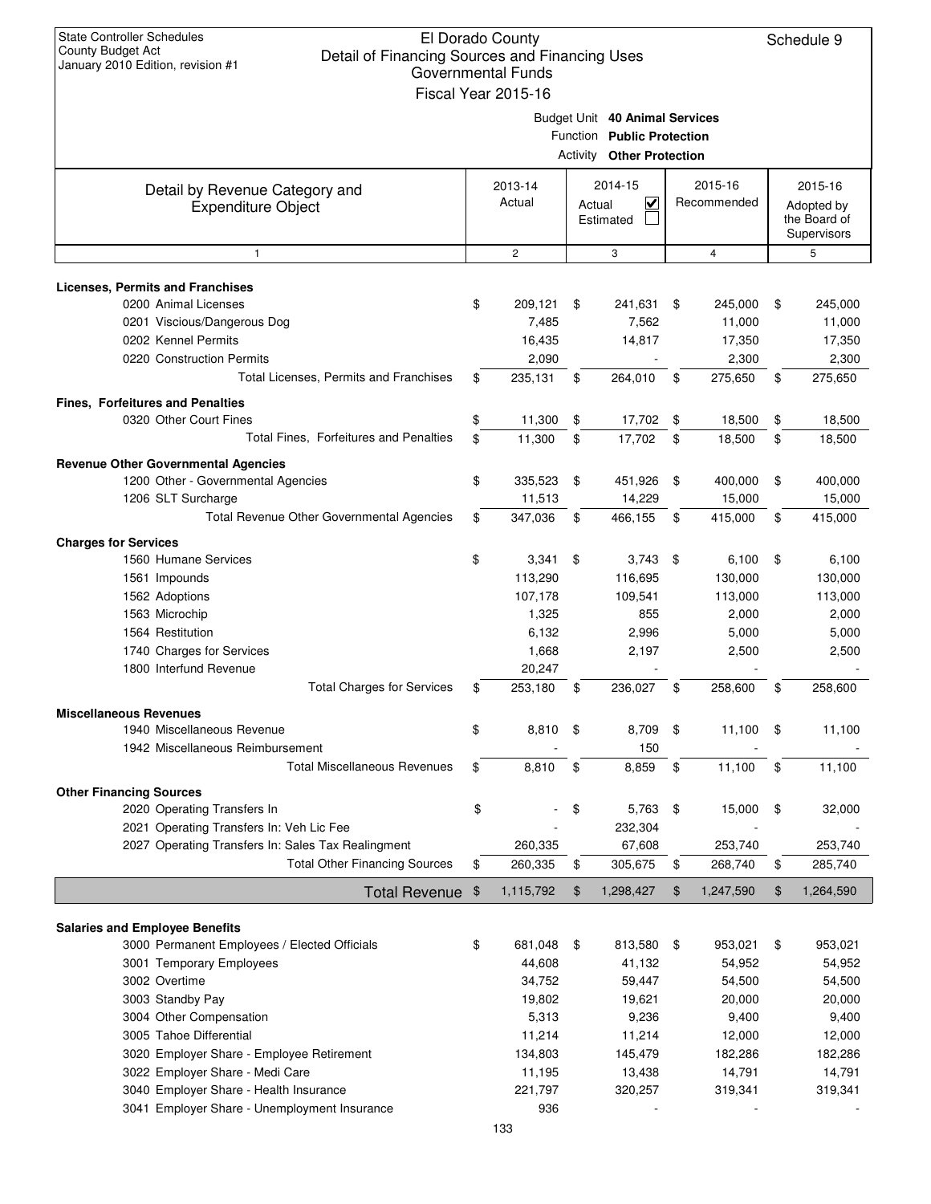State Controller Schedules
County Budget Act
January 2010 Edition, revision #1

# El Dorado County
## Detail of Financing Sources and Financing Uses
### Governmental Funds
### Fiscal Year 2015-16

Schedule 9

Budget Unit **40 Animal Services**
Function **Public Protection**
Activity **Other Protection**

| Detail by Revenue Category and Expenditure Object | 2013-14 Actual | 2014-15 Actual ☑ Estimated ☐ | 2015-16 Recommended | 2015-16 Adopted by the Board of Supervisors |
|---|---|---|---|---|
| 1 | 2 | 3 | 4 | 5 |
| **Licenses, Permits and Franchises** | | | | |
| 0200 Animal Licenses | $ 209,121 | $ 241,631 | $ 245,000 | $ 245,000 |
| 0201 Viscious/Dangerous Dog | 7,485 | 7,562 | 11,000 | 11,000 |
| 0202 Kennel Permits | 16,435 | 14,817 | 17,350 | 17,350 |
| 0220 Construction Permits | 2,090 | - | 2,300 | 2,300 |
| Total Licenses, Permits and Franchises | $ 235,131 | $ 264,010 | $ 275,650 | $ 275,650 |
| **Fines, Forfeitures and Penalties** | | | | |
| 0320 Other Court Fines | $ 11,300 | $ 17,702 | $ 18,500 | $ 18,500 |
| Total Fines, Forfeitures and Penalties | $ 11,300 | $ 17,702 | $ 18,500 | $ 18,500 |
| **Revenue Other Governmental Agencies** | | | | |
| 1200 Other - Governmental Agencies | $ 335,523 | $ 451,926 | $ 400,000 | $ 400,000 |
| 1206 SLT Surcharge | 11,513 | 14,229 | 15,000 | 15,000 |
| Total Revenue Other Governmental Agencies | $ 347,036 | $ 466,155 | $ 415,000 | $ 415,000 |
| **Charges for Services** | | | | |
| 1560 Humane Services | $ 3,341 | $ 3,743 | $ 6,100 | $ 6,100 |
| 1561 Impounds | 113,290 | 116,695 | 130,000 | 130,000 |
| 1562 Adoptions | 107,178 | 109,541 | 113,000 | 113,000 |
| 1563 Microchip | 1,325 | 855 | 2,000 | 2,000 |
| 1564 Restitution | 6,132 | 2,996 | 5,000 | 5,000 |
| 1740 Charges for Services | 1,668 | 2,197 | 2,500 | 2,500 |
| 1800 Interfund Revenue | 20,247 | - | - | - |
| Total Charges for Services | $ 253,180 | $ 236,027 | $ 258,600 | $ 258,600 |
| **Miscellaneous Revenues** | | | | |
| 1940 Miscellaneous Revenue | $ 8,810 | $ 8,709 | $ 11,100 | $ 11,100 |
| 1942 Miscellaneous Reimbursement | - | 150 | - | - |
| Total Miscellaneous Revenues | $ 8,810 | $ 8,859 | $ 11,100 | $ 11,100 |
| **Other Financing Sources** | | | | |
| 2020 Operating Transfers In | $ - | $ 5,763 | $ 15,000 | $ 32,000 |
| 2021 Operating Transfers In: Veh Lic Fee | - | 232,304 | - | - |
| 2027 Operating Transfers In: Sales Tax Realingment | 260,335 | 67,608 | 253,740 | 253,740 |
| Total Other Financing Sources | $ 260,335 | $ 305,675 | $ 268,740 | $ 285,740 |
| **Total Revenue** | $ 1,115,792 | $ 1,298,427 | $ 1,247,590 | $ 1,264,590 |
| **Salaries and Employee Benefits** | | | | |
| 3000 Permanent Employees / Elected Officials | $ 681,048 | $ 813,580 | $ 953,021 | $ 953,021 |
| 3001 Temporary Employees | 44,608 | 41,132 | 54,952 | 54,952 |
| 3002 Overtime | 34,752 | 59,447 | 54,500 | 54,500 |
| 3003 Standby Pay | 19,802 | 19,621 | 20,000 | 20,000 |
| 3004 Other Compensation | 5,313 | 9,236 | 9,400 | 9,400 |
| 3005 Tahoe Differential | 11,214 | 11,214 | 12,000 | 12,000 |
| 3020 Employer Share - Employee Retirement | 134,803 | 145,479 | 182,286 | 182,286 |
| 3022 Employer Share - Medi Care | 11,195 | 13,438 | 14,791 | 14,791 |
| 3040 Employer Share - Health Insurance | 221,797 | 320,257 | 319,341 | 319,341 |
| 3041 Employer Share - Unemployment Insurance | 936 | - | - | - |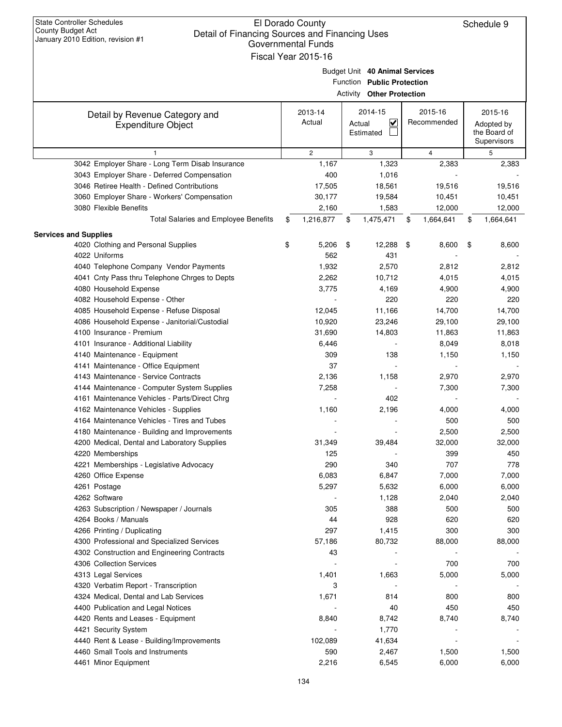State Controller Schedules
County Budget Act
January 2010 Edition, revision #1

# El Dorado County
## Detail of Financing Sources and Financing Uses
### Governmental Funds
### Fiscal Year 2015-16

Schedule 9

Budget Unit **40 Animal Services**
Function **Public Protection**
Activity **Other Protection**

| Detail by Revenue Category and Expenditure Object | 2013-14 Actual | 2014-15 Actual ☑ Estimated ☐ | 2015-16 Recommended | 2015-16 Adopted by the Board of Supervisors |
|---|---|---|---|---|
| 1 | 2 | 3 | 4 | 5 |
| 3042 Employer Share - Long Term Disab Insurance | 1,167 | 1,323 | 2,383 | 2,383 |
| 3043 Employer Share - Deferred Compensation | 400 | 1,016 | - | - |
| 3046 Retiree Health - Defined Contributions | 17,505 | 18,561 | 19,516 | 19,516 |
| 3060 Employer Share - Workers' Compensation | 30,177 | 19,584 | 10,451 | 10,451 |
| 3080 Flexible Benefits | 2,160 | 1,583 | 12,000 | 12,000 |
| Total Salaries and Employee Benefits | $ 1,216,877 | $ 1,475,471 | $ 1,664,641 | $ 1,664,641 |
| **Services and Supplies** | | | | |
| 4020 Clothing and Personal Supplies | $ 5,206 | $ 12,288 | $ 8,600 | $ 8,600 |
| 4022 Uniforms | 562 | 431 | - | - |
| 4040 Telephone Company Vendor Payments | 1,932 | 2,570 | 2,812 | 2,812 |
| 4041 Cnty Pass thru Telephone Chrges to Depts | 2,262 | 10,712 | 4,015 | 4,015 |
| 4080 Household Expense | 3,775 | 4,169 | 4,900 | 4,900 |
| 4082 Household Expense - Other | - | 220 | 220 | 220 |
| 4085 Household Expense - Refuse Disposal | 12,045 | 11,166 | 14,700 | 14,700 |
| 4086 Household Expense - Janitorial/Custodial | 10,920 | 23,246 | 29,100 | 29,100 |
| 4100 Insurance - Premium | 31,690 | 14,803 | 11,863 | 11,863 |
| 4101 Insurance - Additional Liability | 6,446 | - | 8,049 | 8,018 |
| 4140 Maintenance - Equipment | 309 | 138 | 1,150 | 1,150 |
| 4141 Maintenance - Office Equipment | 37 | - | - | - |
| 4143 Maintenance - Service Contracts | 2,136 | 1,158 | 2,970 | 2,970 |
| 4144 Maintenance - Computer System Supplies | 7,258 | - | 7,300 | 7,300 |
| 4161 Maintenance Vehicles - Parts/Direct Chrg | - | 402 | - | - |
| 4162 Maintenance Vehicles - Supplies | 1,160 | 2,196 | 4,000 | 4,000 |
| 4164 Maintenance Vehicles - Tires and Tubes | - | - | 500 | 500 |
| 4180 Maintenance - Building and Improvements | - | - | 2,500 | 2,500 |
| 4200 Medical, Dental and Laboratory Supplies | 31,349 | 39,484 | 32,000 | 32,000 |
| 4220 Memberships | 125 | - | 399 | 450 |
| 4221 Memberships - Legislative Advocacy | 290 | 340 | 707 | 778 |
| 4260 Office Expense | 6,083 | 6,847 | 7,000 | 7,000 |
| 4261 Postage | 5,297 | 5,632 | 6,000 | 6,000 |
| 4262 Software | - | 1,128 | 2,040 | 2,040 |
| 4263 Subscription / Newspaper / Journals | 305 | 388 | 500 | 500 |
| 4264 Books / Manuals | 44 | 928 | 620 | 620 |
| 4266 Printing / Duplicating | 297 | 1,415 | 300 | 300 |
| 4300 Professional and Specialized Services | 57,186 | 80,732 | 88,000 | 88,000 |
| 4302 Construction and Engineering Contracts | 43 | - | - | - |
| 4306 Collection Services | - | - | 700 | 700 |
| 4313 Legal Services | 1,401 | 1,663 | 5,000 | 5,000 |
| 4320 Verbatim Report - Transcription | 3 | - | - | - |
| 4324 Medical, Dental and Lab Services | 1,671 | 814 | 800 | 800 |
| 4400 Publication and Legal Notices | - | 40 | 450 | 450 |
| 4420 Rents and Leases - Equipment | 8,840 | 8,742 | 8,740 | 8,740 |
| 4421 Security System | - | 1,770 | - | - |
| 4440 Rent & Lease - Building/Improvements | 102,089 | 41,634 | - | - |
| 4460 Small Tools and Instruments | 590 | 2,467 | 1,500 | 1,500 |
| 4461 Minor Equipment | 2,216 | 6,545 | 6,000 | 6,000 |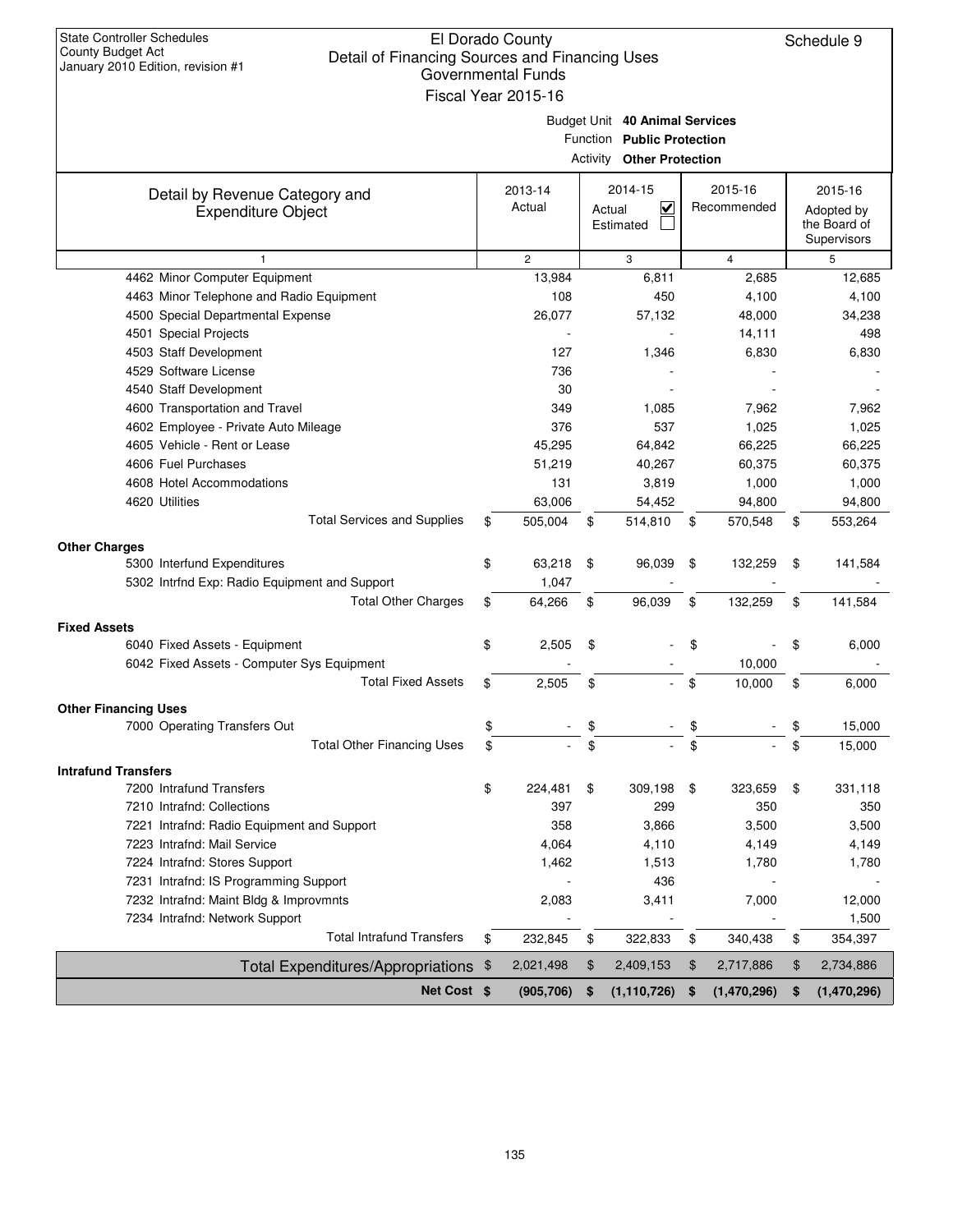State Controller Schedules
County Budget Act
January 2010 Edition, revision #1

# El Dorado County
## Detail of Financing Sources and Financing Uses
### Governmental Funds
### Fiscal Year 2015-16

Schedule 9

Budget Unit **40 Animal Services**
Function **Public Protection**
Activity **Other Protection**

| Detail by Revenue Category and Expenditure Object | 2013-14 Actual | 2014-15 Actual ☑ Estimated ☐ | 2015-16 Recommended | 2015-16 Adopted by the Board of Supervisors |
|---|---|---|---|---|
| 1 | 2 | 3 | 4 | 5 |
| 4462 Minor Computer Equipment | 13,984 | 6,811 | 2,685 | 12,685 |
| 4463 Minor Telephone and Radio Equipment | 108 | 450 | 4,100 | 4,100 |
| 4500 Special Departmental Expense | 26,077 | 57,132 | 48,000 | 34,238 |
| 4501 Special Projects | - | - | 14,111 | 498 |
| 4503 Staff Development | 127 | 1,346 | 6,830 | 6,830 |
| 4529 Software License | 736 | - | - | - |
| 4540 Staff Development | 30 | - | - | - |
| 4600 Transportation and Travel | 349 | 1,085 | 7,962 | 7,962 |
| 4602 Employee - Private Auto Mileage | 376 | 537 | 1,025 | 1,025 |
| 4605 Vehicle - Rent or Lease | 45,295 | 64,842 | 66,225 | 66,225 |
| 4606 Fuel Purchases | 51,219 | 40,267 | 60,375 | 60,375 |
| 4608 Hotel Accommodations | 131 | 3,819 | 1,000 | 1,000 |
| 4620 Utilities | 63,006 | 54,452 | 94,800 | 94,800 |
| Total Services and Supplies | $ 505,004 | $ 514,810 | $ 570,548 | $ 553,264 |
| **Other Charges** | | | | |
| 5300 Interfund Expenditures | $ 63,218 | $ 96,039 | $ 132,259 | $ 141,584 |
| 5302 Intrfnd Exp: Radio Equipment and Support | 1,047 | - | - | - |
| Total Other Charges | $ 64,266 | $ 96,039 | $ 132,259 | $ 141,584 |
| **Fixed Assets** | | | | |
| 6040 Fixed Assets - Equipment | $ 2,505 | $ - | $ - | $ 6,000 |
| 6042 Fixed Assets - Computer Sys Equipment | - | - | 10,000 | - |
| Total Fixed Assets | $ 2,505 | $ - | $ 10,000 | $ 6,000 |
| **Other Financing Uses** | | | | |
| 7000 Operating Transfers Out | $ - | $ - | $ - | $ 15,000 |
| Total Other Financing Uses | $ - | $ - | $ - | $ 15,000 |
| **Intrafund Transfers** | | | | |
| 7200 Intrafund Transfers | $ 224,481 | $ 309,198 | $ 323,659 | $ 331,118 |
| 7210 Intrafnd: Collections | 397 | 299 | 350 | 350 |
| 7221 Intrafnd: Radio Equipment and Support | 358 | 3,866 | 3,500 | 3,500 |
| 7223 Intrafnd: Mail Service | 4,064 | 4,110 | 4,149 | 4,149 |
| 7224 Intrafnd: Stores Support | 1,462 | 1,513 | 1,780 | 1,780 |
| 7231 Intrafnd: IS Programming Support | - | 436 | - | - |
| 7232 Intrafnd: Maint Bldg & Improvmnts | 2,083 | 3,411 | 7,000 | 12,000 |
| 7234 Intrafnd: Network Support | - | - | - | 1,500 |
| Total Intrafund Transfers | $ 232,845 | $ 322,833 | $ 340,438 | $ 354,397 |
| Total Expenditures/Appropriations | $ 2,021,498 | $ 2,409,153 | $ 2,717,886 | $ 2,734,886 |
| **Net Cost** | **$ (905,706)** | **$ (1,110,726)** | **$ (1,470,296)** | **$ (1,470,296)** |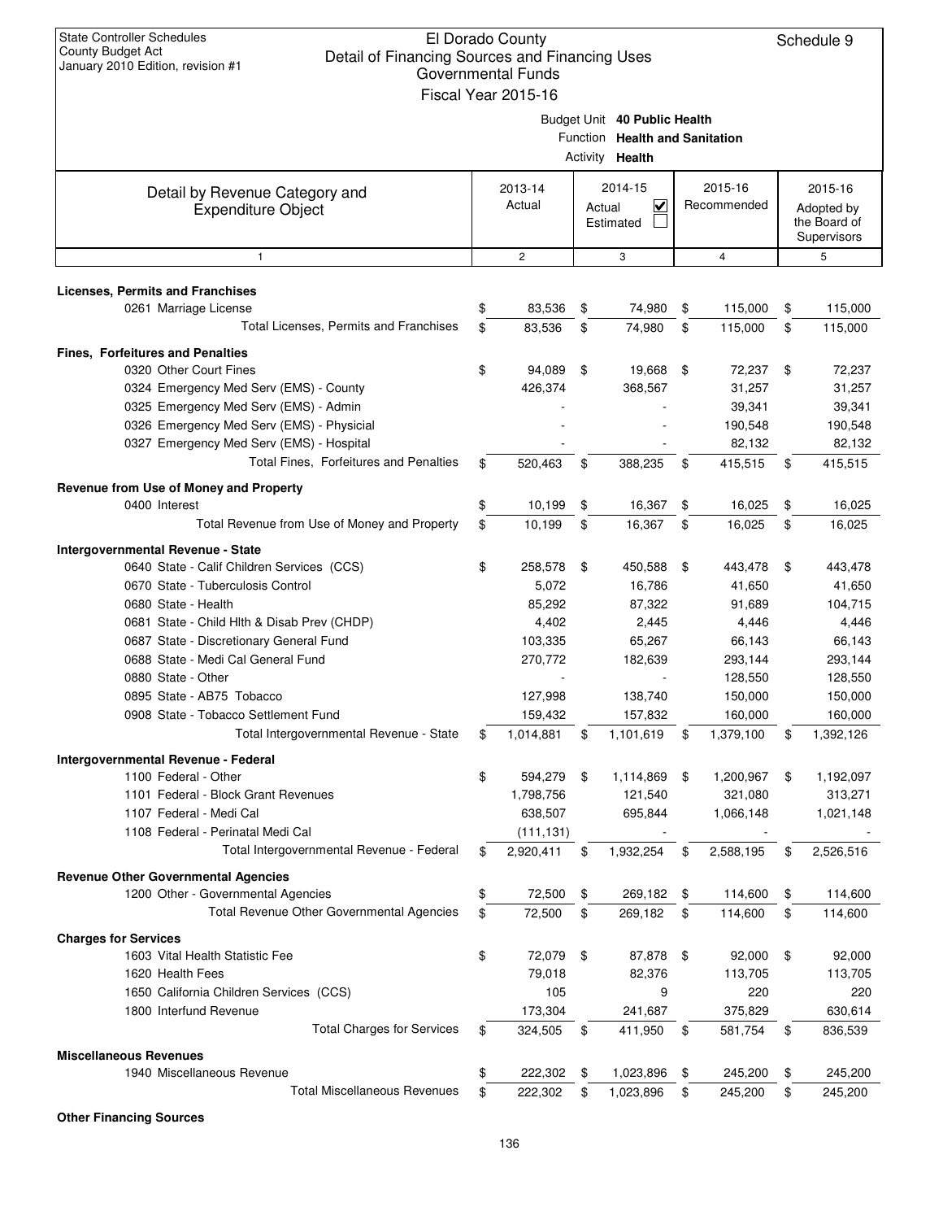State Controller Schedules
County Budget Act
January 2010 Edition, revision #1

# El Dorado County
## Detail of Financing Sources and Financing Uses
### Governmental Funds
### Fiscal Year 2015-16

Schedule 9

Budget Unit **40 Public Health**
Function **Health and Sanitation**
Activity **Health**

| Detail by Revenue Category and Expenditure Object | 2013-14 Actual | 2014-15 Actual ☑ Estimated ☐ | 2015-16 Recommended | 2015-16 Adopted by the Board of Supervisors |
|---|---|---|---|---|
| 1 | 2 | 3 | 4 | 5 |
| **Licenses, Permits and Franchises** | | | | |
| 0261 Marriage License | $ 83,536 | $ 74,980 | $ 115,000 | $ 115,000 |
| Total Licenses, Permits and Franchises | $ 83,536 | $ 74,980 | $ 115,000 | $ 115,000 |
| **Fines, Forfeitures and Penalties** | | | | |
| 0320 Other Court Fines | $ 94,089 | $ 19,668 | $ 72,237 | $ 72,237 |
| 0324 Emergency Med Serv (EMS) - County | 426,374 | 368,567 | 31,257 | 31,257 |
| 0325 Emergency Med Serv (EMS) - Admin | - | - | 39,341 | 39,341 |
| 0326 Emergency Med Serv (EMS) - Physicial | - | - | 190,548 | 190,548 |
| 0327 Emergency Med Serv (EMS) - Hospital | - | - | 82,132 | 82,132 |
| Total Fines, Forfeitures and Penalties | $ 520,463 | $ 388,235 | $ 415,515 | $ 415,515 |
| **Revenue from Use of Money and Property** | | | | |
| 0400 Interest | $ 10,199 | $ 16,367 | $ 16,025 | $ 16,025 |
| Total Revenue from Use of Money and Property | $ 10,199 | $ 16,367 | $ 16,025 | $ 16,025 |
| **Intergovernmental Revenue - State** | | | | |
| 0640 State - Calif Children Services (CCS) | $ 258,578 | $ 450,588 | $ 443,478 | $ 443,478 |
| 0670 State - Tuberculosis Control | 5,072 | 16,786 | 41,650 | 41,650 |
| 0680 State - Health | 85,292 | 87,322 | 91,689 | 104,715 |
| 0681 State - Child Hlth & Disab Prev (CHDP) | 4,402 | 2,445 | 4,446 | 4,446 |
| 0687 State - Discretionary General Fund | 103,335 | 65,267 | 66,143 | 66,143 |
| 0688 State - Medi Cal General Fund | 270,772 | 182,639 | 293,144 | 293,144 |
| 0880 State - Other | - | - | 128,550 | 128,550 |
| 0895 State - AB75 Tobacco | 127,998 | 138,740 | 150,000 | 150,000 |
| 0908 State - Tobacco Settlement Fund | 159,432 | 157,832 | 160,000 | 160,000 |
| Total Intergovernmental Revenue - State | $ 1,014,881 | $ 1,101,619 | $ 1,379,100 | $ 1,392,126 |
| **Intergovernmental Revenue - Federal** | | | | |
| 1100 Federal - Other | $ 594,279 | $ 1,114,869 | $ 1,200,967 | $ 1,192,097 |
| 1101 Federal - Block Grant Revenues | 1,798,756 | 121,540 | 321,080 | 313,271 |
| 1107 Federal - Medi Cal | 638,507 | 695,844 | 1,066,148 | 1,021,148 |
| 1108 Federal - Perinatal Medi Cal | (111,131) | - | - | - |
| Total Intergovernmental Revenue - Federal | $ 2,920,411 | $ 1,932,254 | $ 2,588,195 | $ 2,526,516 |
| **Revenue Other Governmental Agencies** | | | | |
| 1200 Other - Governmental Agencies | $ 72,500 | $ 269,182 | $ 114,600 | $ 114,600 |
| Total Revenue Other Governmental Agencies | $ 72,500 | $ 269,182 | $ 114,600 | $ 114,600 |
| **Charges for Services** | | | | |
| 1603 Vital Health Statistic Fee | $ 72,079 | $ 87,878 | $ 92,000 | $ 92,000 |
| 1620 Health Fees | 79,018 | 82,376 | 113,705 | 113,705 |
| 1650 California Children Services (CCS) | 105 | 9 | 220 | 220 |
| 1800 Interfund Revenue | 173,304 | 241,687 | 375,829 | 630,614 |
| Total Charges for Services | $ 324,505 | $ 411,950 | $ 581,754 | $ 836,539 |
| **Miscellaneous Revenues** | | | | |
| 1940 Miscellaneous Revenue | $ 222,302 | $ 1,023,896 | $ 245,200 | $ 245,200 |
| Total Miscellaneous Revenues | $ 222,302 | $ 1,023,896 | $ 245,200 | $ 245,200 |
| **Other Financing Sources** | | | | |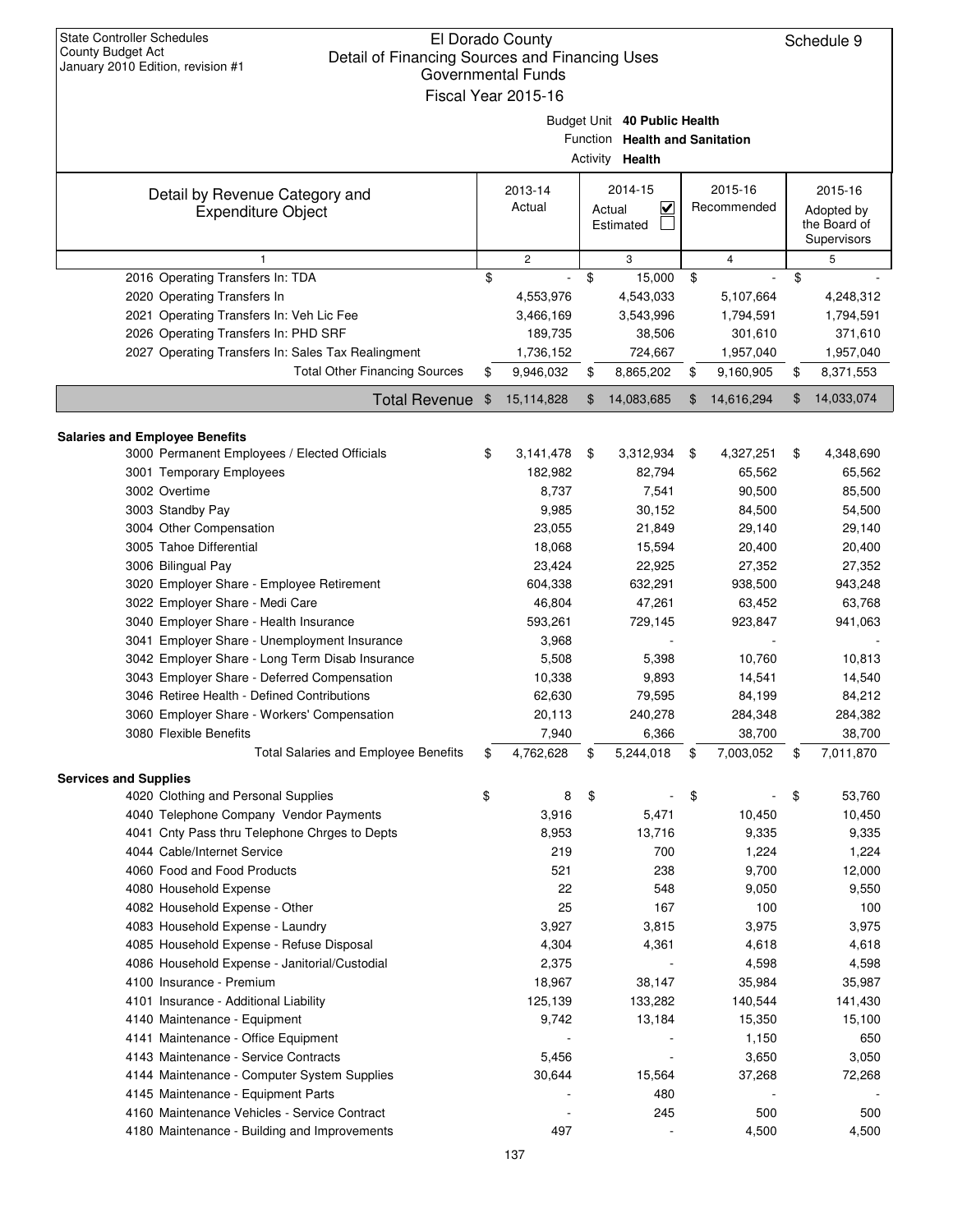State Controller Schedules
County Budget Act
January 2010 Edition, revision #1

# El Dorado County
## Detail of Financing Sources and Financing Uses
### Governmental Funds
### Fiscal Year 2015-16

Schedule 9

Budget Unit **40 Public Health**
Function **Health and Sanitation**
Activity **Health**

| Detail by Revenue Category and Expenditure Object | 2013-14 Actual | 2014-15 Actual ☑ Estimated ☐ | 2015-16 Recommended | 2015-16 Adopted by the Board of Supervisors |
|---|---|---|---|---|
| 1 | 2 | 3 | 4 | 5 |
| 2016 Operating Transfers In: TDA | $ - | $ 15,000 | $ - | $ - |
| 2020 Operating Transfers In | 4,553,976 | 4,543,033 | 5,107,664 | 4,248,312 |
| 2021 Operating Transfers In: Veh Lic Fee | 3,466,169 | 3,543,996 | 1,794,591 | 1,794,591 |
| 2026 Operating Transfers In: PHD SRF | 189,735 | 38,506 | 301,610 | 371,610 |
| 2027 Operating Transfers In: Sales Tax Realingment | 1,736,152 | 724,667 | 1,957,040 | 1,957,040 |
| Total Other Financing Sources | $ 9,946,032 | $ 8,865,202 | $ 9,160,905 | $ 8,371,553 |
| **Total Revenue** | $ 15,114,828 | $ 14,083,685 | $ 14,616,294 | $ 14,033,074 |
| **Salaries and Employee Benefits** | | | | |
| 3000 Permanent Employees / Elected Officials | $ 3,141,478 | $ 3,312,934 | $ 4,327,251 | $ 4,348,690 |
| 3001 Temporary Employees | 182,982 | 82,794 | 65,562 | 65,562 |
| 3002 Overtime | 8,737 | 7,541 | 90,500 | 85,500 |
| 3003 Standby Pay | 9,985 | 30,152 | 84,500 | 54,500 |
| 3004 Other Compensation | 23,055 | 21,849 | 29,140 | 29,140 |
| 3005 Tahoe Differential | 18,068 | 15,594 | 20,400 | 20,400 |
| 3006 Bilingual Pay | 23,424 | 22,925 | 27,352 | 27,352 |
| 3020 Employer Share - Employee Retirement | 604,338 | 632,291 | 938,500 | 943,248 |
| 3022 Employer Share - Medi Care | 46,804 | 47,261 | 63,452 | 63,768 |
| 3040 Employer Share - Health Insurance | 593,261 | 729,145 | 923,847 | 941,063 |
| 3041 Employer Share - Unemployment Insurance | 3,968 | - | - | - |
| 3042 Employer Share - Long Term Disab Insurance | 5,508 | 5,398 | 10,760 | 10,813 |
| 3043 Employer Share - Deferred Compensation | 10,338 | 9,893 | 14,541 | 14,540 |
| 3046 Retiree Health - Defined Contributions | 62,630 | 79,595 | 84,199 | 84,212 |
| 3060 Employer Share - Workers' Compensation | 20,113 | 240,278 | 284,348 | 284,382 |
| 3080 Flexible Benefits | 7,940 | 6,366 | 38,700 | 38,700 |
| Total Salaries and Employee Benefits | $ 4,762,628 | $ 5,244,018 | $ 7,003,052 | $ 7,011,870 |
| **Services and Supplies** | | | | |
| 4020 Clothing and Personal Supplies | $ 8 | $ - | $ - | $ 53,760 |
| 4040 Telephone Company Vendor Payments | 3,916 | 5,471 | 10,450 | 10,450 |
| 4041 Cnty Pass thru Telephone Chrges to Depts | 8,953 | 13,716 | 9,335 | 9,335 |
| 4044 Cable/Internet Service | 219 | 700 | 1,224 | 1,224 |
| 4060 Food and Food Products | 521 | 238 | 9,700 | 12,000 |
| 4080 Household Expense | 22 | 548 | 9,050 | 9,550 |
| 4082 Household Expense - Other | 25 | 167 | 100 | 100 |
| 4083 Household Expense - Laundry | 3,927 | 3,815 | 3,975 | 3,975 |
| 4085 Household Expense - Refuse Disposal | 4,304 | 4,361 | 4,618 | 4,618 |
| 4086 Household Expense - Janitorial/Custodial | 2,375 | - | 4,598 | 4,598 |
| 4100 Insurance - Premium | 18,967 | 38,147 | 35,984 | 35,987 |
| 4101 Insurance - Additional Liability | 125,139 | 133,282 | 140,544 | 141,430 |
| 4140 Maintenance - Equipment | 9,742 | 13,184 | 15,350 | 15,100 |
| 4141 Maintenance - Office Equipment | - | - | 1,150 | 650 |
| 4143 Maintenance - Service Contracts | 5,456 | - | 3,650 | 3,050 |
| 4144 Maintenance - Computer System Supplies | 30,644 | 15,564 | 37,268 | 72,268 |
| 4145 Maintenance - Equipment Parts | - | 480 | - | - |
| 4160 Maintenance Vehicles - Service Contract | - | 245 | 500 | 500 |
| 4180 Maintenance - Building and Improvements | 497 | - | 4,500 | 4,500 |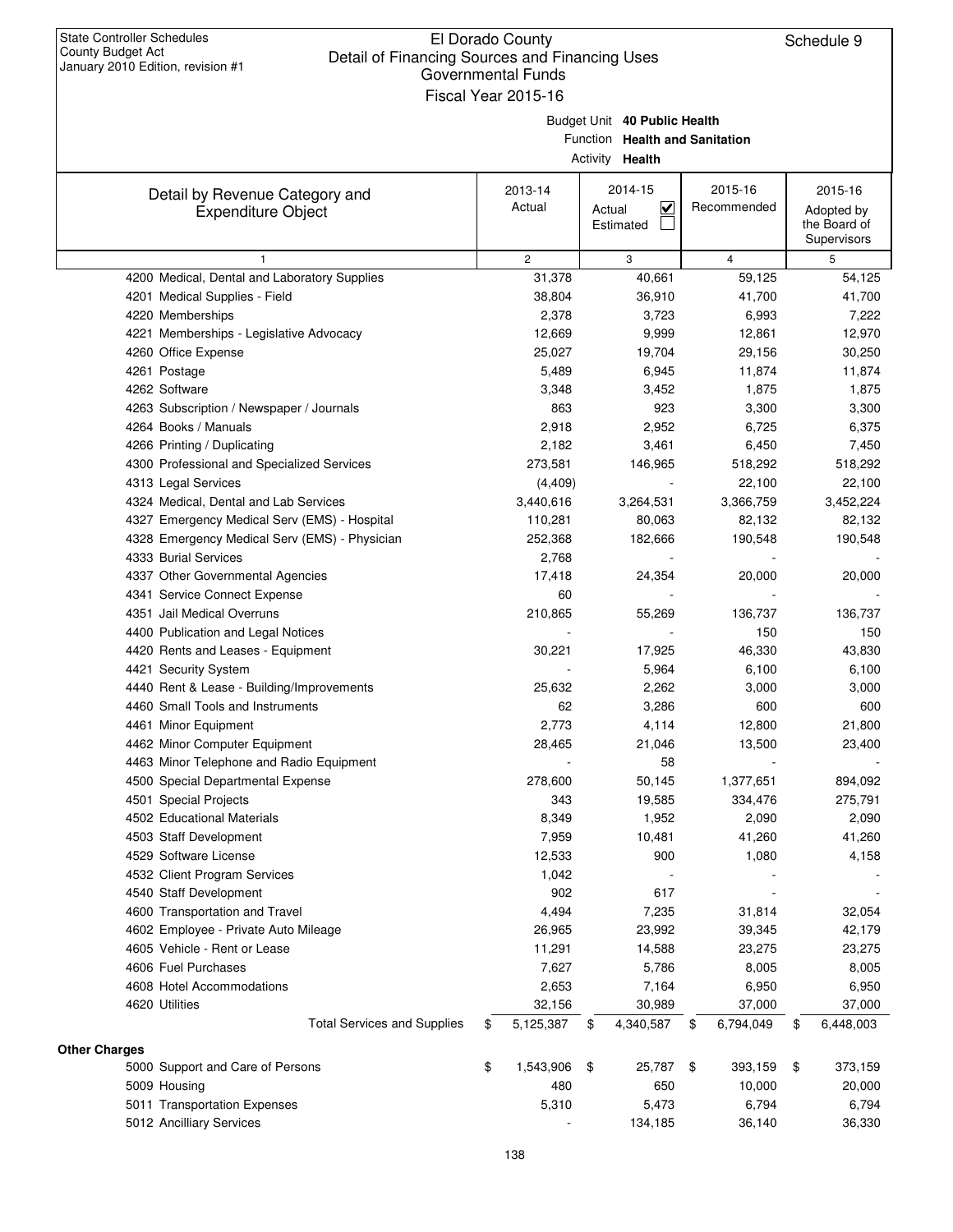State Controller Schedules
County Budget Act
January 2010 Edition, revision #1

# El Dorado County
## Detail of Financing Sources and Financing Uses
### Governmental Funds
### Fiscal Year 2015-16

Schedule 9

Budget Unit **40 Public Health**
Function **Health and Sanitation**
Activity **Health**

| Detail by Revenue Category and Expenditure Object | 2013-14 Actual | 2014-15 Actual ☑ Estimated ☐ | 2015-16 Recommended | 2015-16 Adopted by the Board of Supervisors |
|---|---|---|---|---|
| 1 | 2 | 3 | 4 | 5 |
| 4200 Medical, Dental and Laboratory Supplies | 31,378 | 40,661 | 59,125 | 54,125 |
| 4201 Medical Supplies - Field | 38,804 | 36,910 | 41,700 | 41,700 |
| 4220 Memberships | 2,378 | 3,723 | 6,993 | 7,222 |
| 4221 Memberships - Legislative Advocacy | 12,669 | 9,999 | 12,861 | 12,970 |
| 4260 Office Expense | 25,027 | 19,704 | 29,156 | 30,250 |
| 4261 Postage | 5,489 | 6,945 | 11,874 | 11,874 |
| 4262 Software | 3,348 | 3,452 | 1,875 | 1,875 |
| 4263 Subscription / Newspaper / Journals | 863 | 923 | 3,300 | 3,300 |
| 4264 Books / Manuals | 2,918 | 2,952 | 6,725 | 6,375 |
| 4266 Printing / Duplicating | 2,182 | 3,461 | 6,450 | 7,450 |
| 4300 Professional and Specialized Services | 273,581 | 146,965 | 518,292 | 518,292 |
| 4313 Legal Services | (4,409) | - | 22,100 | 22,100 |
| 4324 Medical, Dental and Lab Services | 3,440,616 | 3,264,531 | 3,366,759 | 3,452,224 |
| 4327 Emergency Medical Serv (EMS) - Hospital | 110,281 | 80,063 | 82,132 | 82,132 |
| 4328 Emergency Medical Serv (EMS) - Physician | 252,368 | 182,666 | 190,548 | 190,548 |
| 4333 Burial Services | 2,768 | - | - | - |
| 4337 Other Governmental Agencies | 17,418 | 24,354 | 20,000 | 20,000 |
| 4341 Service Connect Expense | 60 | - | - | - |
| 4351 Jail Medical Overruns | 210,865 | 55,269 | 136,737 | 136,737 |
| 4400 Publication and Legal Notices | - | - | 150 | 150 |
| 4420 Rents and Leases - Equipment | 30,221 | 17,925 | 46,330 | 43,830 |
| 4421 Security System | - | 5,964 | 6,100 | 6,100 |
| 4440 Rent & Lease - Building/Improvements | 25,632 | 2,262 | 3,000 | 3,000 |
| 4460 Small Tools and Instruments | 62 | 3,286 | 600 | 600 |
| 4461 Minor Equipment | 2,773 | 4,114 | 12,800 | 21,800 |
| 4462 Minor Computer Equipment | 28,465 | 21,046 | 13,500 | 23,400 |
| 4463 Minor Telephone and Radio Equipment | - | 58 | - | - |
| 4500 Special Departmental Expense | 278,600 | 50,145 | 1,377,651 | 894,092 |
| 4501 Special Projects | 343 | 19,585 | 334,476 | 275,791 |
| 4502 Educational Materials | 8,349 | 1,952 | 2,090 | 2,090 |
| 4503 Staff Development | 7,959 | 10,481 | 41,260 | 41,260 |
| 4529 Software License | 12,533 | 900 | 1,080 | 4,158 |
| 4532 Client Program Services | 1,042 | - | - | - |
| 4540 Staff Development | 902 | 617 | - | - |
| 4600 Transportation and Travel | 4,494 | 7,235 | 31,814 | 32,054 |
| 4602 Employee - Private Auto Mileage | 26,965 | 23,992 | 39,345 | 42,179 |
| 4605 Vehicle - Rent or Lease | 11,291 | 14,588 | 23,275 | 23,275 |
| 4606 Fuel Purchases | 7,627 | 5,786 | 8,005 | 8,005 |
| 4608 Hotel Accommodations | 2,653 | 7,164 | 6,950 | 6,950 |
| 4620 Utilities | 32,156 | 30,989 | 37,000 | 37,000 |
| Total Services and Supplies | $ 5,125,387 | $ 4,340,587 | $ 6,794,049 | $ 6,448,003 |
| **Other Charges** | | | | |
| 5000 Support and Care of Persons | $ 1,543,906 | $ 25,787 | $ 393,159 | $ 373,159 |
| 5009 Housing | 480 | 650 | 10,000 | 20,000 |
| 5011 Transportation Expenses | 5,310 | 5,473 | 6,794 | 6,794 |
| 5012 Ancilliary Services | - | 134,185 | 36,140 | 36,330 |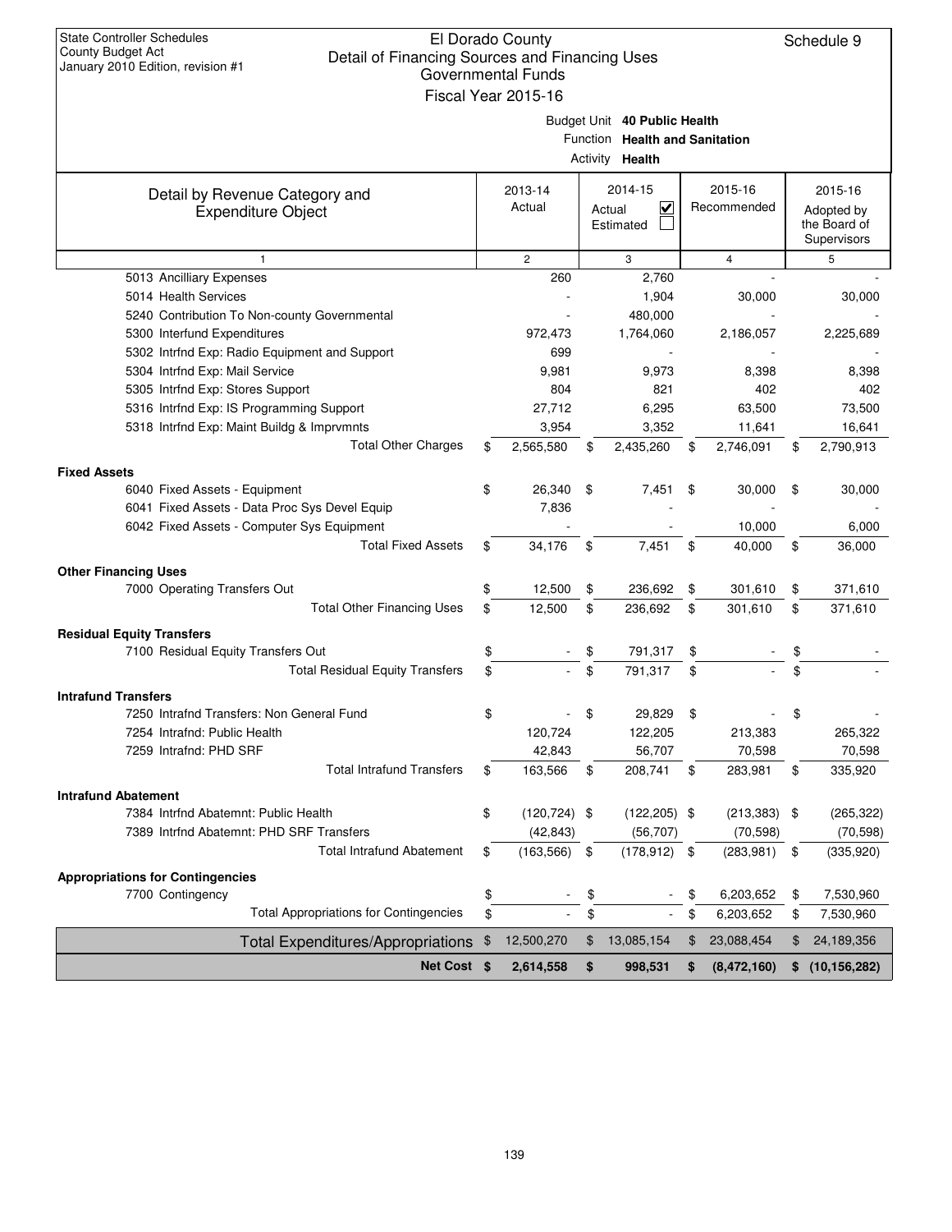State Controller Schedules
County Budget Act
January 2010 Edition, revision #1

# El Dorado County
## Detail of Financing Sources and Financing Uses
### Governmental Funds
### Fiscal Year 2015-16

Schedule 9

Budget Unit **40 Public Health**
Function **Health and Sanitation**
Activity **Health**

| Detail by Revenue Category and Expenditure Object | 2013-14 Actual | 2014-15 Actual ☑ Estimated ☐ | 2015-16 Recommended | 2015-16 Adopted by the Board of Supervisors |
|---|---|---|---|---|
| 1 | 2 | 3 | 4 | 5 |
| 5013 Ancilliary Expenses | 260 | 2,760 | - | - |
| 5014 Health Services | - | 1,904 | 30,000 | 30,000 |
| 5240 Contribution To Non-county Governmental | - | 480,000 | - | - |
| 5300 Interfund Expenditures | 972,473 | 1,764,060 | 2,186,057 | 2,225,689 |
| 5302 Intrfnd Exp: Radio Equipment and Support | 699 | - | - | - |
| 5304 Intrfnd Exp: Mail Service | 9,981 | 9,973 | 8,398 | 8,398 |
| 5305 Intrfnd Exp: Stores Support | 804 | 821 | 402 | 402 |
| 5316 Intrfnd Exp: IS Programming Support | 27,712 | 6,295 | 63,500 | 73,500 |
| 5318 Intrfnd Exp: Maint Buildg & Imprvmnts | 3,954 | 3,352 | 11,641 | 16,641 |
| Total Other Charges | $ 2,565,580 | $ 2,435,260 | $ 2,746,091 | $ 2,790,913 |
| **Fixed Assets** | | | | |
| 6040 Fixed Assets - Equipment | $ 26,340 | $ 7,451 | $ 30,000 | $ 30,000 |
| 6041 Fixed Assets - Data Proc Sys Devel Equip | 7,836 | - | - | - |
| 6042 Fixed Assets - Computer Sys Equipment | - | - | 10,000 | 6,000 |
| Total Fixed Assets | $ 34,176 | $ 7,451 | $ 40,000 | $ 36,000 |
| **Other Financing Uses** | | | | |
| 7000 Operating Transfers Out | $ 12,500 | $ 236,692 | $ 301,610 | $ 371,610 |
| Total Other Financing Uses | $ 12,500 | $ 236,692 | $ 301,610 | $ 371,610 |
| **Residual Equity Transfers** | | | | |
| 7100 Residual Equity Transfers Out | $ - | $ 791,317 | $ - | $ - |
| Total Residual Equity Transfers | $ - | $ 791,317 | $ - | $ - |
| **Intrafund Transfers** | | | | |
| 7250 Intrafnd Transfers: Non General Fund | $ - | $ 29,829 | $ - | $ - |
| 7254 Intrafnd: Public Health | 120,724 | 122,205 | 213,383 | 265,322 |
| 7259 Intrafnd: PHD SRF | 42,843 | 56,707 | 70,598 | 70,598 |
| Total Intrafund Transfers | $ 163,566 | $ 208,741 | $ 283,981 | $ 335,920 |
| **Intrafund Abatement** | | | | |
| 7384 Intrfnd Abatemnt: Public Health | $ (120,724) | $ (122,205) | $ (213,383) | $ (265,322) |
| 7389 Intrfnd Abatemnt: PHD SRF Transfers | (42,843) | (56,707) | (70,598) | (70,598) |
| Total Intrafund Abatement | $ (163,566) | $ (178,912) | $ (283,981) | $ (335,920) |
| **Appropriations for Contingencies** | | | | |
| 7700 Contingency | $ - | $ - | $ 6,203,652 | $ 7,530,960 |
| Total Appropriations for Contingencies | $ - | $ - | $ 6,203,652 | $ 7,530,960 |
| Total Expenditures/Appropriations | $ 12,500,270 | $ 13,085,154 | $ 23,088,454 | $ 24,189,356 |
| **Net Cost** | **$ 2,614,558** | **$ 998,531** | **$ (8,472,160)** | **$ (10,156,282)** |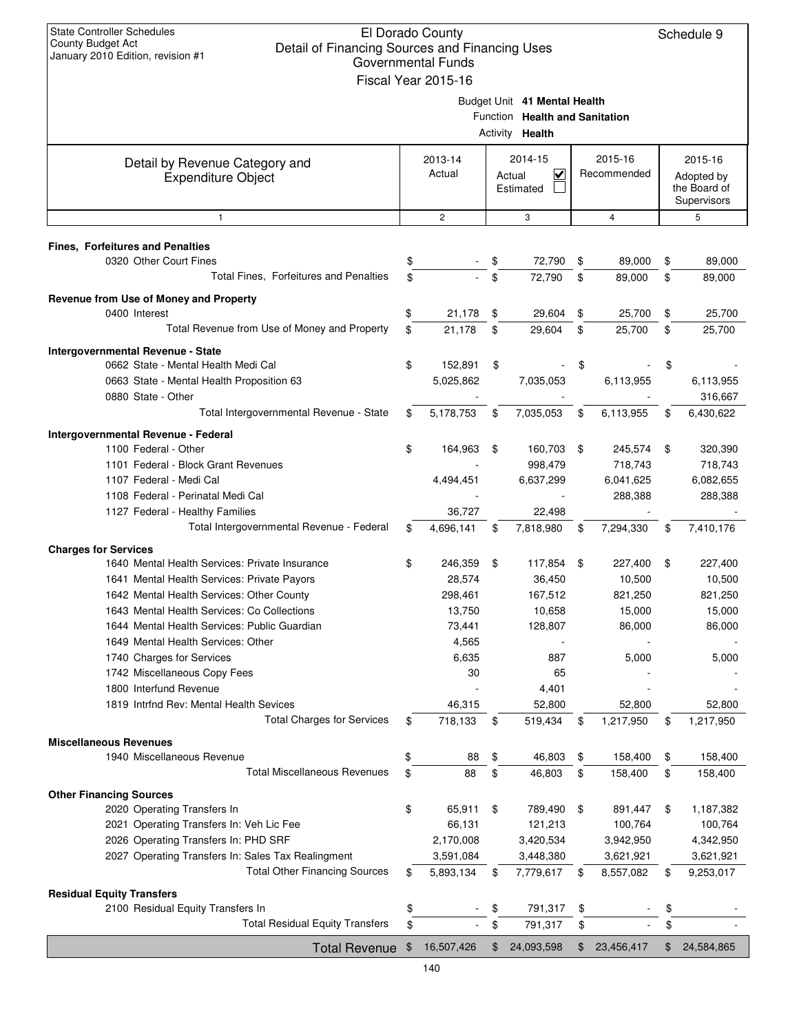State Controller Schedules
County Budget Act
January 2010 Edition, revision #1

# El Dorado County
## Detail of Financing Sources and Financing Uses
### Governmental Funds
### Fiscal Year 2015-16

Schedule 9

Budget Unit **41 Mental Health**
Function **Health and Sanitation**
Activity **Health**

| Detail by Revenue Category and Expenditure Object | 2013-14 Actual | 2014-15 Actual ☑ Estimated ☐ | 2015-16 Recommended | 2015-16 Adopted by the Board of Supervisors |
|---|---|---|---|---|
| 1 | 2 | 3 | 4 | 5 |
| **Fines, Forfeitures and Penalties** | | | | |
| 0320 Other Court Fines | $ - | $ 72,790 | $ 89,000 | $ 89,000 |
| Total Fines, Forfeitures and Penalties | $ - | $ 72,790 | $ 89,000 | $ 89,000 |
| **Revenue from Use of Money and Property** | | | | |
| 0400 Interest | $ 21,178 | $ 29,604 | $ 25,700 | $ 25,700 |
| Total Revenue from Use of Money and Property | $ 21,178 | $ 29,604 | $ 25,700 | $ 25,700 |
| **Intergovernmental Revenue - State** | | | | |
| 0662 State - Mental Health Medi Cal | $ 152,891 | $ - | $ - | $ - |
| 0663 State - Mental Health Proposition 63 | 5,025,862 | 7,035,053 | 6,113,955 | 6,113,955 |
| 0880 State - Other | - | - | - | 316,667 |
| Total Intergovernmental Revenue - State | $ 5,178,753 | $ 7,035,053 | $ 6,113,955 | $ 6,430,622 |
| **Intergovernmental Revenue - Federal** | | | | |
| 1100 Federal - Other | $ 164,963 | $ 160,703 | $ 245,574 | $ 320,390 |
| 1101 Federal - Block Grant Revenues | - | 998,479 | 718,743 | 718,743 |
| 1107 Federal - Medi Cal | 4,494,451 | 6,637,299 | 6,041,625 | 6,082,655 |
| 1108 Federal - Perinatal Medi Cal | - | - | 288,388 | 288,388 |
| 1127 Federal - Healthy Families | 36,727 | 22,498 | - | - |
| Total Intergovernmental Revenue - Federal | $ 4,696,141 | $ 7,818,980 | $ 7,294,330 | $ 7,410,176 |
| **Charges for Services** | | | | |
| 1640 Mental Health Services: Private Insurance | $ 246,359 | $ 117,854 | $ 227,400 | $ 227,400 |
| 1641 Mental Health Services: Private Payors | 28,574 | 36,450 | 10,500 | 10,500 |
| 1642 Mental Health Services: Other County | 298,461 | 167,512 | 821,250 | 821,250 |
| 1643 Mental Health Services: Co Collections | 13,750 | 10,658 | 15,000 | 15,000 |
| 1644 Mental Health Services: Public Guardian | 73,441 | 128,807 | 86,000 | 86,000 |
| 1649 Mental Health Services: Other | 4,565 | - | - | - |
| 1740 Charges for Services | 6,635 | 887 | 5,000 | 5,000 |
| 1742 Miscellaneous Copy Fees | 30 | 65 | - | - |
| 1800 Interfund Revenue | - | 4,401 | - | - |
| 1819 Intrfnd Rev: Mental Health Sevices | 46,315 | 52,800 | 52,800 | 52,800 |
| Total Charges for Services | $ 718,133 | $ 519,434 | $ 1,217,950 | $ 1,217,950 |
| **Miscellaneous Revenues** | | | | |
| 1940 Miscellaneous Revenue | $ 88 | $ 46,803 | $ 158,400 | $ 158,400 |
| Total Miscellaneous Revenues | $ 88 | $ 46,803 | $ 158,400 | $ 158,400 |
| **Other Financing Sources** | | | | |
| 2020 Operating Transfers In | $ 65,911 | $ 789,490 | $ 891,447 | $ 1,187,382 |
| 2021 Operating Transfers In: Veh Lic Fee | 66,131 | 121,213 | 100,764 | 100,764 |
| 2026 Operating Transfers In: PHD SRF | 2,170,008 | 3,420,534 | 3,942,950 | 4,342,950 |
| 2027 Operating Transfers In: Sales Tax Realingment | 3,591,084 | 3,448,380 | 3,621,921 | 3,621,921 |
| Total Other Financing Sources | $ 5,893,134 | $ 7,779,617 | $ 8,557,082 | $ 9,253,017 |
| **Residual Equity Transfers** | | | | |
| 2100 Residual Equity Transfers In | $ - | $ 791,317 | $ - | $ - |
| Total Residual Equity Transfers | $ - | $ 791,317 | $ - | $ - |
| **Total Revenue** | $ 16,507,426 | $ 24,093,598 | $ 23,456,417 | $ 24,584,865 |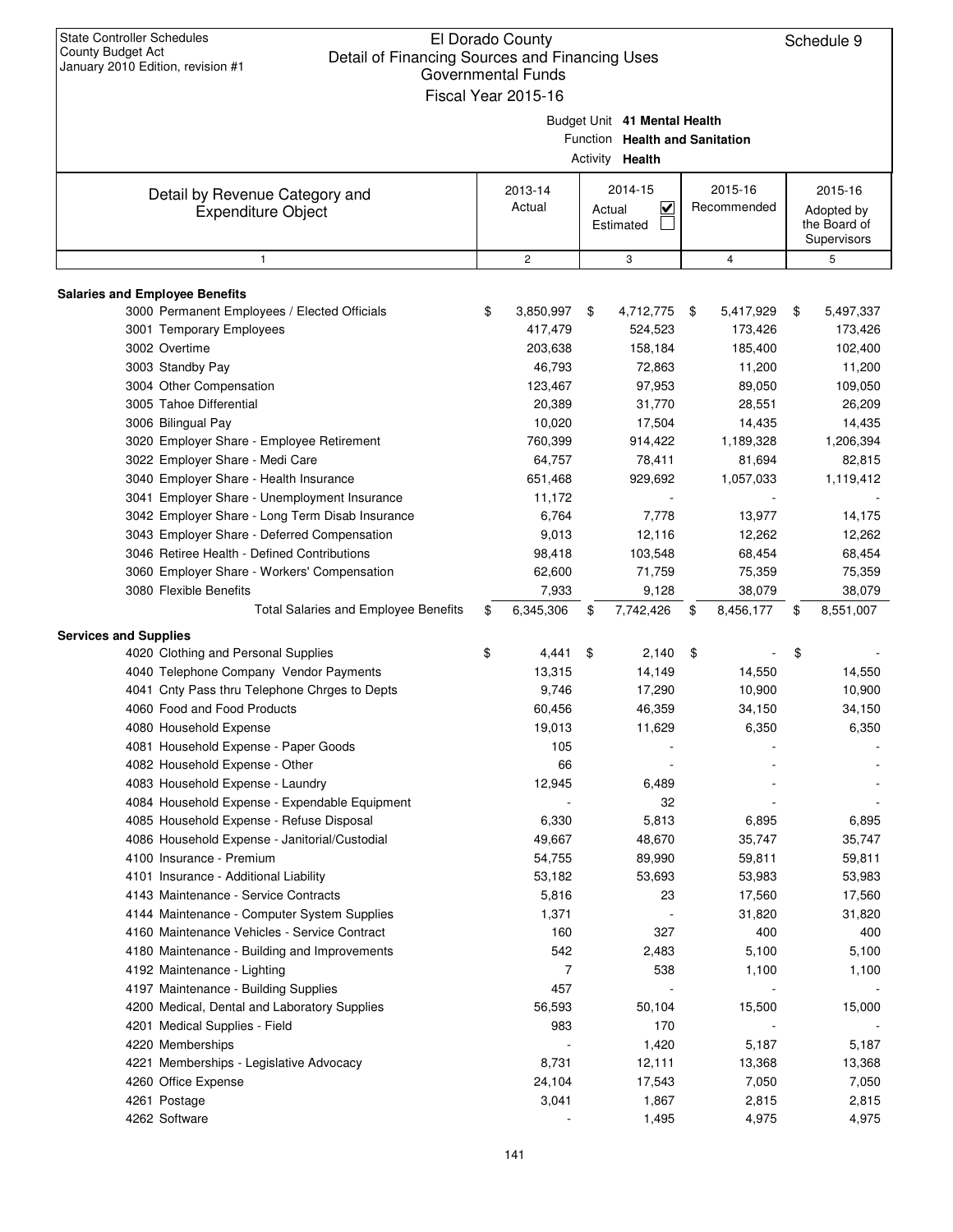State Controller Schedules
County Budget Act
January 2010 Edition, revision #1

# El Dorado County
## Detail of Financing Sources and Financing Uses
### Governmental Funds
### Fiscal Year 2015-16

Schedule 9

Budget Unit **41 Mental Health**
Function **Health and Sanitation**
Activity **Health**

| Detail by Revenue Category and Expenditure Object | 2013-14 Actual | 2014-15 Actual ☑ Estimated ☐ | 2015-16 Recommended | 2015-16 Adopted by the Board of Supervisors |
|---|---|---|---|---|
| 1 | 2 | 3 | 4 | 5 |
| **Salaries and Employee Benefits** | | | | |
| 3000 Permanent Employees / Elected Officials | $ 3,850,997 | $ 4,712,775 | $ 5,417,929 | $ 5,497,337 |
| 3001 Temporary Employees | 417,479 | 524,523 | 173,426 | 173,426 |
| 3002 Overtime | 203,638 | 158,184 | 185,400 | 102,400 |
| 3003 Standby Pay | 46,793 | 72,863 | 11,200 | 11,200 |
| 3004 Other Compensation | 123,467 | 97,953 | 89,050 | 109,050 |
| 3005 Tahoe Differential | 20,389 | 31,770 | 28,551 | 26,209 |
| 3006 Bilingual Pay | 10,020 | 17,504 | 14,435 | 14,435 |
| 3020 Employer Share - Employee Retirement | 760,399 | 914,422 | 1,189,328 | 1,206,394 |
| 3022 Employer Share - Medi Care | 64,757 | 78,411 | 81,694 | 82,815 |
| 3040 Employer Share - Health Insurance | 651,468 | 929,692 | 1,057,033 | 1,119,412 |
| 3041 Employer Share - Unemployment Insurance | 11,172 | - | - | - |
| 3042 Employer Share - Long Term Disab Insurance | 6,764 | 7,778 | 13,977 | 14,175 |
| 3043 Employer Share - Deferred Compensation | 9,013 | 12,116 | 12,262 | 12,262 |
| 3046 Retiree Health - Defined Contributions | 98,418 | 103,548 | 68,454 | 68,454 |
| 3060 Employer Share - Workers' Compensation | 62,600 | 71,759 | 75,359 | 75,359 |
| 3080 Flexible Benefits | 7,933 | 9,128 | 38,079 | 38,079 |
| Total Salaries and Employee Benefits | $ 6,345,306 | $ 7,742,426 | $ 8,456,177 | $ 8,551,007 |
| **Services and Supplies** | | | | |
| 4020 Clothing and Personal Supplies | $ 4,441 | $ 2,140 | $ - | $ - |
| 4040 Telephone Company Vendor Payments | 13,315 | 14,149 | 14,550 | 14,550 |
| 4041 Cnty Pass thru Telephone Chrges to Depts | 9,746 | 17,290 | 10,900 | 10,900 |
| 4060 Food and Food Products | 60,456 | 46,359 | 34,150 | 34,150 |
| 4080 Household Expense | 19,013 | 11,629 | 6,350 | 6,350 |
| 4081 Household Expense - Paper Goods | 105 | - | - | - |
| 4082 Household Expense - Other | 66 | - | - | - |
| 4083 Household Expense - Laundry | 12,945 | 6,489 | - | - |
| 4084 Household Expense - Expendable Equipment | - | 32 | - | - |
| 4085 Household Expense - Refuse Disposal | 6,330 | 5,813 | 6,895 | 6,895 |
| 4086 Household Expense - Janitorial/Custodial | 49,667 | 48,670 | 35,747 | 35,747 |
| 4100 Insurance - Premium | 54,755 | 89,990 | 59,811 | 59,811 |
| 4101 Insurance - Additional Liability | 53,182 | 53,693 | 53,983 | 53,983 |
| 4143 Maintenance - Service Contracts | 5,816 | 23 | 17,560 | 17,560 |
| 4144 Maintenance - Computer System Supplies | 1,371 | - | 31,820 | 31,820 |
| 4160 Maintenance Vehicles - Service Contract | 160 | 327 | 400 | 400 |
| 4180 Maintenance - Building and Improvements | 542 | 2,483 | 5,100 | 5,100 |
| 4192 Maintenance - Lighting | 7 | 538 | 1,100 | 1,100 |
| 4197 Maintenance - Building Supplies | 457 | - | - | - |
| 4200 Medical, Dental and Laboratory Supplies | 56,593 | 50,104 | 15,500 | 15,000 |
| 4201 Medical Supplies - Field | 983 | 170 | - | - |
| 4220 Memberships | - | 1,420 | 5,187 | 5,187 |
| 4221 Memberships - Legislative Advocacy | 8,731 | 12,111 | 13,368 | 13,368 |
| 4260 Office Expense | 24,104 | 17,543 | 7,050 | 7,050 |
| 4261 Postage | 3,041 | 1,867 | 2,815 | 2,815 |
| 4262 Software | - | 1,495 | 4,975 | 4,975 |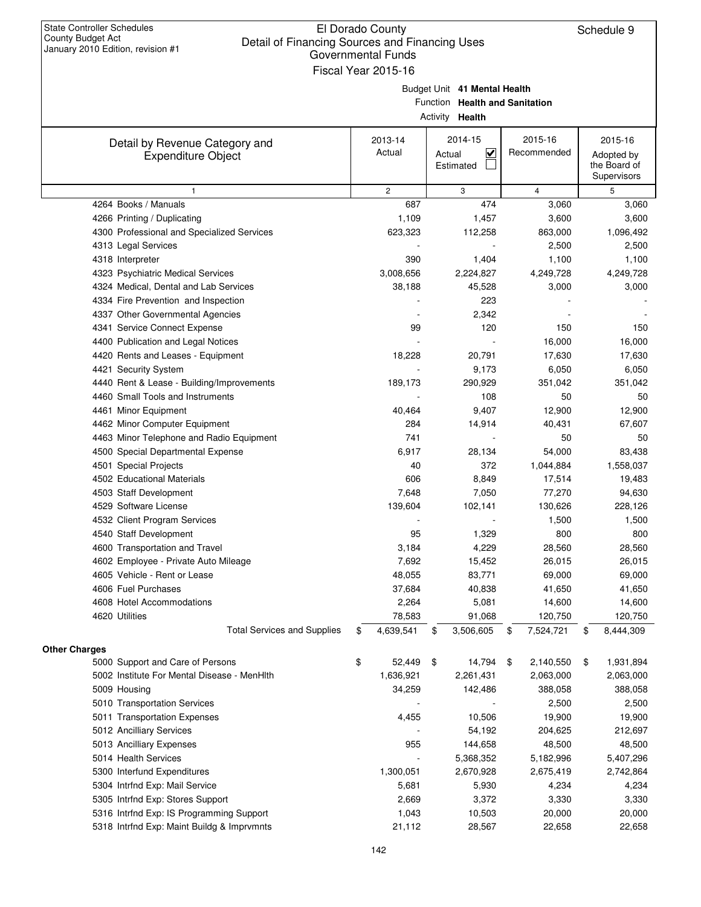State Controller Schedules
County Budget Act
January 2010 Edition, revision #1

# El Dorado County
## Detail of Financing Sources and Financing Uses
### Governmental Funds
### Fiscal Year 2015-16

Schedule 9

Budget Unit **41 Mental Health**
Function **Health and Sanitation**
Activity **Health**

| Detail by Revenue Category and Expenditure Object | 2013-14 Actual | 2014-15 Actual ☑ Estimated ☐ | 2015-16 Recommended | 2015-16 Adopted by the Board of Supervisors |
|---|---|---|---|---|
| 1 | 2 | 3 | 4 | 5 |
| 4264 Books / Manuals | 687 | 474 | 3,060 | 3,060 |
| 4266 Printing / Duplicating | 1,109 | 1,457 | 3,600 | 3,600 |
| 4300 Professional and Specialized Services | 623,323 | 112,258 | 863,000 | 1,096,492 |
| 4313 Legal Services | - | - | 2,500 | 2,500 |
| 4318 Interpreter | 390 | 1,404 | 1,100 | 1,100 |
| 4323 Psychiatric Medical Services | 3,008,656 | 2,224,827 | 4,249,728 | 4,249,728 |
| 4324 Medical, Dental and Lab Services | 38,188 | 45,528 | 3,000 | 3,000 |
| 4334 Fire Prevention and Inspection | - | 223 | - | - |
| 4337 Other Governmental Agencies | - | 2,342 | - | - |
| 4341 Service Connect Expense | 99 | 120 | 150 | 150 |
| 4400 Publication and Legal Notices | - | - | 16,000 | 16,000 |
| 4420 Rents and Leases - Equipment | 18,228 | 20,791 | 17,630 | 17,630 |
| 4421 Security System | - | 9,173 | 6,050 | 6,050 |
| 4440 Rent & Lease - Building/Improvements | 189,173 | 290,929 | 351,042 | 351,042 |
| 4460 Small Tools and Instruments | - | 108 | 50 | 50 |
| 4461 Minor Equipment | 40,464 | 9,407 | 12,900 | 12,900 |
| 4462 Minor Computer Equipment | 284 | 14,914 | 40,431 | 67,607 |
| 4463 Minor Telephone and Radio Equipment | 741 | - | 50 | 50 |
| 4500 Special Departmental Expense | 6,917 | 28,134 | 54,000 | 83,438 |
| 4501 Special Projects | 40 | 372 | 1,044,884 | 1,558,037 |
| 4502 Educational Materials | 606 | 8,849 | 17,514 | 19,483 |
| 4503 Staff Development | 7,648 | 7,050 | 77,270 | 94,630 |
| 4529 Software License | 139,604 | 102,141 | 130,626 | 228,126 |
| 4532 Client Program Services | - | - | 1,500 | 1,500 |
| 4540 Staff Development | 95 | 1,329 | 800 | 800 |
| 4600 Transportation and Travel | 3,184 | 4,229 | 28,560 | 28,560 |
| 4602 Employee - Private Auto Mileage | 7,692 | 15,452 | 26,015 | 26,015 |
| 4605 Vehicle - Rent or Lease | 48,055 | 83,771 | 69,000 | 69,000 |
| 4606 Fuel Purchases | 37,684 | 40,838 | 41,650 | 41,650 |
| 4608 Hotel Accommodations | 2,264 | 5,081 | 14,600 | 14,600 |
| 4620 Utilities | 78,583 | 91,068 | 120,750 | 120,750 |
| Total Services and Supplies | $ 4,639,541 | $ 3,506,605 | $ 7,524,721 | $ 8,444,309 |
| **Other Charges** | | | | |
| 5000 Support and Care of Persons | $ 52,449 | $ 14,794 | $ 2,140,550 | $ 1,931,894 |
| 5002 Institute For Mental Disease - MenHlth | 1,636,921 | 2,261,431 | 2,063,000 | 2,063,000 |
| 5009 Housing | 34,259 | 142,486 | 388,058 | 388,058 |
| 5010 Transportation Services | - | - | 2,500 | 2,500 |
| 5011 Transportation Expenses | 4,455 | 10,506 | 19,900 | 19,900 |
| 5012 Ancilliary Services | - | 54,192 | 204,625 | 212,697 |
| 5013 Ancilliary Expenses | 955 | 144,658 | 48,500 | 48,500 |
| 5014 Health Services | - | 5,368,352 | 5,182,996 | 5,407,296 |
| 5300 Interfund Expenditures | 1,300,051 | 2,670,928 | 2,675,419 | 2,742,864 |
| 5304 Intrfnd Exp: Mail Service | 5,681 | 5,930 | 4,234 | 4,234 |
| 5305 Intrfnd Exp: Stores Support | 2,669 | 3,372 | 3,330 | 3,330 |
| 5316 Intrfnd Exp: IS Programming Support | 1,043 | 10,503 | 20,000 | 20,000 |
| 5318 Intrfnd Exp: Maint Buildg & Imprvmnts | 21,112 | 28,567 | 22,658 | 22,658 |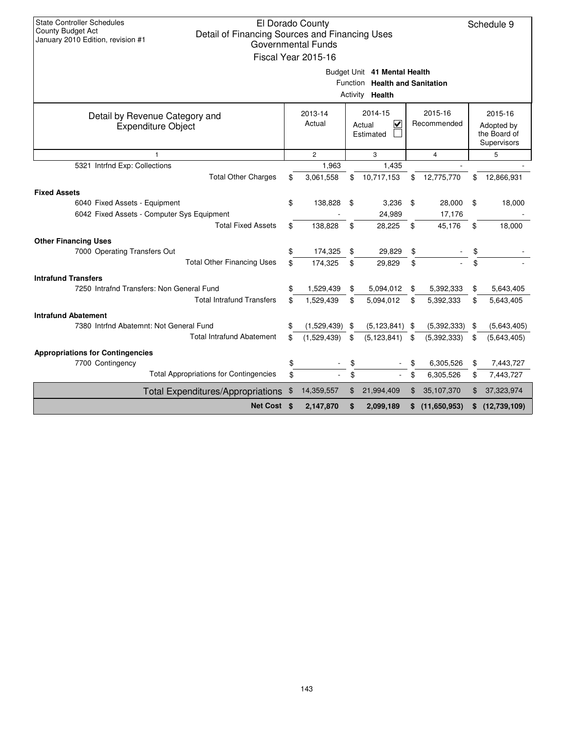State Controller Schedules
County Budget Act
January 2010 Edition, revision #1

# El Dorado County
## Detail of Financing Sources and Financing Uses
### Governmental Funds
### Fiscal Year 2015-16

Schedule 9

Budget Unit **41 Mental Health**
Function **Health and Sanitation**
Activity **Health**

| Detail by Revenue Category and Expenditure Object | 2013-14 Actual | 2014-15 Actual ☑ Estimated ☐ | 2015-16 Recommended | 2015-16 Adopted by the Board of Supervisors |
|---|---|---|---|---|
| 1 | 2 | 3 | 4 | 5 |
| 5321 Intrfnd Exp: Collections | 1,963 | 1,435 | - | - |
| Total Other Charges | $ 3,061,558 | $ 10,717,153 | $ 12,775,770 | $ 12,866,931 |
| **Fixed Assets** | | | | |
| 6040 Fixed Assets - Equipment | $ 138,828 | $ 3,236 | $ 28,000 | $ 18,000 |
| 6042 Fixed Assets - Computer Sys Equipment | - | 24,989 | 17,176 | - |
| Total Fixed Assets | $ 138,828 | $ 28,225 | $ 45,176 | $ 18,000 |
| **Other Financing Uses** | | | | |
| 7000 Operating Transfers Out | $ 174,325 | $ 29,829 | $ - | $ - |
| Total Other Financing Uses | $ 174,325 | $ 29,829 | $ - | $ - |
| **Intrafund Transfers** | | | | |
| 7250 Intrafnd Transfers: Non General Fund | $ 1,529,439 | $ 5,094,012 | $ 5,392,333 | $ 5,643,405 |
| Total Intrafund Transfers | $ 1,529,439 | $ 5,094,012 | $ 5,392,333 | $ 5,643,405 |
| **Intrafund Abatement** | | | | |
| 7380 Intrfnd Abatemnt: Not General Fund | $ (1,529,439) | $ (5,123,841) | $ (5,392,333) | $ (5,643,405) |
| Total Intrafund Abatement | $ (1,529,439) | $ (5,123,841) | $ (5,392,333) | $ (5,643,405) |
| **Appropriations for Contingencies** | | | | |
| 7700 Contingency | $ - | $ - | $ 6,305,526 | $ 7,443,727 |
| Total Appropriations for Contingencies | $ - | $ - | $ 6,305,526 | $ 7,443,727 |
| Total Expenditures/Appropriations | $ 14,359,557 | $ 21,994,409 | $ 35,107,370 | $ 37,323,974 |
| **Net Cost** | **$ 2,147,870** | **$ 2,099,189** | **$ (11,650,953)** | **$ (12,739,109)** |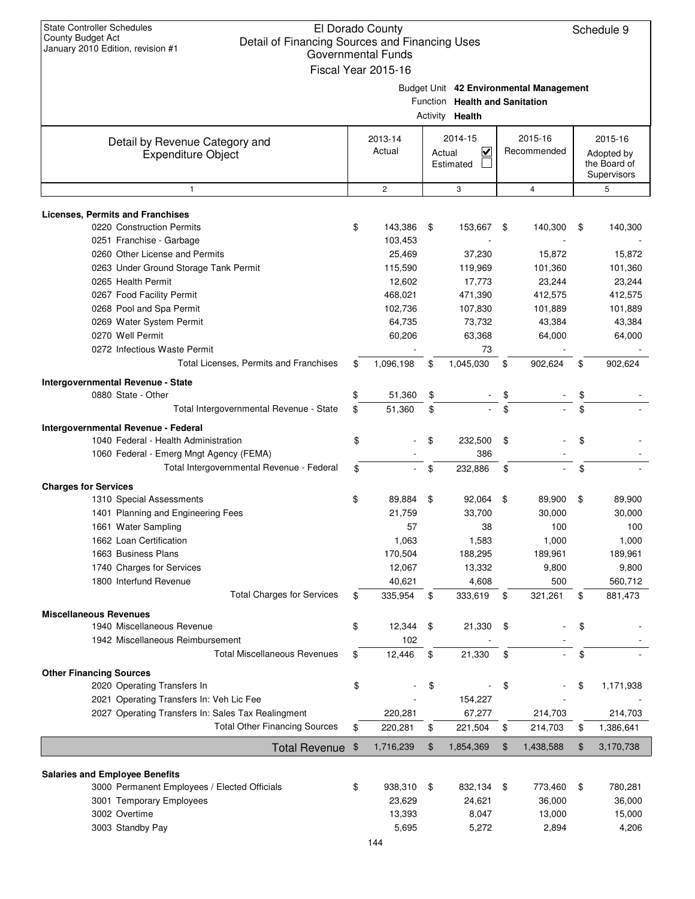State Controller Schedules
County Budget Act
January 2010 Edition, revision #1

# El Dorado County
## Detail of Financing Sources and Financing Uses
### Governmental Funds
### Fiscal Year 2015-16

Schedule 9

Budget Unit **42 Environmental Management**
Function **Health and Sanitation**
Activity **Health**

| Detail by Revenue Category and Expenditure Object | 2013-14 Actual | 2014-15 Actual ☑ Estimated ☐ | 2015-16 Recommended | 2015-16 Adopted by the Board of Supervisors |
|---|---|---|---|---|
| 1 | 2 | 3 | 4 | 5 |
| **Licenses, Permits and Franchises** | | | | |
| 0220 Construction Permits | $ 143,386 | $ 153,667 | $ 140,300 | $ 140,300 |
| 0251 Franchise - Garbage | 103,453 | - | - | - |
| 0260 Other License and Permits | 25,469 | 37,230 | 15,872 | 15,872 |
| 0263 Under Ground Storage Tank Permit | 115,590 | 119,969 | 101,360 | 101,360 |
| 0265 Health Permit | 12,602 | 17,773 | 23,244 | 23,244 |
| 0267 Food Facility Permit | 468,021 | 471,390 | 412,575 | 412,575 |
| 0268 Pool and Spa Permit | 102,736 | 107,830 | 101,889 | 101,889 |
| 0269 Water System Permit | 64,735 | 73,732 | 43,384 | 43,384 |
| 0270 Well Permit | 60,206 | 63,368 | 64,000 | 64,000 |
| 0272 Infectious Waste Permit | - | 73 | - | - |
| Total Licenses, Permits and Franchises | $ 1,096,198 | $ 1,045,030 | $ 902,624 | $ 902,624 |
| **Intergovernmental Revenue - State** | | | | |
| 0880 State - Other | $ 51,360 | $ - | $ - | $ - |
| Total Intergovernmental Revenue - State | $ 51,360 | $ - | $ - | $ - |
| **Intergovernmental Revenue - Federal** | | | | |
| 1040 Federal - Health Administration | $ - | $ 232,500 | $ - | $ - |
| 1060 Federal - Emerg Mngt Agency (FEMA) | - | 386 | - | - |
| Total Intergovernmental Revenue - Federal | $ - | $ 232,886 | $ - | $ - |
| **Charges for Services** | | | | |
| 1310 Special Assessments | $ 89,884 | $ 92,064 | $ 89,900 | $ 89,900 |
| 1401 Planning and Engineering Fees | 21,759 | 33,700 | 30,000 | 30,000 |
| 1661 Water Sampling | 57 | 38 | 100 | 100 |
| 1662 Loan Certification | 1,063 | 1,583 | 1,000 | 1,000 |
| 1663 Business Plans | 170,504 | 188,295 | 189,961 | 189,961 |
| 1740 Charges for Services | 12,067 | 13,332 | 9,800 | 9,800 |
| 1800 Interfund Revenue | 40,621 | 4,608 | 500 | 560,712 |
| Total Charges for Services | $ 335,954 | $ 333,619 | $ 321,261 | $ 881,473 |
| **Miscellaneous Revenues** | | | | |
| 1940 Miscellaneous Revenue | $ 12,344 | $ 21,330 | $ - | $ - |
| 1942 Miscellaneous Reimbursement | 102 | - | - | - |
| Total Miscellaneous Revenues | $ 12,446 | $ 21,330 | $ - | $ - |
| **Other Financing Sources** | | | | |
| 2020 Operating Transfers In | $ - | $ - | $ - | $ 1,171,938 |
| 2021 Operating Transfers In: Veh Lic Fee | - | 154,227 | - | - |
| 2027 Operating Transfers In: Sales Tax Realingment | 220,281 | 67,277 | 214,703 | 214,703 |
| Total Other Financing Sources | $ 220,281 | $ 221,504 | $ 214,703 | $ 1,386,641 |
| **Total Revenue** | $ 1,716,239 | $ 1,854,369 | $ 1,438,588 | $ 3,170,738 |
| **Salaries and Employee Benefits** | | | | |
| 3000 Permanent Employees / Elected Officials | $ 938,310 | $ 832,134 | $ 773,460 | $ 780,281 |
| 3001 Temporary Employees | 23,629 | 24,621 | 36,000 | 36,000 |
| 3002 Overtime | 13,393 | 8,047 | 13,000 | 15,000 |
| 3003 Standby Pay | 5,695 | 5,272 | 2,894 | 4,206 |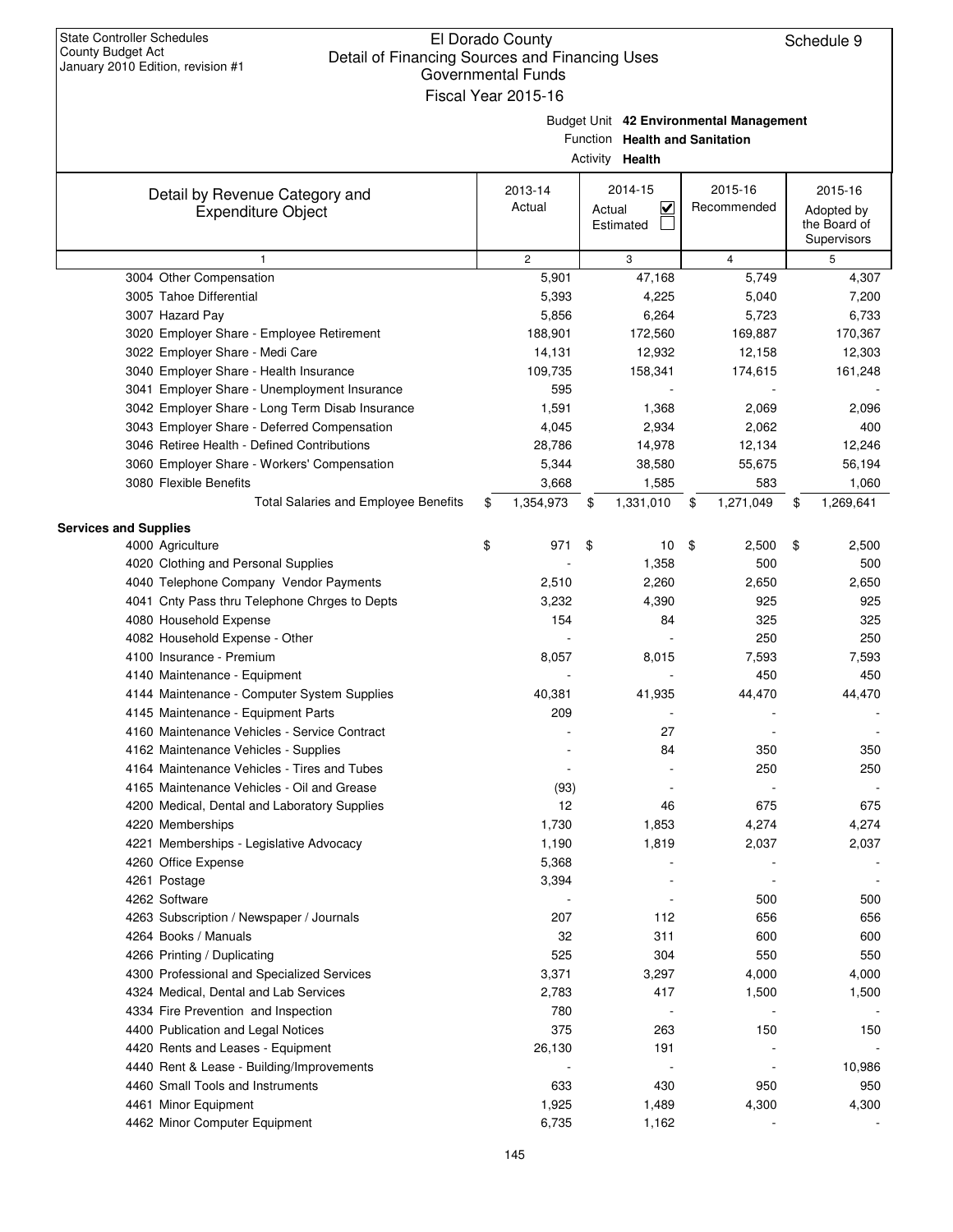State Controller Schedules
County Budget Act
January 2010 Edition, revision #1

# El Dorado County
## Detail of Financing Sources and Financing Uses
### Governmental Funds
### Fiscal Year 2015-16

Schedule 9

Budget Unit **42 Environmental Management**
Function **Health and Sanitation**
Activity **Health**

| Detail by Revenue Category and Expenditure Object | 2013-14 Actual | 2014-15 Actual ☑ Estimated ☐ | 2015-16 Recommended | 2015-16 Adopted by the Board of Supervisors |
|---|---|---|---|---|
| 1 | 2 | 3 | 4 | 5 |
| 3004 Other Compensation | 5,901 | 47,168 | 5,749 | 4,307 |
| 3005 Tahoe Differential | 5,393 | 4,225 | 5,040 | 7,200 |
| 3007 Hazard Pay | 5,856 | 6,264 | 5,723 | 6,733 |
| 3020 Employer Share - Employee Retirement | 188,901 | 172,560 | 169,887 | 170,367 |
| 3022 Employer Share - Medi Care | 14,131 | 12,932 | 12,158 | 12,303 |
| 3040 Employer Share - Health Insurance | 109,735 | 158,341 | 174,615 | 161,248 |
| 3041 Employer Share - Unemployment Insurance | 595 | - | - | - |
| 3042 Employer Share - Long Term Disab Insurance | 1,591 | 1,368 | 2,069 | 2,096 |
| 3043 Employer Share - Deferred Compensation | 4,045 | 2,934 | 2,062 | 400 |
| 3046 Retiree Health - Defined Contributions | 28,786 | 14,978 | 12,134 | 12,246 |
| 3060 Employer Share - Workers' Compensation | 5,344 | 38,580 | 55,675 | 56,194 |
| 3080 Flexible Benefits | 3,668 | 1,585 | 583 | 1,060 |
| Total Salaries and Employee Benefits | $ 1,354,973 | $ 1,331,010 | $ 1,271,049 | $ 1,269,641 |
| **Services and Supplies** | | | | |
| 4000 Agriculture | $ 971 | $ 10 | $ 2,500 | $ 2,500 |
| 4020 Clothing and Personal Supplies | - | 1,358 | 500 | 500 |
| 4040 Telephone Company Vendor Payments | 2,510 | 2,260 | 2,650 | 2,650 |
| 4041 Cnty Pass thru Telephone Chrges to Depts | 3,232 | 4,390 | 925 | 925 |
| 4080 Household Expense | 154 | 84 | 325 | 325 |
| 4082 Household Expense - Other | - | - | 250 | 250 |
| 4100 Insurance - Premium | 8,057 | 8,015 | 7,593 | 7,593 |
| 4140 Maintenance - Equipment | - | - | 450 | 450 |
| 4144 Maintenance - Computer System Supplies | 40,381 | 41,935 | 44,470 | 44,470 |
| 4145 Maintenance - Equipment Parts | 209 | - | - | - |
| 4160 Maintenance Vehicles - Service Contract | - | 27 | - | - |
| 4162 Maintenance Vehicles - Supplies | - | 84 | 350 | 350 |
| 4164 Maintenance Vehicles - Tires and Tubes | - | - | 250 | 250 |
| 4165 Maintenance Vehicles - Oil and Grease | (93) | - | - | - |
| 4200 Medical, Dental and Laboratory Supplies | 12 | 46 | 675 | 675 |
| 4220 Memberships | 1,730 | 1,853 | 4,274 | 4,274 |
| 4221 Memberships - Legislative Advocacy | 1,190 | 1,819 | 2,037 | 2,037 |
| 4260 Office Expense | 5,368 | - | - | - |
| 4261 Postage | 3,394 | - | - | - |
| 4262 Software | - | - | 500 | 500 |
| 4263 Subscription / Newspaper / Journals | 207 | 112 | 656 | 656 |
| 4264 Books / Manuals | 32 | 311 | 600 | 600 |
| 4266 Printing / Duplicating | 525 | 304 | 550 | 550 |
| 4300 Professional and Specialized Services | 3,371 | 3,297 | 4,000 | 4,000 |
| 4324 Medical, Dental and Lab Services | 2,783 | 417 | 1,500 | 1,500 |
| 4334 Fire Prevention and Inspection | 780 | - | - | - |
| 4400 Publication and Legal Notices | 375 | 263 | 150 | 150 |
| 4420 Rents and Leases - Equipment | 26,130 | 191 | - | - |
| 4440 Rent & Lease - Building/Improvements | - | - | - | 10,986 |
| 4460 Small Tools and Instruments | 633 | 430 | 950 | 950 |
| 4461 Minor Equipment | 1,925 | 1,489 | 4,300 | 4,300 |
| 4462 Minor Computer Equipment | 6,735 | 1,162 | - | - |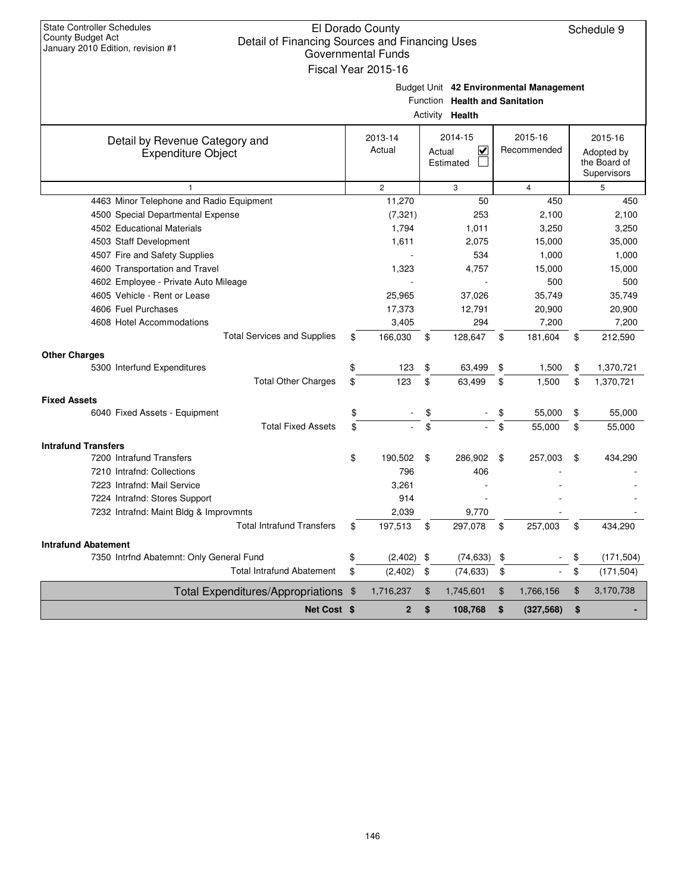State Controller Schedules
County Budget Act
January 2010 Edition, revision #1

El Dorado County
Detail of Financing Sources and Financing Uses
Governmental Funds
Fiscal Year 2015-16

Schedule 9

Budget Unit **42 Environmental Management**
Function **Health and Sanitation**
Activity **Health**

| Detail by Revenue Category and Expenditure Object | 2013-14 Actual | 2014-15 Actual ☑ Estimated ☐ | 2015-16 Recommended | 2015-16 Adopted by the Board of Supervisors |
|---|---|---|---|---|
| 1 | 2 | 3 | 4 | 5 |
| 4463 Minor Telephone and Radio Equipment | 11,270 | 50 | 450 | 450 |
| 4500 Special Departmental Expense | (7,321) | 253 | 2,100 | 2,100 |
| 4502 Educational Materials | 1,794 | 1,011 | 3,250 | 3,250 |
| 4503 Staff Development | 1,611 | 2,075 | 15,000 | 35,000 |
| 4507 Fire and Safety Supplies | - | 534 | 1,000 | 1,000 |
| 4600 Transportation and Travel | 1,323 | 4,757 | 15,000 | 15,000 |
| 4602 Employee - Private Auto Mileage | - | - | 500 | 500 |
| 4605 Vehicle - Rent or Lease | 25,965 | 37,026 | 35,749 | 35,749 |
| 4606 Fuel Purchases | 17,373 | 12,791 | 20,900 | 20,900 |
| 4608 Hotel Accommodations | 3,405 | 294 | 7,200 | 7,200 |
| Total Services and Supplies | $ 166,030 | $ 128,647 | $ 181,604 | $ 212,590 |
| **Other Charges** | | | | |
| 5300 Interfund Expenditures | $ 123 | $ 63,499 | $ 1,500 | $ 1,370,721 |
| Total Other Charges | $ 123 | $ 63,499 | $ 1,500 | $ 1,370,721 |
| **Fixed Assets** | | | | |
| 6040 Fixed Assets - Equipment | $ - | $ - | $ 55,000 | $ 55,000 |
| Total Fixed Assets | $ - | $ - | $ 55,000 | $ 55,000 |
| **Intrafund Transfers** | | | | |
| 7200 Intrafund Transfers | $ 190,502 | $ 286,902 | $ 257,003 | $ 434,290 |
| 7210 Intrafnd: Collections | 796 | 406 | - | - |
| 7223 Intrafnd: Mail Service | 3,261 | - | - | - |
| 7224 Intrafnd: Stores Support | 914 | - | - | - |
| 7232 Intrafnd: Maint Bldg & Improvmnts | 2,039 | 9,770 | - | - |
| Total Intrafund Transfers | $ 197,513 | $ 297,078 | $ 257,003 | $ 434,290 |
| **Intrafund Abatement** | | | | |
| 7350 Intrfnd Abatemnt: Only General Fund | $ (2,402) | $ (74,633) | $ - | $ (171,504) |
| Total Intrafund Abatement | $ (2,402) | $ (74,633) | $ - | $ (171,504) |
| Total Expenditures/Appropriations | $ 1,716,237 | $ 1,745,601 | $ 1,766,156 | $ 3,170,738 |
| **Net Cost** | **$ 2** | **$ 108,768** | **$ (327,568)** | **$ -** |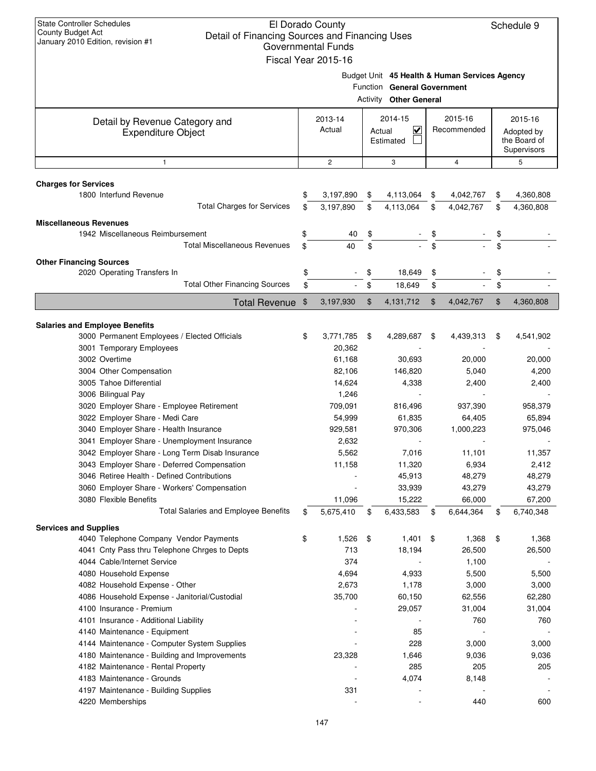State Controller Schedules
County Budget Act
January 2010 Edition, revision #1

# El Dorado County
## Detail of Financing Sources and Financing Uses
### Governmental Funds
### Fiscal Year 2015-16

Schedule 9

Budget Unit **45 Health & Human Services Agency**
Function **General Government**
Activity **Other General**

| Detail by Revenue Category and Expenditure Object | 2013-14 Actual | 2014-15 Actual ☑ Estimated ☐ | 2015-16 Recommended | 2015-16 Adopted by the Board of Supervisors |
|---|---|---|---|---|
| 1 | 2 | 3 | 4 | 5 |
| **Charges for Services** | | | | |
| 1800 Interfund Revenue | $ 3,197,890 | $ 4,113,064 | $ 4,042,767 | $ 4,360,808 |
| Total Charges for Services | $ 3,197,890 | $ 4,113,064 | $ 4,042,767 | $ 4,360,808 |
| **Miscellaneous Revenues** | | | | |
| 1942 Miscellaneous Reimbursement | $ 40 | $ - | $ - | $ - |
| Total Miscellaneous Revenues | $ 40 | $ - | $ - | $ - |
| **Other Financing Sources** | | | | |
| 2020 Operating Transfers In | $ - | $ 18,649 | $ - | $ - |
| Total Other Financing Sources | $ - | $ 18,649 | $ - | $ - |
| **Total Revenue** | $ 3,197,930 | $ 4,131,712 | $ 4,042,767 | $ 4,360,808 |
| **Salaries and Employee Benefits** | | | | |
| 3000 Permanent Employees / Elected Officials | $ 3,771,785 | $ 4,289,687 | $ 4,439,313 | $ 4,541,902 |
| 3001 Temporary Employees | 20,362 | - | - | - |
| 3002 Overtime | 61,168 | 30,693 | 20,000 | 20,000 |
| 3004 Other Compensation | 82,106 | 146,820 | 5,040 | 4,200 |
| 3005 Tahoe Differential | 14,624 | 4,338 | 2,400 | 2,400 |
| 3006 Bilingual Pay | 1,246 | - | - | - |
| 3020 Employer Share - Employee Retirement | 709,091 | 816,496 | 937,390 | 958,379 |
| 3022 Employer Share - Medi Care | 54,999 | 61,835 | 64,405 | 65,894 |
| 3040 Employer Share - Health Insurance | 929,581 | 970,306 | 1,000,223 | 975,046 |
| 3041 Employer Share - Unemployment Insurance | 2,632 | - | - | - |
| 3042 Employer Share - Long Term Disab Insurance | 5,562 | 7,016 | 11,101 | 11,357 |
| 3043 Employer Share - Deferred Compensation | 11,158 | 11,320 | 6,934 | 2,412 |
| 3046 Retiree Health - Defined Contributions | - | 45,913 | 48,279 | 48,279 |
| 3060 Employer Share - Workers' Compensation | - | 33,939 | 43,279 | 43,279 |
| 3080 Flexible Benefits | 11,096 | 15,222 | 66,000 | 67,200 |
| Total Salaries and Employee Benefits | $ 5,675,410 | $ 6,433,583 | $ 6,644,364 | $ 6,740,348 |
| **Services and Supplies** | | | | |
| 4040 Telephone Company Vendor Payments | $ 1,526 | $ 1,401 | $ 1,368 | $ 1,368 |
| 4041 Cnty Pass thru Telephone Chrges to Depts | 713 | 18,194 | 26,500 | 26,500 |
| 4044 Cable/Internet Service | 374 | - | 1,100 | - |
| 4080 Household Expense | 4,694 | 4,933 | 5,500 | 5,500 |
| 4082 Household Expense - Other | 2,673 | 1,178 | 3,000 | 3,000 |
| 4086 Household Expense - Janitorial/Custodial | 35,700 | 60,150 | 62,556 | 62,280 |
| 4100 Insurance - Premium | - | 29,057 | 31,004 | 31,004 |
| 4101 Insurance - Additional Liability | - | - | 760 | 760 |
| 4140 Maintenance - Equipment | - | 85 | - | - |
| 4144 Maintenance - Computer System Supplies | - | 228 | 3,000 | 3,000 |
| 4180 Maintenance - Building and Improvements | 23,328 | 1,646 | 9,036 | 9,036 |
| 4182 Maintenance - Rental Property | - | 285 | 205 | 205 |
| 4183 Maintenance - Grounds | - | 4,074 | 8,148 | - |
| 4197 Maintenance - Building Supplies | 331 | - | - | - |
| 4220 Memberships | - | - | 440 | 600 |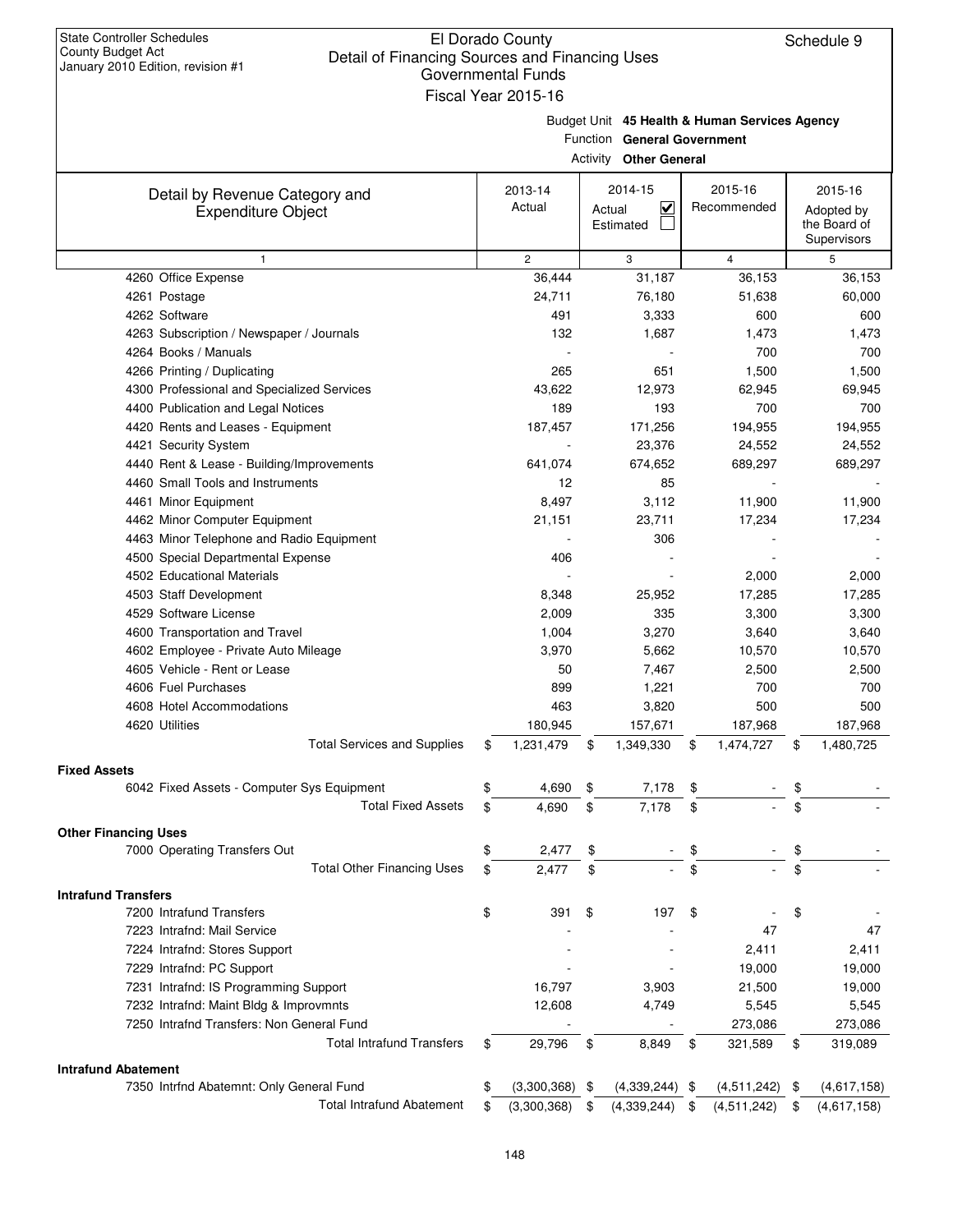State Controller Schedules
County Budget Act
January 2010 Edition, revision #1

# El Dorado County
## Detail of Financing Sources and Financing Uses
### Governmental Funds
### Fiscal Year 2015-16

Schedule 9

Budget Unit **45 Health & Human Services Agency**
Function **General Government**
Activity **Other General**

| Detail by Revenue Category and Expenditure Object | 2013-14 Actual | 2014-15 Actual ☑ Estimated ☐ | 2015-16 Recommended | 2015-16 Adopted by the Board of Supervisors |
|---|---|---|---|---|
| 1 | 2 | 3 | 4 | 5 |
| 4260 Office Expense | 36,444 | 31,187 | 36,153 | 36,153 |
| 4261 Postage | 24,711 | 76,180 | 51,638 | 60,000 |
| 4262 Software | 491 | 3,333 | 600 | 600 |
| 4263 Subscription / Newspaper / Journals | 132 | 1,687 | 1,473 | 1,473 |
| 4264 Books / Manuals | - | - | 700 | 700 |
| 4266 Printing / Duplicating | 265 | 651 | 1,500 | 1,500 |
| 4300 Professional and Specialized Services | 43,622 | 12,973 | 62,945 | 69,945 |
| 4400 Publication and Legal Notices | 189 | 193 | 700 | 700 |
| 4420 Rents and Leases - Equipment | 187,457 | 171,256 | 194,955 | 194,955 |
| 4421 Security System | - | 23,376 | 24,552 | 24,552 |
| 4440 Rent & Lease - Building/Improvements | 641,074 | 674,652 | 689,297 | 689,297 |
| 4460 Small Tools and Instruments | 12 | 85 | - | - |
| 4461 Minor Equipment | 8,497 | 3,112 | 11,900 | 11,900 |
| 4462 Minor Computer Equipment | 21,151 | 23,711 | 17,234 | 17,234 |
| 4463 Minor Telephone and Radio Equipment | - | 306 | - | - |
| 4500 Special Departmental Expense | 406 | - | - | - |
| 4502 Educational Materials | - | - | 2,000 | 2,000 |
| 4503 Staff Development | 8,348 | 25,952 | 17,285 | 17,285 |
| 4529 Software License | 2,009 | 335 | 3,300 | 3,300 |
| 4600 Transportation and Travel | 1,004 | 3,270 | 3,640 | 3,640 |
| 4602 Employee - Private Auto Mileage | 3,970 | 5,662 | 10,570 | 10,570 |
| 4605 Vehicle - Rent or Lease | 50 | 7,467 | 2,500 | 2,500 |
| 4606 Fuel Purchases | 899 | 1,221 | 700 | 700 |
| 4608 Hotel Accommodations | 463 | 3,820 | 500 | 500 |
| 4620 Utilities | 180,945 | 157,671 | 187,968 | 187,968 |
| Total Services and Supplies | $ 1,231,479 | $ 1,349,330 | $ 1,474,727 | $ 1,480,725 |
| **Fixed Assets** | | | | |
| 6042 Fixed Assets - Computer Sys Equipment | $ 4,690 | $ 7,178 | $ - | $ - |
| Total Fixed Assets | $ 4,690 | $ 7,178 | $ - | $ - |
| **Other Financing Uses** | | | | |
| 7000 Operating Transfers Out | $ 2,477 | $ - | $ - | $ - |
| Total Other Financing Uses | $ 2,477 | $ - | $ - | $ - |
| **Intrafund Transfers** | | | | |
| 7200 Intrafund Transfers | $ 391 | $ 197 | $ - | $ - |
| 7223 Intrafnd: Mail Service | - | - | 47 | 47 |
| 7224 Intrafnd: Stores Support | - | - | 2,411 | 2,411 |
| 7229 Intrafnd: PC Support | - | - | 19,000 | 19,000 |
| 7231 Intrafnd: IS Programming Support | 16,797 | 3,903 | 21,500 | 19,000 |
| 7232 Intrafnd: Maint Bldg & Improvmnts | 12,608 | 4,749 | 5,545 | 5,545 |
| 7250 Intrafnd Transfers: Non General Fund | - | - | 273,086 | 273,086 |
| Total Intrafund Transfers | $ 29,796 | $ 8,849 | $ 321,589 | $ 319,089 |
| **Intrafund Abatement** | | | | |
| 7350 Intrfnd Abatemnt: Only General Fund | $ (3,300,368) | $ (4,339,244) | $ (4,511,242) | $ (4,617,158) |
| Total Intrafund Abatement | $ (3,300,368) | $ (4,339,244) | $ (4,511,242) | $ (4,617,158) |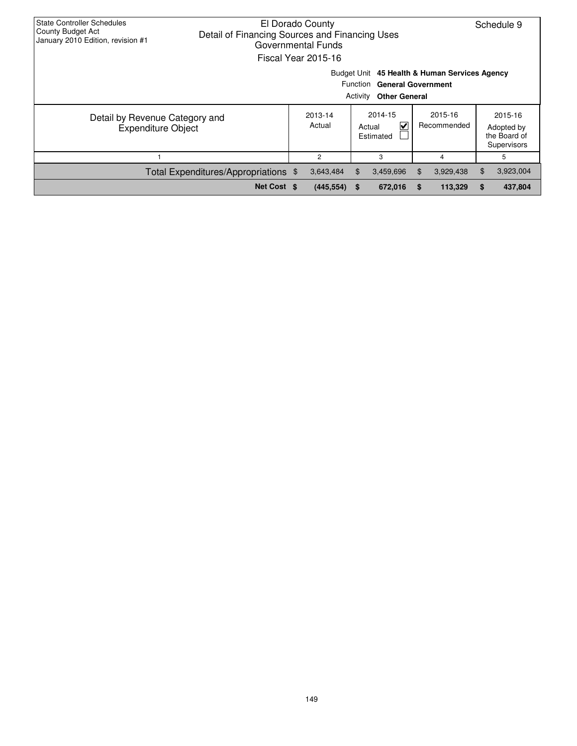State Controller Schedules
County Budget Act
January 2010 Edition, revision #1

El Dorado County
Detail of Financing Sources and Financing Uses
Governmental Funds
Fiscal Year 2015-16

Schedule 9

Budget Unit **45 Health & Human Services Agency**
Function **General Government**
Activity **Other General**

| Detail by Revenue Category and Expenditure Object | 2013-14 Actual | 2014-15 Actual ☑ Estimated ☐ | 2015-16 Recommended | 2015-16 Adopted by the Board of Supervisors |
|---|---|---|---|---|
| 1 | 2 | 3 | 4 | 5 |
| Total Expenditures/Appropriations | $ 3,643,484 | $ 3,459,696 | $ 3,929,438 | $ 3,923,004 |
| **Net Cost** | **$ (445,554)** | **$ 672,016** | **$ 113,329** | **$ 437,804** |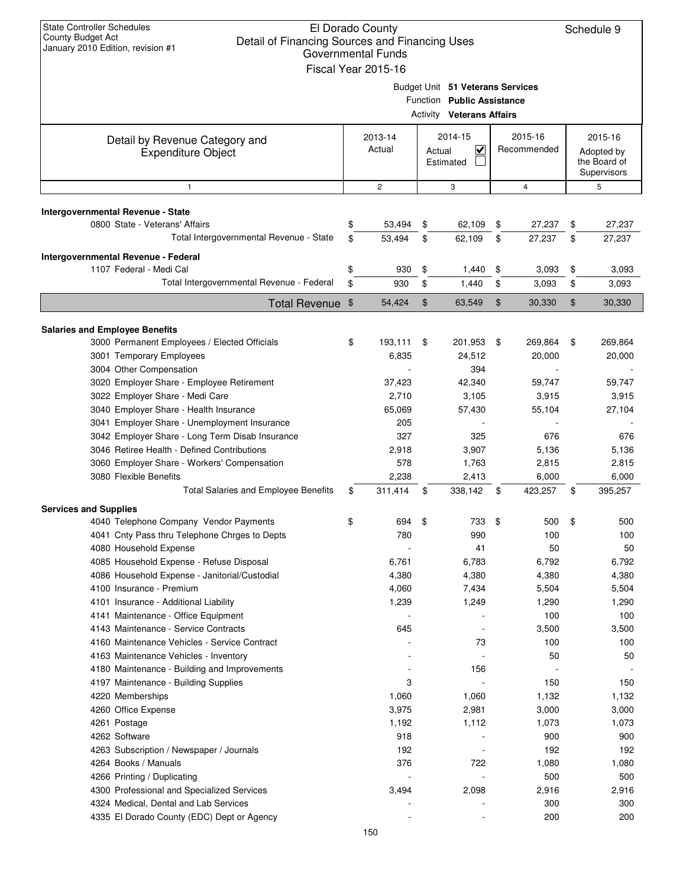State Controller Schedules
County Budget Act
January 2010 Edition, revision #1

# El Dorado County
## Detail of Financing Sources and Financing Uses
### Governmental Funds
### Fiscal Year 2015-16

Schedule 9

Budget Unit **51 Veterans Services**
Function **Public Assistance**
Activity **Veterans Affairs**

| Detail by Revenue Category and Expenditure Object | 2013-14 Actual | 2014-15 Actual ☑ Estimated ☐ | 2015-16 Recommended | 2015-16 Adopted by the Board of Supervisors |
|---|---|---|---|---|
| 1 | 2 | 3 | 4 | 5 |
| **Intergovernmental Revenue - State** | | | | |
| 0800 State - Veterans' Affairs | $ 53,494 | $ 62,109 | $ 27,237 | $ 27,237 |
| Total Intergovernmental Revenue - State | $ 53,494 | $ 62,109 | $ 27,237 | $ 27,237 |
| **Intergovernmental Revenue - Federal** | | | | |
| 1107 Federal - Medi Cal | $ 930 | $ 1,440 | $ 3,093 | $ 3,093 |
| Total Intergovernmental Revenue - Federal | $ 930 | $ 1,440 | $ 3,093 | $ 3,093 |
| **Total Revenue** | $ 54,424 | $ 63,549 | $ 30,330 | $ 30,330 |
| **Salaries and Employee Benefits** | | | | |
| 3000 Permanent Employees / Elected Officials | $ 193,111 | $ 201,953 | $ 269,864 | $ 269,864 |
| 3001 Temporary Employees | 6,835 | 24,512 | 20,000 | 20,000 |
| 3004 Other Compensation | - | 394 | - | - |
| 3020 Employer Share - Employee Retirement | 37,423 | 42,340 | 59,747 | 59,747 |
| 3022 Employer Share - Medi Care | 2,710 | 3,105 | 3,915 | 3,915 |
| 3040 Employer Share - Health Insurance | 65,069 | 57,430 | 55,104 | 27,104 |
| 3041 Employer Share - Unemployment Insurance | 205 | - | - | - |
| 3042 Employer Share - Long Term Disab Insurance | 327 | 325 | 676 | 676 |
| 3046 Retiree Health - Defined Contributions | 2,918 | 3,907 | 5,136 | 5,136 |
| 3060 Employer Share - Workers' Compensation | 578 | 1,763 | 2,815 | 2,815 |
| 3080 Flexible Benefits | 2,238 | 2,413 | 6,000 | 6,000 |
| Total Salaries and Employee Benefits | $ 311,414 | $ 338,142 | $ 423,257 | $ 395,257 |
| **Services and Supplies** | | | | |
| 4040 Telephone Company Vendor Payments | $ 694 | $ 733 | $ 500 | $ 500 |
| 4041 Cnty Pass thru Telephone Chrges to Depts | 780 | 990 | 100 | 100 |
| 4080 Household Expense | - | 41 | 50 | 50 |
| 4085 Household Expense - Refuse Disposal | 6,761 | 6,783 | 6,792 | 6,792 |
| 4086 Household Expense - Janitorial/Custodial | 4,380 | 4,380 | 4,380 | 4,380 |
| 4100 Insurance - Premium | 4,060 | 7,434 | 5,504 | 5,504 |
| 4101 Insurance - Additional Liability | 1,239 | 1,249 | 1,290 | 1,290 |
| 4141 Maintenance - Office Equipment | - | - | 100 | 100 |
| 4143 Maintenance - Service Contracts | 645 | - | 3,500 | 3,500 |
| 4160 Maintenance Vehicles - Service Contract | - | 73 | 100 | 100 |
| 4163 Maintenance Vehicles - Inventory | - | - | 50 | 50 |
| 4180 Maintenance - Building and Improvements | - | 156 | - | - |
| 4197 Maintenance - Building Supplies | 3 | - | 150 | 150 |
| 4220 Memberships | 1,060 | 1,060 | 1,132 | 1,132 |
| 4260 Office Expense | 3,975 | 2,981 | 3,000 | 3,000 |
| 4261 Postage | 1,192 | 1,112 | 1,073 | 1,073 |
| 4262 Software | 918 | - | 900 | 900 |
| 4263 Subscription / Newspaper / Journals | 192 | - | 192 | 192 |
| 4264 Books / Manuals | 376 | 722 | 1,080 | 1,080 |
| 4266 Printing / Duplicating | - | - | 500 | 500 |
| 4300 Professional and Specialized Services | 3,494 | 2,098 | 2,916 | 2,916 |
| 4324 Medical, Dental and Lab Services | - | - | 300 | 300 |
| 4335 El Dorado County (EDC) Dept or Agency | - | - | 200 | 200 |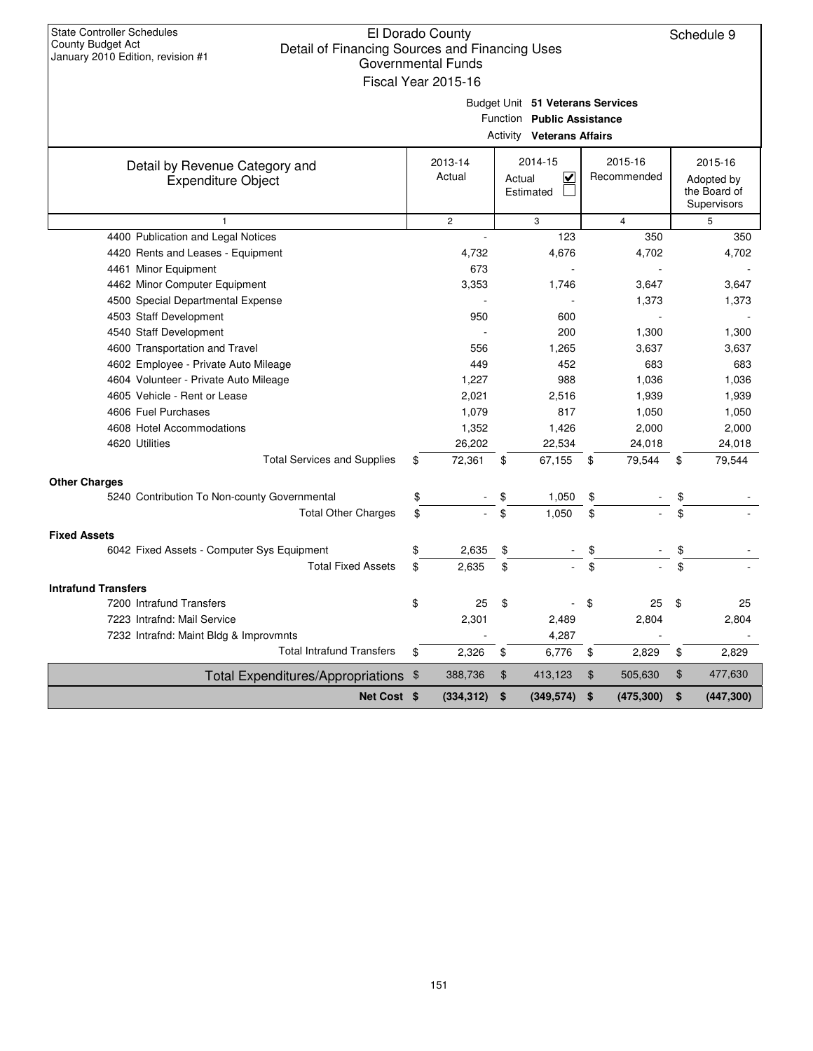State Controller Schedules
County Budget Act
January 2010 Edition, revision #1

# El Dorado County
## Detail of Financing Sources and Financing Uses
### Governmental Funds
### Fiscal Year 2015-16

Schedule 9

Budget Unit **51 Veterans Services**
Function **Public Assistance**
Activity **Veterans Affairs**

| Detail by Revenue Category and Expenditure Object | 2013-14 Actual | 2014-15 Actual ☑ Estimated ☐ | 2015-16 Recommended | 2015-16 Adopted by the Board of Supervisors |
|---|---|---|---|---|
| 1 | 2 | 3 | 4 | 5 |
| 4400 Publication and Legal Notices | - | 123 | 350 | 350 |
| 4420 Rents and Leases - Equipment | 4,732 | 4,676 | 4,702 | 4,702 |
| 4461 Minor Equipment | 673 | - | - | - |
| 4462 Minor Computer Equipment | 3,353 | 1,746 | 3,647 | 3,647 |
| 4500 Special Departmental Expense | - | - | 1,373 | 1,373 |
| 4503 Staff Development | 950 | 600 | - | - |
| 4540 Staff Development | - | 200 | 1,300 | 1,300 |
| 4600 Transportation and Travel | 556 | 1,265 | 3,637 | 3,637 |
| 4602 Employee - Private Auto Mileage | 449 | 452 | 683 | 683 |
| 4604 Volunteer - Private Auto Mileage | 1,227 | 988 | 1,036 | 1,036 |
| 4605 Vehicle - Rent or Lease | 2,021 | 2,516 | 1,939 | 1,939 |
| 4606 Fuel Purchases | 1,079 | 817 | 1,050 | 1,050 |
| 4608 Hotel Accommodations | 1,352 | 1,426 | 2,000 | 2,000 |
| 4620 Utilities | 26,202 | 22,534 | 24,018 | 24,018 |
| Total Services and Supplies | $ 72,361 | $ 67,155 | $ 79,544 | $ 79,544 |
| **Other Charges** | | | | |
| 5240 Contribution To Non-county Governmental | $ - | $ 1,050 | $ - | $ - |
| Total Other Charges | $ - | $ 1,050 | $ - | $ - |
| **Fixed Assets** | | | | |
| 6042 Fixed Assets - Computer Sys Equipment | $ 2,635 | $ - | $ - | $ - |
| Total Fixed Assets | $ 2,635 | $ - | $ - | $ - |
| **Intrafund Transfers** | | | | |
| 7200 Intrafund Transfers | $ 25 | $ - | $ 25 | $ 25 |
| 7223 Intrafnd: Mail Service | 2,301 | 2,489 | 2,804 | 2,804 |
| 7232 Intrafnd: Maint Bldg & Improvmnts | - | 4,287 | - | - |
| Total Intrafund Transfers | $ 2,326 | $ 6,776 | $ 2,829 | $ 2,829 |
| Total Expenditures/Appropriations | $ 388,736 | $ 413,123 | $ 505,630 | $ 477,630 |
| **Net Cost** | **$ (334,312)** | **$ (349,574)** | **$ (475,300)** | **$ (447,300)** |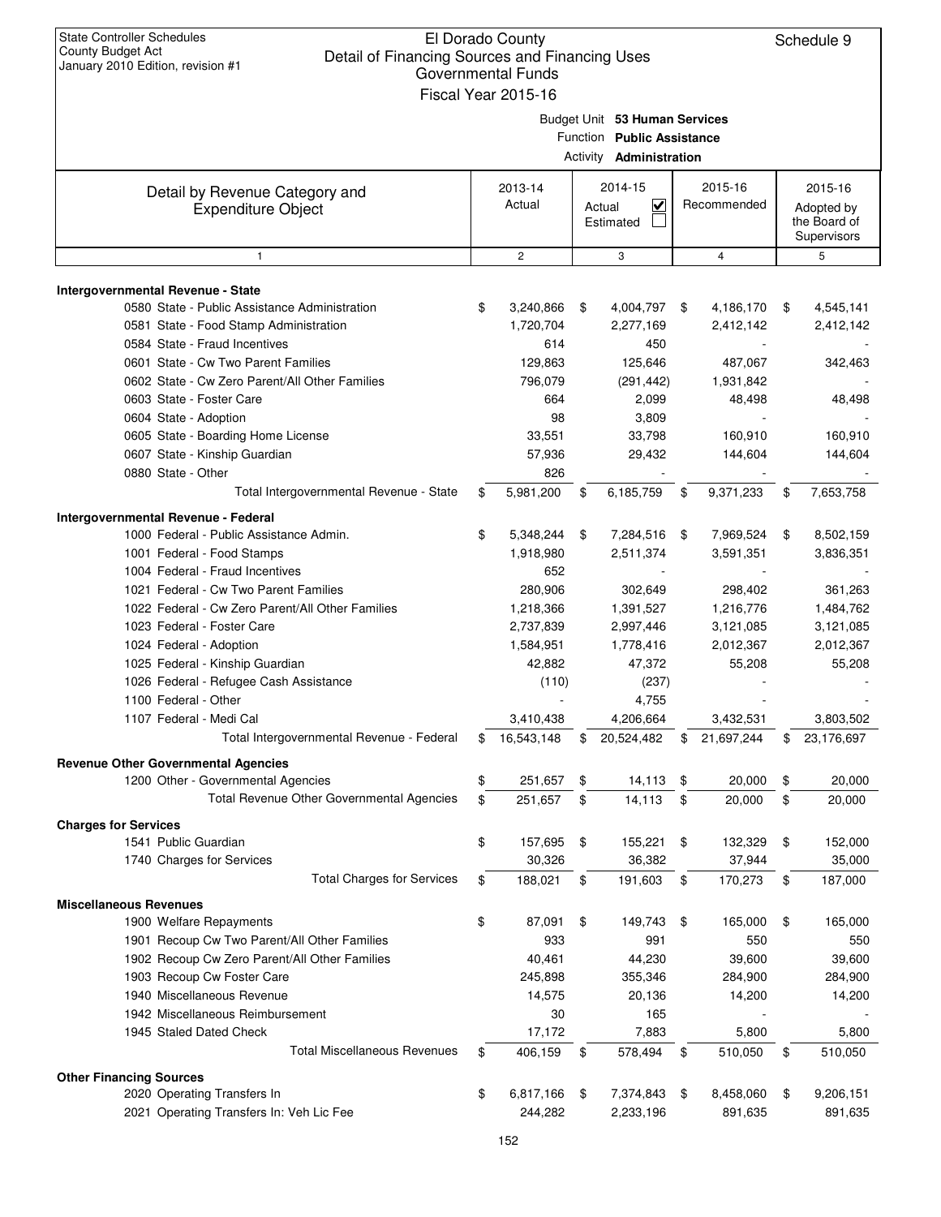State Controller Schedules
County Budget Act
January 2010 Edition, revision #1

# El Dorado County
## Detail of Financing Sources and Financing Uses
### Governmental Funds
### Fiscal Year 2015-16

Schedule 9

Budget Unit **53 Human Services**
Function **Public Assistance**
Activity **Administration**

| Detail by Revenue Category and Expenditure Object | 2013-14 Actual | 2014-15 Actual ☑ Estimated ☐ | 2015-16 Recommended | 2015-16 Adopted by the Board of Supervisors |
|---|---|---|---|---|
| 1 | 2 | 3 | 4 | 5 |
| **Intergovernmental Revenue - State** | | | | |
| 0580 State - Public Assistance Administration | $ 3,240,866 | $ 4,004,797 | $ 4,186,170 | $ 4,545,141 |
| 0581 State - Food Stamp Administration | 1,720,704 | 2,277,169 | 2,412,142 | 2,412,142 |
| 0584 State - Fraud Incentives | 614 | 450 | - | - |
| 0601 State - Cw Two Parent Families | 129,863 | 125,646 | 487,067 | 342,463 |
| 0602 State - Cw Zero Parent/All Other Families | 796,079 | (291,442) | 1,931,842 | - |
| 0603 State - Foster Care | 664 | 2,099 | 48,498 | 48,498 |
| 0604 State - Adoption | 98 | 3,809 | - | - |
| 0605 State - Boarding Home License | 33,551 | 33,798 | 160,910 | 160,910 |
| 0607 State - Kinship Guardian | 57,936 | 29,432 | 144,604 | 144,604 |
| 0880 State - Other | 826 | - | - | - |
| Total Intergovernmental Revenue - State | $ 5,981,200 | $ 6,185,759 | $ 9,371,233 | $ 7,653,758 |
| **Intergovernmental Revenue - Federal** | | | | |
| 1000 Federal - Public Assistance Admin. | $ 5,348,244 | $ 7,284,516 | $ 7,969,524 | $ 8,502,159 |
| 1001 Federal - Food Stamps | 1,918,980 | 2,511,374 | 3,591,351 | 3,836,351 |
| 1004 Federal - Fraud Incentives | 652 | - | - | - |
| 1021 Federal - Cw Two Parent Families | 280,906 | 302,649 | 298,402 | 361,263 |
| 1022 Federal - Cw Zero Parent/All Other Families | 1,218,366 | 1,391,527 | 1,216,776 | 1,484,762 |
| 1023 Federal - Foster Care | 2,737,839 | 2,997,446 | 3,121,085 | 3,121,085 |
| 1024 Federal - Adoption | 1,584,951 | 1,778,416 | 2,012,367 | 2,012,367 |
| 1025 Federal - Kinship Guardian | 42,882 | 47,372 | 55,208 | 55,208 |
| 1026 Federal - Refugee Cash Assistance | (110) | (237) | - | - |
| 1100 Federal - Other | - | 4,755 | - | - |
| 1107 Federal - Medi Cal | 3,410,438 | 4,206,664 | 3,432,531 | 3,803,502 |
| Total Intergovernmental Revenue - Federal | $ 16,543,148 | $ 20,524,482 | $ 21,697,244 | $ 23,176,697 |
| **Revenue Other Governmental Agencies** | | | | |
| 1200 Other - Governmental Agencies | $ 251,657 | $ 14,113 | $ 20,000 | $ 20,000 |
| Total Revenue Other Governmental Agencies | $ 251,657 | $ 14,113 | $ 20,000 | $ 20,000 |
| **Charges for Services** | | | | |
| 1541 Public Guardian | $ 157,695 | $ 155,221 | $ 132,329 | $ 152,000 |
| 1740 Charges for Services | 30,326 | 36,382 | 37,944 | 35,000 |
| Total Charges for Services | $ 188,021 | $ 191,603 | $ 170,273 | $ 187,000 |
| **Miscellaneous Revenues** | | | | |
| 1900 Welfare Repayments | $ 87,091 | $ 149,743 | $ 165,000 | $ 165,000 |
| 1901 Recoup Cw Two Parent/All Other Families | 933 | 991 | 550 | 550 |
| 1902 Recoup Cw Zero Parent/All Other Families | 40,461 | 44,230 | 39,600 | 39,600 |
| 1903 Recoup Cw Foster Care | 245,898 | 355,346 | 284,900 | 284,900 |
| 1940 Miscellaneous Revenue | 14,575 | 20,136 | 14,200 | 14,200 |
| 1942 Miscellaneous Reimbursement | 30 | 165 | - | - |
| 1945 Staled Dated Check | 17,172 | 7,883 | 5,800 | 5,800 |
| Total Miscellaneous Revenues | $ 406,159 | $ 578,494 | $ 510,050 | $ 510,050 |
| **Other Financing Sources** | | | | |
| 2020 Operating Transfers In | $ 6,817,166 | $ 7,374,843 | $ 8,458,060 | $ 9,206,151 |
| 2021 Operating Transfers In: Veh Lic Fee | 244,282 | 2,233,196 | 891,635 | 891,635 |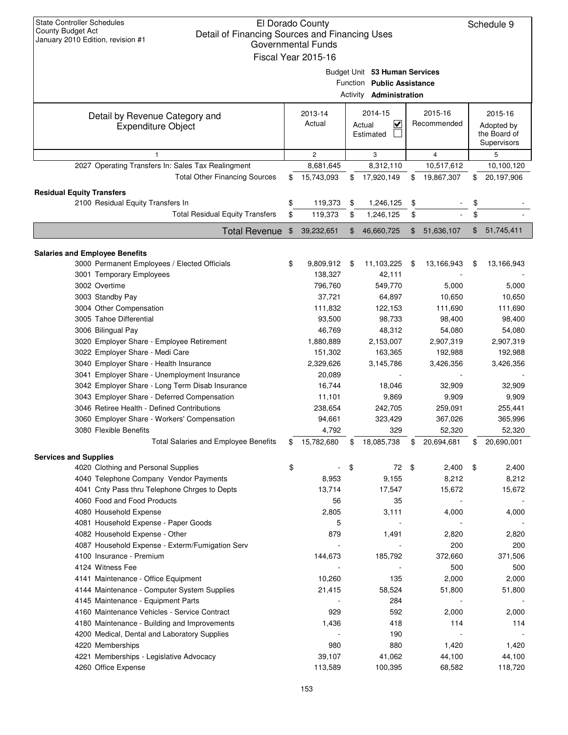State Controller Schedules
County Budget Act
January 2010 Edition, revision #1

# El Dorado County
## Detail of Financing Sources and Financing Uses
### Governmental Funds
### Fiscal Year 2015-16

Schedule 9

Budget Unit **53 Human Services**
Function **Public Assistance**
Activity **Administration**

| Detail by Revenue Category and Expenditure Object | 2013-14 Actual | 2014-15 Actual ☑ Estimated ☐ | 2015-16 Recommended | 2015-16 Adopted by the Board of Supervisors |
|---|---|---|---|---|
| 1 | 2 | 3 | 4 | 5 |
| 2027 Operating Transfers In: Sales Tax Realingment | 8,681,645 | 8,312,110 | 10,517,612 | 10,100,120 |
| Total Other Financing Sources | $ 15,743,093 | $ 17,920,149 | $ 19,867,307 | $ 20,197,906 |
| **Residual Equity Transfers** | | | | |
| 2100 Residual Equity Transfers In | $ 119,373 | $ 1,246,125 | $ - | $ - |
| Total Residual Equity Transfers | $ 119,373 | $ 1,246,125 | $ - | $ - |
| **Total Revenue** | $ 39,232,651 | $ 46,660,725 | $ 51,636,107 | $ 51,745,411 |
| **Salaries and Employee Benefits** | | | | |
| 3000 Permanent Employees / Elected Officials | $ 9,809,912 | $ 11,103,225 | $ 13,166,943 | $ 13,166,943 |
| 3001 Temporary Employees | 138,327 | 42,111 | - | - |
| 3002 Overtime | 796,760 | 549,770 | 5,000 | 5,000 |
| 3003 Standby Pay | 37,721 | 64,897 | 10,650 | 10,650 |
| 3004 Other Compensation | 111,832 | 122,153 | 111,690 | 111,690 |
| 3005 Tahoe Differential | 93,500 | 98,733 | 98,400 | 98,400 |
| 3006 Bilingual Pay | 46,769 | 48,312 | 54,080 | 54,080 |
| 3020 Employer Share - Employee Retirement | 1,880,889 | 2,153,007 | 2,907,319 | 2,907,319 |
| 3022 Employer Share - Medi Care | 151,302 | 163,365 | 192,988 | 192,988 |
| 3040 Employer Share - Health Insurance | 2,329,626 | 3,145,786 | 3,426,356 | 3,426,356 |
| 3041 Employer Share - Unemployment Insurance | 20,089 | - | - | - |
| 3042 Employer Share - Long Term Disab Insurance | 16,744 | 18,046 | 32,909 | 32,909 |
| 3043 Employer Share - Deferred Compensation | 11,101 | 9,869 | 9,909 | 9,909 |
| 3046 Retiree Health - Defined Contributions | 238,654 | 242,705 | 259,091 | 255,441 |
| 3060 Employer Share - Workers' Compensation | 94,661 | 323,429 | 367,026 | 365,996 |
| 3080 Flexible Benefits | 4,792 | 329 | 52,320 | 52,320 |
| Total Salaries and Employee Benefits | $ 15,782,680 | $ 18,085,738 | $ 20,694,681 | $ 20,690,001 |
| **Services and Supplies** | | | | |
| 4020 Clothing and Personal Supplies | $ - | $ 72 | $ 2,400 | $ 2,400 |
| 4040 Telephone Company Vendor Payments | 8,953 | 9,155 | 8,212 | 8,212 |
| 4041 Cnty Pass thru Telephone Chrges to Depts | 13,714 | 17,547 | 15,672 | 15,672 |
| 4060 Food and Food Products | 56 | 35 | - | - |
| 4080 Household Expense | 2,805 | 3,111 | 4,000 | 4,000 |
| 4081 Household Expense - Paper Goods | 5 | - | - | - |
| 4082 Household Expense - Other | 879 | 1,491 | 2,820 | 2,820 |
| 4087 Household Expense - Exterm/Fumigation Serv | - | - | 200 | 200 |
| 4100 Insurance - Premium | 144,673 | 185,792 | 372,660 | 371,506 |
| 4124 Witness Fee | - | - | 500 | 500 |
| 4141 Maintenance - Office Equipment | 10,260 | 135 | 2,000 | 2,000 |
| 4144 Maintenance - Computer System Supplies | 21,415 | 58,524 | 51,800 | 51,800 |
| 4145 Maintenance - Equipment Parts | - | 284 | - | - |
| 4160 Maintenance Vehicles - Service Contract | 929 | 592 | 2,000 | 2,000 |
| 4180 Maintenance - Building and Improvements | 1,436 | 418 | 114 | 114 |
| 4200 Medical, Dental and Laboratory Supplies | - | 190 | - | - |
| 4220 Memberships | 980 | 880 | 1,420 | 1,420 |
| 4221 Memberships - Legislative Advocacy | 39,107 | 41,062 | 44,100 | 44,100 |
| 4260 Office Expense | 113,589 | 100,395 | 68,582 | 118,720 |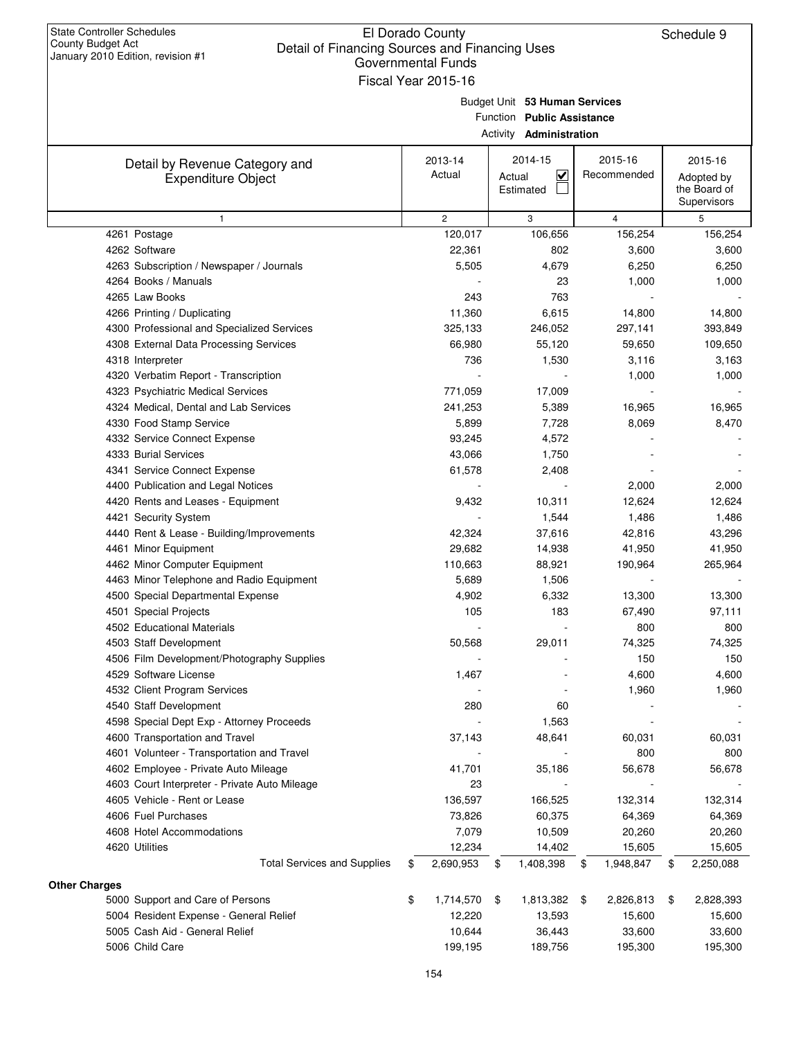State Controller Schedules
County Budget Act
January 2010 Edition, revision #1

# El Dorado County
## Detail of Financing Sources and Financing Uses
### Governmental Funds
### Fiscal Year 2015-16

Schedule 9

Budget Unit **53 Human Services**
Function **Public Assistance**
Activity **Administration**

| Detail by Revenue Category and Expenditure Object | 2013-14 Actual | 2014-15 Actual ☑ Estimated ☐ | 2015-16 Recommended | 2015-16 Adopted by the Board of Supervisors |
|---|---|---|---|---|
| 1 | 2 | 3 | 4 | 5 |
| 4261 Postage | 120,017 | 106,656 | 156,254 | 156,254 |
| 4262 Software | 22,361 | 802 | 3,600 | 3,600 |
| 4263 Subscription / Newspaper / Journals | 5,505 | 4,679 | 6,250 | 6,250 |
| 4264 Books / Manuals | - | 23 | 1,000 | 1,000 |
| 4265 Law Books | 243 | 763 | - | - |
| 4266 Printing / Duplicating | 11,360 | 6,615 | 14,800 | 14,800 |
| 4300 Professional and Specialized Services | 325,133 | 246,052 | 297,141 | 393,849 |
| 4308 External Data Processing Services | 66,980 | 55,120 | 59,650 | 109,650 |
| 4318 Interpreter | 736 | 1,530 | 3,116 | 3,163 |
| 4320 Verbatim Report - Transcription | - | - | 1,000 | 1,000 |
| 4323 Psychiatric Medical Services | 771,059 | 17,009 | - | - |
| 4324 Medical, Dental and Lab Services | 241,253 | 5,389 | 16,965 | 16,965 |
| 4330 Food Stamp Service | 5,899 | 7,728 | 8,069 | 8,470 |
| 4332 Service Connect Expense | 93,245 | 4,572 | - | - |
| 4333 Burial Services | 43,066 | 1,750 | - | - |
| 4341 Service Connect Expense | 61,578 | 2,408 | - | - |
| 4400 Publication and Legal Notices | - | - | 2,000 | 2,000 |
| 4420 Rents and Leases - Equipment | 9,432 | 10,311 | 12,624 | 12,624 |
| 4421 Security System | - | 1,544 | 1,486 | 1,486 |
| 4440 Rent & Lease - Building/Improvements | 42,324 | 37,616 | 42,816 | 43,296 |
| 4461 Minor Equipment | 29,682 | 14,938 | 41,950 | 41,950 |
| 4462 Minor Computer Equipment | 110,663 | 88,921 | 190,964 | 265,964 |
| 4463 Minor Telephone and Radio Equipment | 5,689 | 1,506 | - | - |
| 4500 Special Departmental Expense | 4,902 | 6,332 | 13,300 | 13,300 |
| 4501 Special Projects | 105 | 183 | 67,490 | 97,111 |
| 4502 Educational Materials | - | - | 800 | 800 |
| 4503 Staff Development | 50,568 | 29,011 | 74,325 | 74,325 |
| 4506 Film Development/Photography Supplies | - | - | 150 | 150 |
| 4529 Software License | 1,467 | - | 4,600 | 4,600 |
| 4532 Client Program Services | - | - | 1,960 | 1,960 |
| 4540 Staff Development | 280 | 60 | - | - |
| 4598 Special Dept Exp - Attorney Proceeds | - | 1,563 | - | - |
| 4600 Transportation and Travel | 37,143 | 48,641 | 60,031 | 60,031 |
| 4601 Volunteer - Transportation and Travel | - | - | 800 | 800 |
| 4602 Employee - Private Auto Mileage | 41,701 | 35,186 | 56,678 | 56,678 |
| 4603 Court Interpreter - Private Auto Mileage | 23 | - | - | - |
| 4605 Vehicle - Rent or Lease | 136,597 | 166,525 | 132,314 | 132,314 |
| 4606 Fuel Purchases | 73,826 | 60,375 | 64,369 | 64,369 |
| 4608 Hotel Accommodations | 7,079 | 10,509 | 20,260 | 20,260 |
| 4620 Utilities | 12,234 | 14,402 | 15,605 | 15,605 |
| Total Services and Supplies | $ 2,690,953 | $ 1,408,398 | $ 1,948,847 | $ 2,250,088 |
| **Other Charges** | | | | |
| 5000 Support and Care of Persons | $ 1,714,570 | $ 1,813,382 | $ 2,826,813 | $ 2,828,393 |
| 5004 Resident Expense - General Relief | 12,220 | 13,593 | 15,600 | 15,600 |
| 5005 Cash Aid - General Relief | 10,644 | 36,443 | 33,600 | 33,600 |
| 5006 Child Care | 199,195 | 189,756 | 195,300 | 195,300 |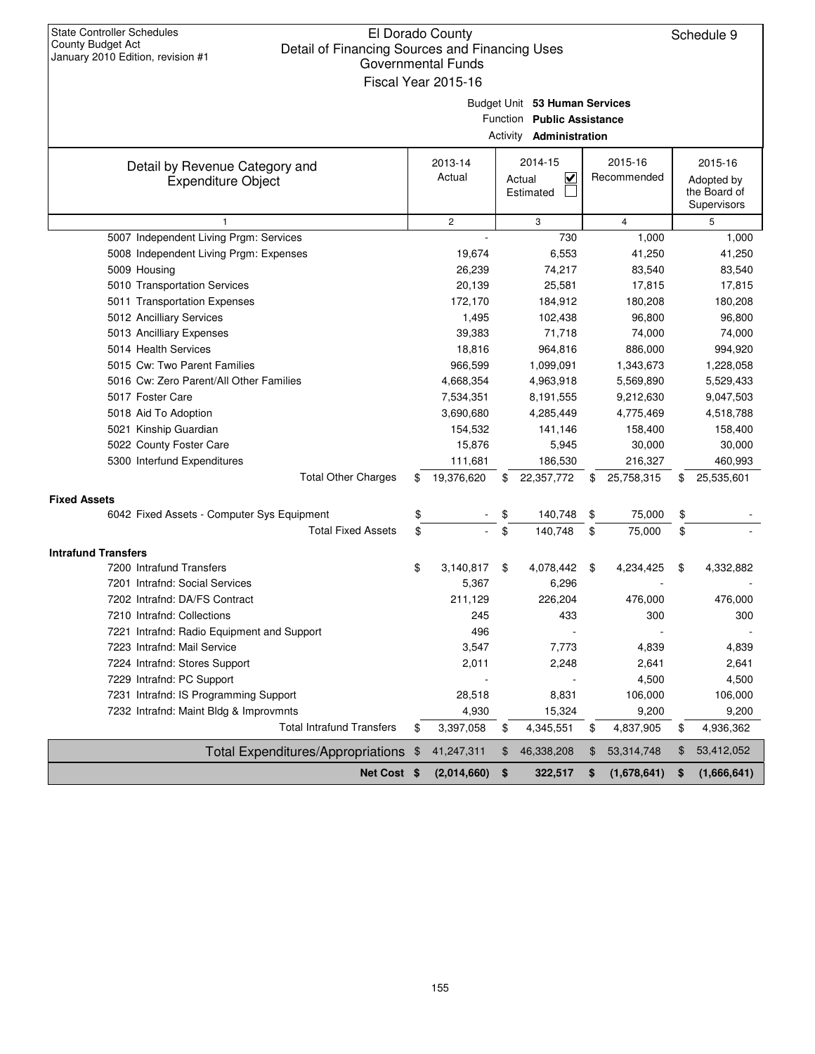State Controller Schedules
County Budget Act
January 2010 Edition, revision #1

# El Dorado County
## Detail of Financing Sources and Financing Uses
### Governmental Funds
### Fiscal Year 2015-16

Schedule 9

Budget Unit **53 Human Services**
Function **Public Assistance**
Activity **Administration**

| Detail by Revenue Category and Expenditure Object | 2013-14 Actual | 2014-15 Actual ☑ Estimated ☐ | 2015-16 Recommended | 2015-16 Adopted by the Board of Supervisors |
|---|---|---|---|---|
| 1 | 2 | 3 | 4 | 5 |
| 5007 Independent Living Prgm: Services | - | 730 | 1,000 | 1,000 |
| 5008 Independent Living Prgm: Expenses | 19,674 | 6,553 | 41,250 | 41,250 |
| 5009 Housing | 26,239 | 74,217 | 83,540 | 83,540 |
| 5010 Transportation Services | 20,139 | 25,581 | 17,815 | 17,815 |
| 5011 Transportation Expenses | 172,170 | 184,912 | 180,208 | 180,208 |
| 5012 Ancilliary Services | 1,495 | 102,438 | 96,800 | 96,800 |
| 5013 Ancilliary Expenses | 39,383 | 71,718 | 74,000 | 74,000 |
| 5014 Health Services | 18,816 | 964,816 | 886,000 | 994,920 |
| 5015 Cw: Two Parent Families | 966,599 | 1,099,091 | 1,343,673 | 1,228,058 |
| 5016 Cw: Zero Parent/All Other Families | 4,668,354 | 4,963,918 | 5,569,890 | 5,529,433 |
| 5017 Foster Care | 7,534,351 | 8,191,555 | 9,212,630 | 9,047,503 |
| 5018 Aid To Adoption | 3,690,680 | 4,285,449 | 4,775,469 | 4,518,788 |
| 5021 Kinship Guardian | 154,532 | 141,146 | 158,400 | 158,400 |
| 5022 County Foster Care | 15,876 | 5,945 | 30,000 | 30,000 |
| 5300 Interfund Expenditures | 111,681 | 186,530 | 216,327 | 460,993 |
| Total Other Charges | $ 19,376,620 | $ 22,357,772 | $ 25,758,315 | $ 25,535,601 |
| **Fixed Assets** | | | | |
| 6042 Fixed Assets - Computer Sys Equipment | $ - | $ 140,748 | $ 75,000 | $ - |
| Total Fixed Assets | $ - | $ 140,748 | $ 75,000 | $ - |
| **Intrafund Transfers** | | | | |
| 7200 Intrafund Transfers | $ 3,140,817 | $ 4,078,442 | $ 4,234,425 | $ 4,332,882 |
| 7201 Intrafnd: Social Services | 5,367 | 6,296 | - | - |
| 7202 Intrafnd: DA/FS Contract | 211,129 | 226,204 | 476,000 | 476,000 |
| 7210 Intrafnd: Collections | 245 | 433 | 300 | 300 |
| 7221 Intrafnd: Radio Equipment and Support | 496 | - | - | - |
| 7223 Intrafnd: Mail Service | 3,547 | 7,773 | 4,839 | 4,839 |
| 7224 Intrafnd: Stores Support | 2,011 | 2,248 | 2,641 | 2,641 |
| 7229 Intrafnd: PC Support | - | - | 4,500 | 4,500 |
| 7231 Intrafnd: IS Programming Support | 28,518 | 8,831 | 106,000 | 106,000 |
| 7232 Intrafnd: Maint Bldg & Improvmnts | 4,930 | 15,324 | 9,200 | 9,200 |
| Total Intrafund Transfers | $ 3,397,058 | $ 4,345,551 | $ 4,837,905 | $ 4,936,362 |
| Total Expenditures/Appropriations | $ 41,247,311 | $ 46,338,208 | $ 53,314,748 | $ 53,412,052 |
| **Net Cost** | **$ (2,014,660)** | **$ 322,517** | **$ (1,678,641)** | **$ (1,666,641)** |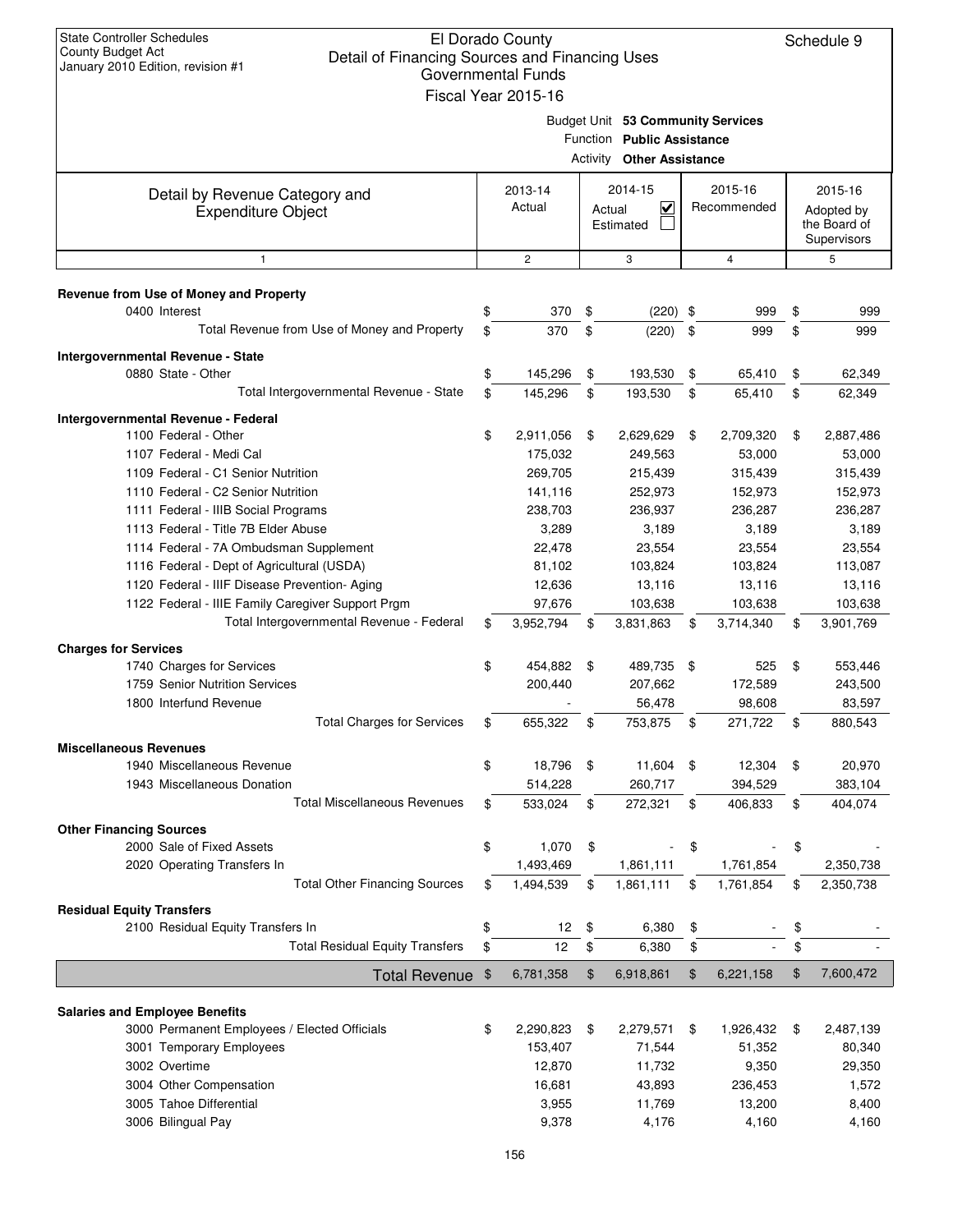State Controller Schedules
County Budget Act
January 2010 Edition, revision #1

# El Dorado County
## Detail of Financing Sources and Financing Uses
### Governmental Funds
### Fiscal Year 2015-16

Schedule 9

Budget Unit **53 Community Services**
Function **Public Assistance**
Activity **Other Assistance**

| Detail by Revenue Category and Expenditure Object | 2013-14 Actual | 2014-15 Actual ☑ Estimated ☐ | 2015-16 Recommended | 2015-16 Adopted by the Board of Supervisors |
|---|---|---|---|---|
| 1 | 2 | 3 | 4 | 5 |
| **Revenue from Use of Money and Property** | | | | |
| 0400 Interest | $ 370 | $ (220) | $ 999 | $ 999 |
| Total Revenue from Use of Money and Property | $ 370 | $ (220) | $ 999 | $ 999 |
| **Intergovernmental Revenue - State** | | | | |
| 0880 State - Other | $ 145,296 | $ 193,530 | $ 65,410 | $ 62,349 |
| Total Intergovernmental Revenue - State | $ 145,296 | $ 193,530 | $ 65,410 | $ 62,349 |
| **Intergovernmental Revenue - Federal** | | | | |
| 1100 Federal - Other | $ 2,911,056 | $ 2,629,629 | $ 2,709,320 | $ 2,887,486 |
| 1107 Federal - Medi Cal | 175,032 | 249,563 | 53,000 | 53,000 |
| 1109 Federal - C1 Senior Nutrition | 269,705 | 215,439 | 315,439 | 315,439 |
| 1110 Federal - C2 Senior Nutrition | 141,116 | 252,973 | 152,973 | 152,973 |
| 1111 Federal - IIIB Social Programs | 238,703 | 236,937 | 236,287 | 236,287 |
| 1113 Federal - Title 7B Elder Abuse | 3,289 | 3,189 | 3,189 | 3,189 |
| 1114 Federal - 7A Ombudsman Supplement | 22,478 | 23,554 | 23,554 | 23,554 |
| 1116 Federal - Dept of Agricultural (USDA) | 81,102 | 103,824 | 103,824 | 113,087 |
| 1120 Federal - IIIF Disease Prevention- Aging | 12,636 | 13,116 | 13,116 | 13,116 |
| 1122 Federal - IIIE Family Caregiver Support Prgm | 97,676 | 103,638 | 103,638 | 103,638 |
| Total Intergovernmental Revenue - Federal | $ 3,952,794 | $ 3,831,863 | $ 3,714,340 | $ 3,901,769 |
| **Charges for Services** | | | | |
| 1740 Charges for Services | $ 454,882 | $ 489,735 | $ 525 | $ 553,446 |
| 1759 Senior Nutrition Services | 200,440 | 207,662 | 172,589 | 243,500 |
| 1800 Interfund Revenue | - | 56,478 | 98,608 | 83,597 |
| Total Charges for Services | $ 655,322 | $ 753,875 | $ 271,722 | $ 880,543 |
| **Miscellaneous Revenues** | | | | |
| 1940 Miscellaneous Revenue | $ 18,796 | $ 11,604 | $ 12,304 | $ 20,970 |
| 1943 Miscellaneous Donation | 514,228 | 260,717 | 394,529 | 383,104 |
| Total Miscellaneous Revenues | $ 533,024 | $ 272,321 | $ 406,833 | $ 404,074 |
| **Other Financing Sources** | | | | |
| 2000 Sale of Fixed Assets | $ 1,070 | $ - | $ - | $ - |
| 2020 Operating Transfers In | 1,493,469 | 1,861,111 | 1,761,854 | 2,350,738 |
| Total Other Financing Sources | $ 1,494,539 | $ 1,861,111 | $ 1,761,854 | $ 2,350,738 |
| **Residual Equity Transfers** | | | | |
| 2100 Residual Equity Transfers In | $ 12 | $ 6,380 | $ - | $ - |
| Total Residual Equity Transfers | $ 12 | $ 6,380 | $ - | $ - |
| **Total Revenue** | $ 6,781,358 | $ 6,918,861 | $ 6,221,158 | $ 7,600,472 |
| **Salaries and Employee Benefits** | | | | |
| 3000 Permanent Employees / Elected Officials | $ 2,290,823 | $ 2,279,571 | $ 1,926,432 | $ 2,487,139 |
| 3001 Temporary Employees | 153,407 | 71,544 | 51,352 | 80,340 |
| 3002 Overtime | 12,870 | 11,732 | 9,350 | 29,350 |
| 3004 Other Compensation | 16,681 | 43,893 | 236,453 | 1,572 |
| 3005 Tahoe Differential | 3,955 | 11,769 | 13,200 | 8,400 |
| 3006 Bilingual Pay | 9,378 | 4,176 | 4,160 | 4,160 |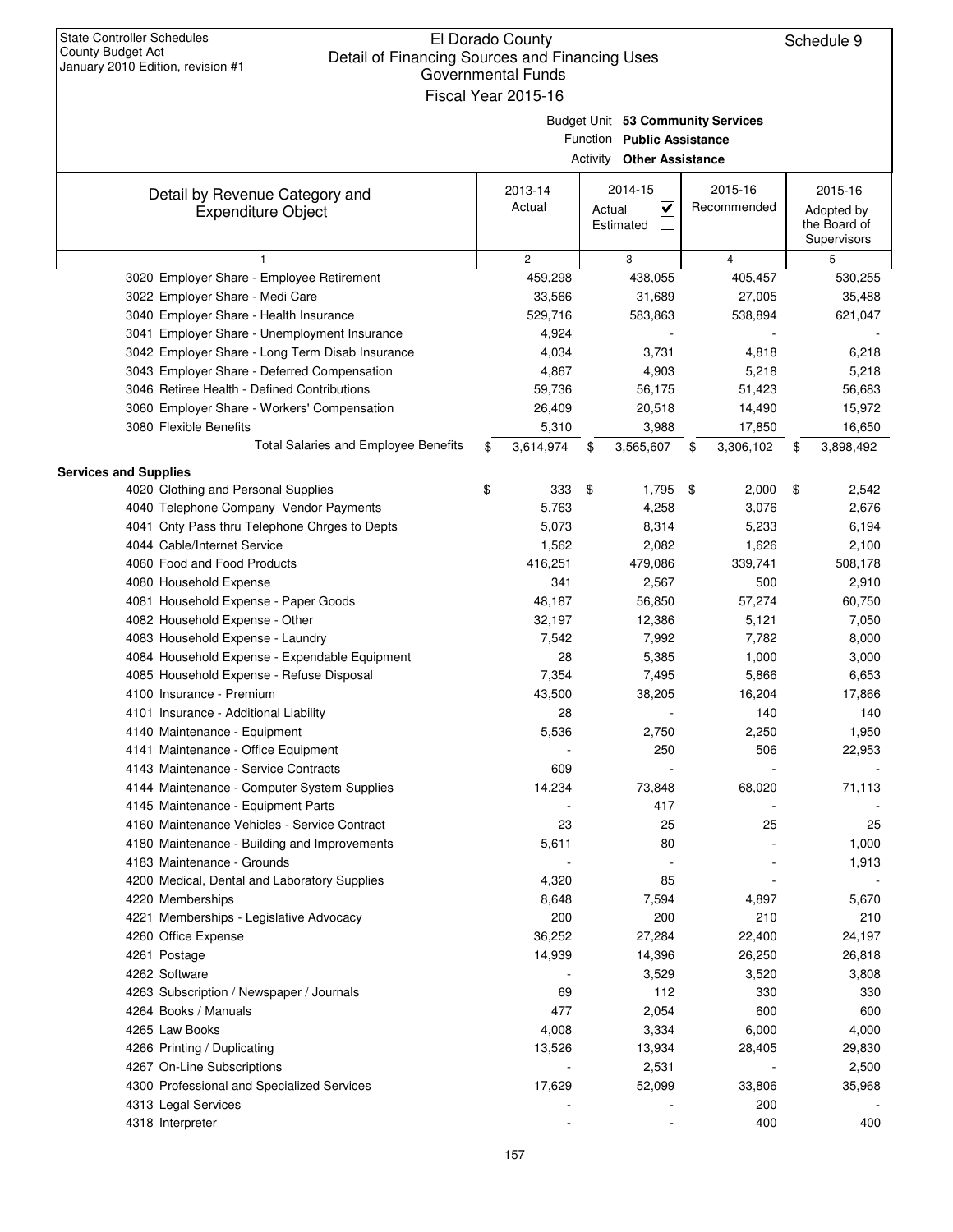State Controller Schedules
County Budget Act
January 2010 Edition, revision #1

# El Dorado County
## Detail of Financing Sources and Financing Uses
### Governmental Funds
### Fiscal Year 2015-16

Schedule 9

Budget Unit **53 Community Services**
Function **Public Assistance**
Activity **Other Assistance**

| Detail by Revenue Category and Expenditure Object | 2013-14 Actual | 2014-15 Actual ☑ Estimated ☐ | 2015-16 Recommended | 2015-16 Adopted by the Board of Supervisors |
|---|---|---|---|---|
| 1 | 2 | 3 | 4 | 5 |
| 3020 Employer Share - Employee Retirement | 459,298 | 438,055 | 405,457 | 530,255 |
| 3022 Employer Share - Medi Care | 33,566 | 31,689 | 27,005 | 35,488 |
| 3040 Employer Share - Health Insurance | 529,716 | 583,863 | 538,894 | 621,047 |
| 3041 Employer Share - Unemployment Insurance | 4,924 | - | - | - |
| 3042 Employer Share - Long Term Disab Insurance | 4,034 | 3,731 | 4,818 | 6,218 |
| 3043 Employer Share - Deferred Compensation | 4,867 | 4,903 | 5,218 | 5,218 |
| 3046 Retiree Health - Defined Contributions | 59,736 | 56,175 | 51,423 | 56,683 |
| 3060 Employer Share - Workers' Compensation | 26,409 | 20,518 | 14,490 | 15,972 |
| 3080 Flexible Benefits | 5,310 | 3,988 | 17,850 | 16,650 |
| Total Salaries and Employee Benefits | $ 3,614,974 | $ 3,565,607 | $ 3,306,102 | $ 3,898,492 |
| **Services and Supplies** | | | | |
| 4020 Clothing and Personal Supplies | $ 333 | $ 1,795 | $ 2,000 | $ 2,542 |
| 4040 Telephone Company Vendor Payments | 5,763 | 4,258 | 3,076 | 2,676 |
| 4041 Cnty Pass thru Telephone Chrges to Depts | 5,073 | 8,314 | 5,233 | 6,194 |
| 4044 Cable/Internet Service | 1,562 | 2,082 | 1,626 | 2,100 |
| 4060 Food and Food Products | 416,251 | 479,086 | 339,741 | 508,178 |
| 4080 Household Expense | 341 | 2,567 | 500 | 2,910 |
| 4081 Household Expense - Paper Goods | 48,187 | 56,850 | 57,274 | 60,750 |
| 4082 Household Expense - Other | 32,197 | 12,386 | 5,121 | 7,050 |
| 4083 Household Expense - Laundry | 7,542 | 7,992 | 7,782 | 8,000 |
| 4084 Household Expense - Expendable Equipment | 28 | 5,385 | 1,000 | 3,000 |
| 4085 Household Expense - Refuse Disposal | 7,354 | 7,495 | 5,866 | 6,653 |
| 4100 Insurance - Premium | 43,500 | 38,205 | 16,204 | 17,866 |
| 4101 Insurance - Additional Liability | 28 | - | 140 | 140 |
| 4140 Maintenance - Equipment | 5,536 | 2,750 | 2,250 | 1,950 |
| 4141 Maintenance - Office Equipment | - | 250 | 506 | 22,953 |
| 4143 Maintenance - Service Contracts | 609 | - | - | - |
| 4144 Maintenance - Computer System Supplies | 14,234 | 73,848 | 68,020 | 71,113 |
| 4145 Maintenance - Equipment Parts | - | 417 | - | - |
| 4160 Maintenance Vehicles - Service Contract | 23 | 25 | 25 | 25 |
| 4180 Maintenance - Building and Improvements | 5,611 | 80 | - | 1,000 |
| 4183 Maintenance - Grounds | - | - | - | 1,913 |
| 4200 Medical, Dental and Laboratory Supplies | 4,320 | 85 | - | - |
| 4220 Memberships | 8,648 | 7,594 | 4,897 | 5,670 |
| 4221 Memberships - Legislative Advocacy | 200 | 200 | 210 | 210 |
| 4260 Office Expense | 36,252 | 27,284 | 22,400 | 24,197 |
| 4261 Postage | 14,939 | 14,396 | 26,250 | 26,818 |
| 4262 Software | - | 3,529 | 3,520 | 3,808 |
| 4263 Subscription / Newspaper / Journals | 69 | 112 | 330 | 330 |
| 4264 Books / Manuals | 477 | 2,054 | 600 | 600 |
| 4265 Law Books | 4,008 | 3,334 | 6,000 | 4,000 |
| 4266 Printing / Duplicating | 13,526 | 13,934 | 28,405 | 29,830 |
| 4267 On-Line Subscriptions | - | 2,531 | - | 2,500 |
| 4300 Professional and Specialized Services | 17,629 | 52,099 | 33,806 | 35,968 |
| 4313 Legal Services | - | - | 200 | - |
| 4318 Interpreter | - | - | 400 | 400 |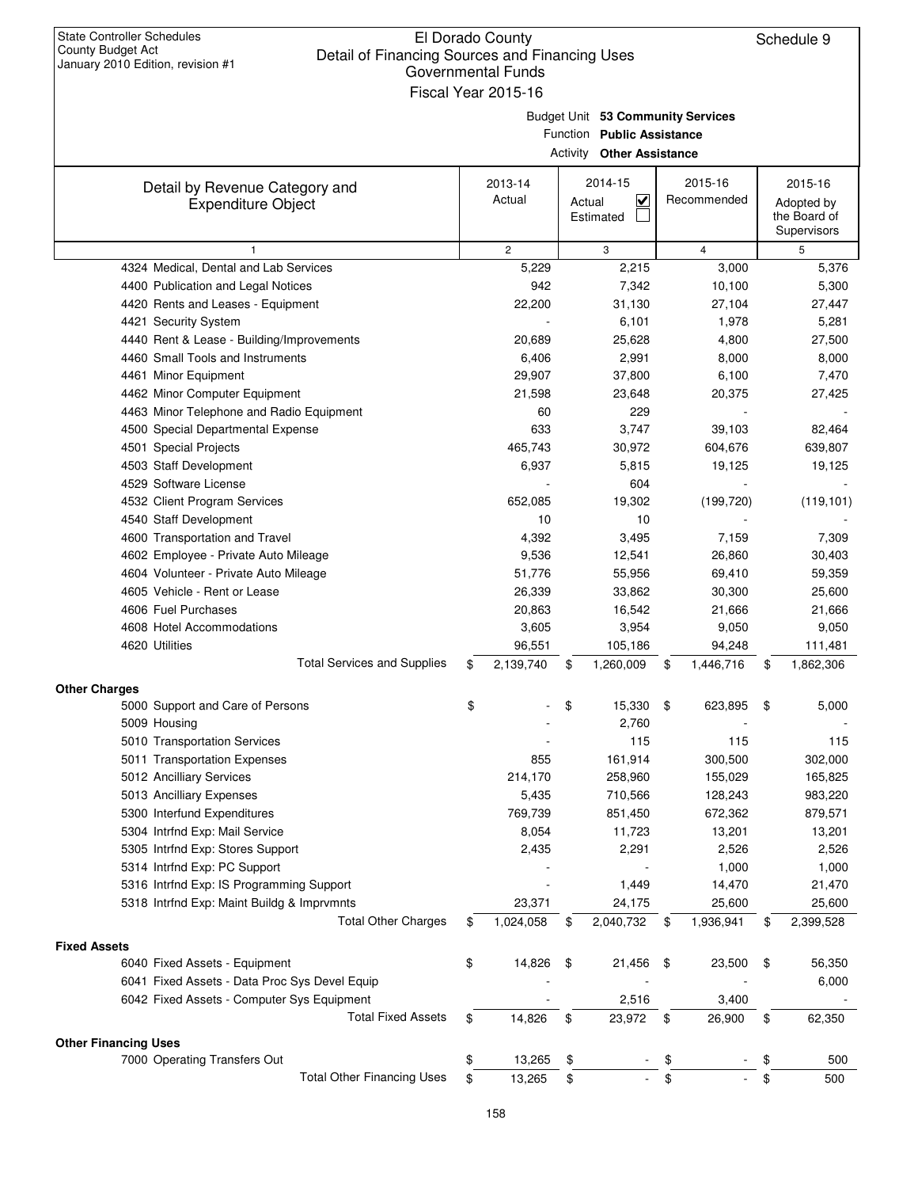State Controller Schedules
County Budget Act
January 2010 Edition, revision #1

# El Dorado County
## Detail of Financing Sources and Financing Uses
### Governmental Funds
### Fiscal Year 2015-16

Schedule 9

Budget Unit **53 Community Services**
Function **Public Assistance**
Activity **Other Assistance**

| Detail by Revenue Category and Expenditure Object | 2013-14 Actual | 2014-15 Actual ☑ Estimated ☐ | 2015-16 Recommended | 2015-16 Adopted by the Board of Supervisors |
|---|---|---|---|---|
| 1 | 2 | 3 | 4 | 5 |
| 4324 Medical, Dental and Lab Services | 5,229 | 2,215 | 3,000 | 5,376 |
| 4400 Publication and Legal Notices | 942 | 7,342 | 10,100 | 5,300 |
| 4420 Rents and Leases - Equipment | 22,200 | 31,130 | 27,104 | 27,447 |
| 4421 Security System | - | 6,101 | 1,978 | 5,281 |
| 4440 Rent & Lease - Building/Improvements | 20,689 | 25,628 | 4,800 | 27,500 |
| 4460 Small Tools and Instruments | 6,406 | 2,991 | 8,000 | 8,000 |
| 4461 Minor Equipment | 29,907 | 37,800 | 6,100 | 7,470 |
| 4462 Minor Computer Equipment | 21,598 | 23,648 | 20,375 | 27,425 |
| 4463 Minor Telephone and Radio Equipment | 60 | 229 | - | - |
| 4500 Special Departmental Expense | 633 | 3,747 | 39,103 | 82,464 |
| 4501 Special Projects | 465,743 | 30,972 | 604,676 | 639,807 |
| 4503 Staff Development | 6,937 | 5,815 | 19,125 | 19,125 |
| 4529 Software License | - | 604 | - | - |
| 4532 Client Program Services | 652,085 | 19,302 | (199,720) | (119,101) |
| 4540 Staff Development | 10 | 10 | - | - |
| 4600 Transportation and Travel | 4,392 | 3,495 | 7,159 | 7,309 |
| 4602 Employee - Private Auto Mileage | 9,536 | 12,541 | 26,860 | 30,403 |
| 4604 Volunteer - Private Auto Mileage | 51,776 | 55,956 | 69,410 | 59,359 |
| 4605 Vehicle - Rent or Lease | 26,339 | 33,862 | 30,300 | 25,600 |
| 4606 Fuel Purchases | 20,863 | 16,542 | 21,666 | 21,666 |
| 4608 Hotel Accommodations | 3,605 | 3,954 | 9,050 | 9,050 |
| 4620 Utilities | 96,551 | 105,186 | 94,248 | 111,481 |
| Total Services and Supplies | $ 2,139,740 | $ 1,260,009 | $ 1,446,716 | $ 1,862,306 |
| **Other Charges** | | | | |
| 5000 Support and Care of Persons | $ - | $ 15,330 | $ 623,895 | $ 5,000 |
| 5009 Housing | - | 2,760 | - | - |
| 5010 Transportation Services | - | 115 | 115 | 115 |
| 5011 Transportation Expenses | 855 | 161,914 | 300,500 | 302,000 |
| 5012 Ancilliary Services | 214,170 | 258,960 | 155,029 | 165,825 |
| 5013 Ancilliary Expenses | 5,435 | 710,566 | 128,243 | 983,220 |
| 5300 Interfund Expenditures | 769,739 | 851,450 | 672,362 | 879,571 |
| 5304 Intrfnd Exp: Mail Service | 8,054 | 11,723 | 13,201 | 13,201 |
| 5305 Intrfnd Exp: Stores Support | 2,435 | 2,291 | 2,526 | 2,526 |
| 5314 Intrfnd Exp: PC Support | - | - | 1,000 | 1,000 |
| 5316 Intrfnd Exp: IS Programming Support | - | 1,449 | 14,470 | 21,470 |
| 5318 Intrfnd Exp: Maint Buildg & Imprvmnts | 23,371 | 24,175 | 25,600 | 25,600 |
| Total Other Charges | $ 1,024,058 | $ 2,040,732 | $ 1,936,941 | $ 2,399,528 |
| **Fixed Assets** | | | | |
| 6040 Fixed Assets - Equipment | $ 14,826 | $ 21,456 | $ 23,500 | $ 56,350 |
| 6041 Fixed Assets - Data Proc Sys Devel Equip | - | - | - | 6,000 |
| 6042 Fixed Assets - Computer Sys Equipment | - | 2,516 | 3,400 | - |
| Total Fixed Assets | $ 14,826 | $ 23,972 | $ 26,900 | $ 62,350 |
| **Other Financing Uses** | | | | |
| 7000 Operating Transfers Out | $ 13,265 | $ - | $ - | $ 500 |
| Total Other Financing Uses | $ 13,265 | $ - | $ - | $ 500 |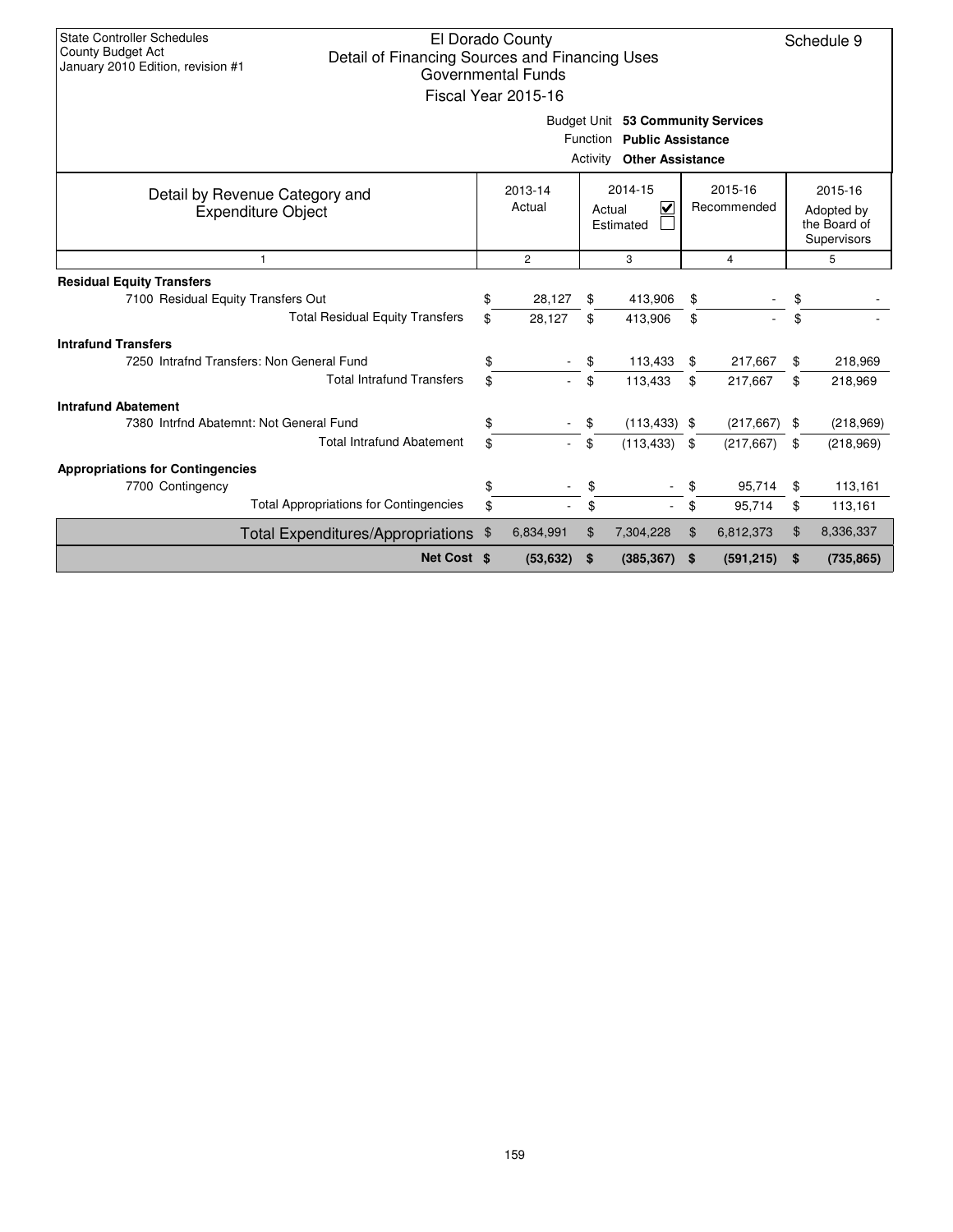State Controller Schedules
County Budget Act
January 2010 Edition, revision #1

# El Dorado County
## Detail of Financing Sources and Financing Uses
### Governmental Funds
### Fiscal Year 2015-16

Schedule 9

Budget Unit **53 Community Services**
Function **Public Assistance**
Activity **Other Assistance**

| Detail by Revenue Category and Expenditure Object | 2013-14 Actual | 2014-15 Actual ☑ Estimated ☐ | 2015-16 Recommended | 2015-16 Adopted by the Board of Supervisors |
|---|---|---|---|---|
| 1 | 2 | 3 | 4 | 5 |
| **Residual Equity Transfers** | | | | |
| 7100 Residual Equity Transfers Out | $ 28,127 | $ 413,906 | $ - | $ - |
| Total Residual Equity Transfers | $ 28,127 | $ 413,906 | $ - | $ - |
| **Intrafund Transfers** | | | | |
| 7250 Intrafnd Transfers: Non General Fund | $ - | $ 113,433 | $ 217,667 | $ 218,969 |
| Total Intrafund Transfers | $ - | $ 113,433 | $ 217,667 | $ 218,969 |
| **Intrafund Abatement** | | | | |
| 7380 Intrfnd Abatemnt: Not General Fund | $ - | $ (113,433) | $ (217,667) | $ (218,969) |
| Total Intrafund Abatement | $ - | $ (113,433) | $ (217,667) | $ (218,969) |
| **Appropriations for Contingencies** | | | | |
| 7700 Contingency | $ - | $ - | $ 95,714 | $ 113,161 |
| Total Appropriations for Contingencies | $ - | $ - | $ 95,714 | $ 113,161 |
| Total Expenditures/Appropriations | $ 6,834,991 | $ 7,304,228 | $ 6,812,373 | $ 8,336,337 |
| **Net Cost** | **$ (53,632)** | **$ (385,367)** | **$ (591,215)** | **$ (735,865)** |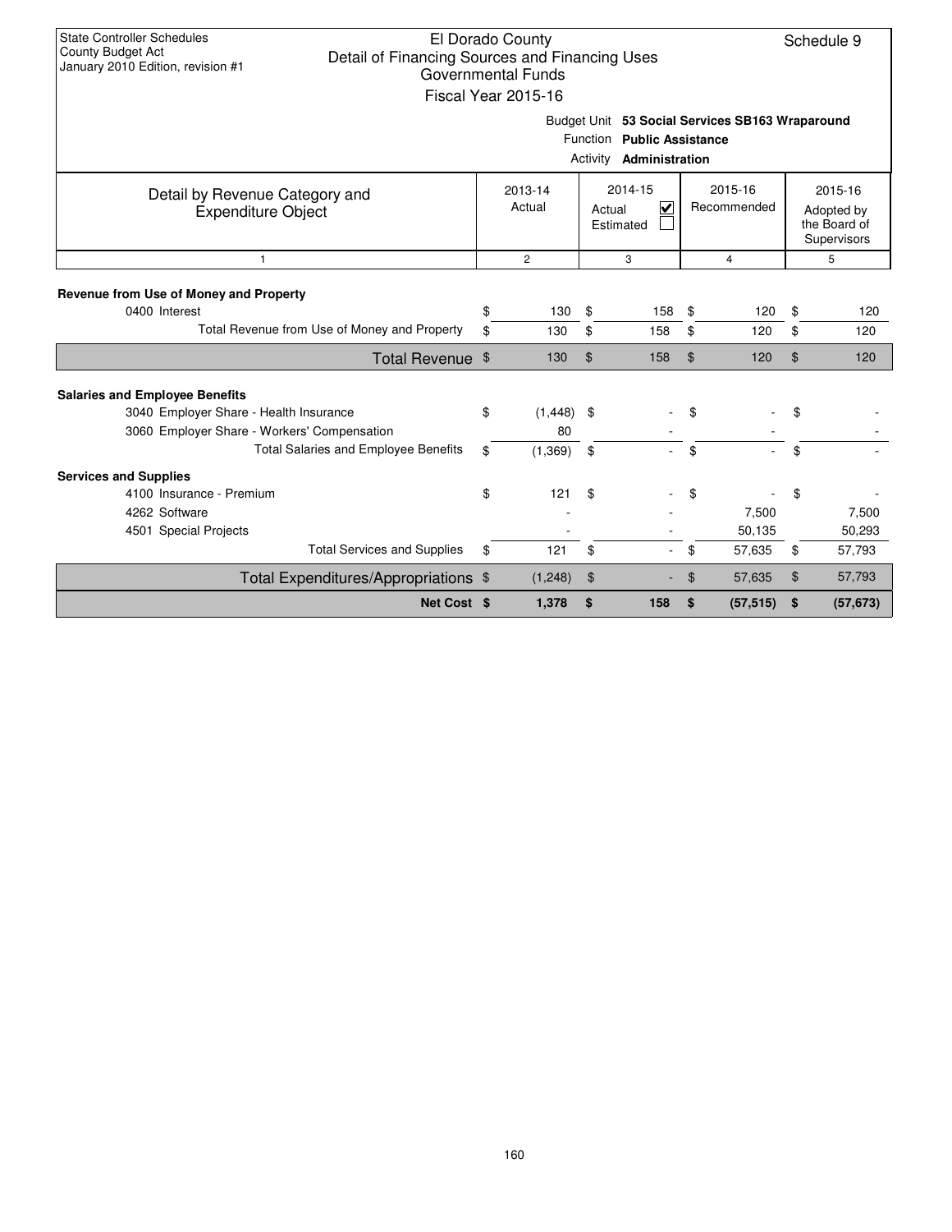State Controller Schedules
County Budget Act
January 2010 Edition, revision #1

# El Dorado County
## Detail of Financing Sources and Financing Uses
### Governmental Funds
### Fiscal Year 2015-16

Schedule 9

Budget Unit **53 Social Services SB163 Wraparound**
Function **Public Assistance**
Activity **Administration**

| Detail by Revenue Category and Expenditure Object | 2013-14 Actual | 2014-15 Actual ☑ Estimated ☐ | 2015-16 Recommended | 2015-16 Adopted by the Board of Supervisors |
|---|---|---|---|---|
| 1 | 2 | 3 | 4 | 5 |
| **Revenue from Use of Money and Property** | | | | |
| 0400 Interest | $ 130 | $ 158 | $ 120 | $ 120 |
| Total Revenue from Use of Money and Property | $ 130 | $ 158 | $ 120 | $ 120 |
| **Total Revenue** | $ 130 | $ 158 | $ 120 | $ 120 |
| **Salaries and Employee Benefits** | | | | |
| 3040 Employer Share - Health Insurance | $ (1,448) | $ - | $ - | $ - |
| 3060 Employer Share - Workers' Compensation | 80 | - | - | - |
| Total Salaries and Employee Benefits | $ (1,369) | $ - | $ - | $ - |
| **Services and Supplies** | | | | |
| 4100 Insurance - Premium | $ 121 | $ - | $ - | $ - |
| 4262 Software | - | - | 7,500 | 7,500 |
| 4501 Special Projects | - | - | 50,135 | 50,293 |
| Total Services and Supplies | $ 121 | $ - | $ 57,635 | $ 57,793 |
| **Total Expenditures/Appropriations** | $ (1,248) | $ - | $ 57,635 | $ 57,793 |
| **Net Cost** | **$ 1,378** | **$ 158** | **$ (57,515)** | **$ (57,673)** |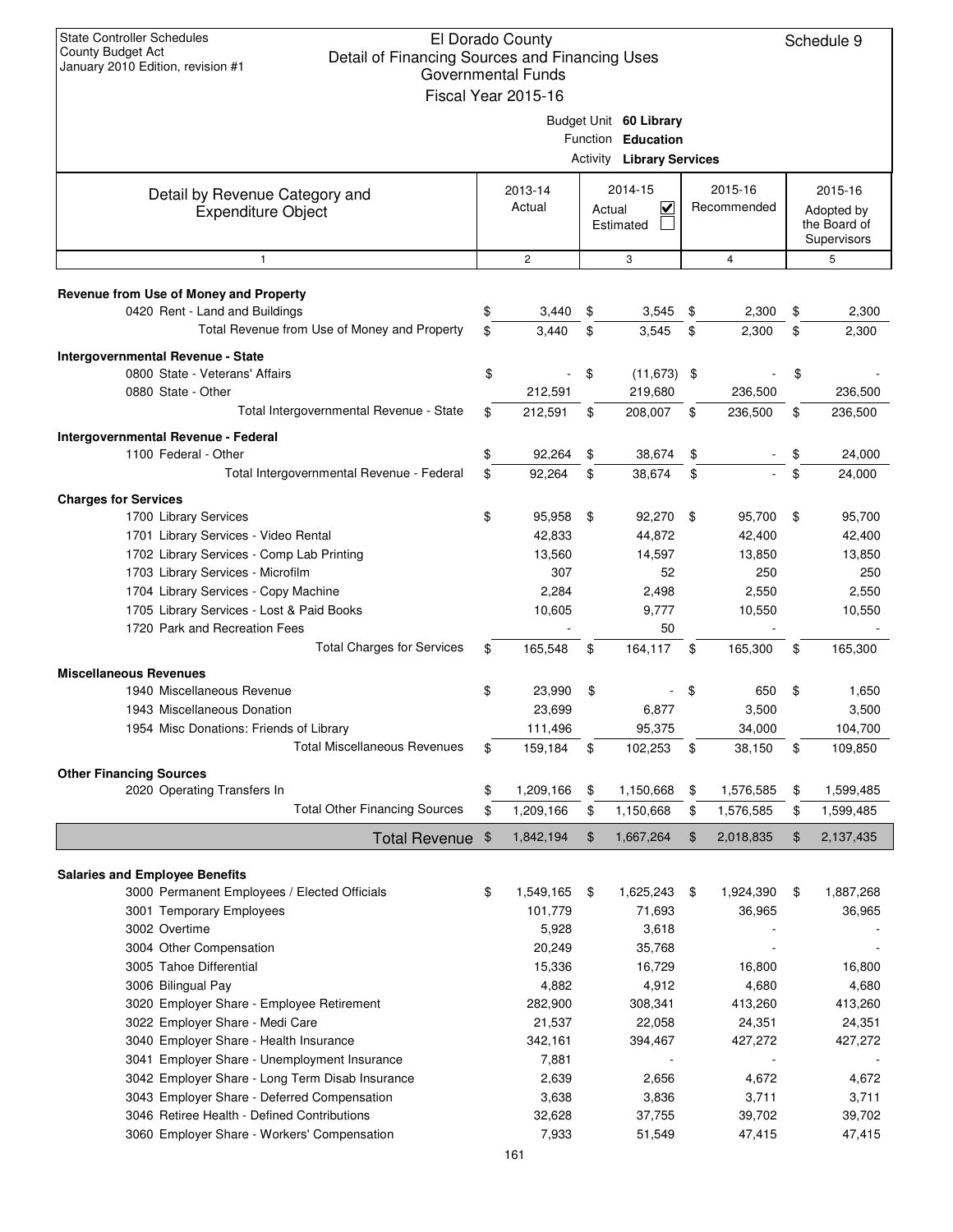State Controller Schedules
County Budget Act
January 2010 Edition, revision #1

# El Dorado County
## Detail of Financing Sources and Financing Uses
### Governmental Funds
### Fiscal Year 2015-16

Schedule 9

Budget Unit **60 Library**
Function **Education**
Activity **Library Services**

| Detail by Revenue Category and Expenditure Object | 2013-14 Actual | 2014-15 Actual ☑ Estimated ☐ | 2015-16 Recommended | 2015-16 Adopted by the Board of Supervisors |
|---|---|---|---|---|
| 1 | 2 | 3 | 4 | 5 |
| **Revenue from Use of Money and Property** | | | | |
| 0420 Rent - Land and Buildings | $ 3,440 | $ 3,545 | $ 2,300 | $ 2,300 |
| Total Revenue from Use of Money and Property | $ 3,440 | $ 3,545 | $ 2,300 | $ 2,300 |
| **Intergovernmental Revenue - State** | | | | |
| 0800 State - Veterans' Affairs | $ - | $ (11,673) | $ - | $ - |
| 0880 State - Other | 212,591 | 219,680 | 236,500 | 236,500 |
| Total Intergovernmental Revenue - State | $ 212,591 | $ 208,007 | $ 236,500 | $ 236,500 |
| **Intergovernmental Revenue - Federal** | | | | |
| 1100 Federal - Other | $ 92,264 | $ 38,674 | $ - | $ 24,000 |
| Total Intergovernmental Revenue - Federal | $ 92,264 | $ 38,674 | $ - | $ 24,000 |
| **Charges for Services** | | | | |
| 1700 Library Services | $ 95,958 | $ 92,270 | $ 95,700 | $ 95,700 |
| 1701 Library Services - Video Rental | 42,833 | 44,872 | 42,400 | 42,400 |
| 1702 Library Services - Comp Lab Printing | 13,560 | 14,597 | 13,850 | 13,850 |
| 1703 Library Services - Microfilm | 307 | 52 | 250 | 250 |
| 1704 Library Services - Copy Machine | 2,284 | 2,498 | 2,550 | 2,550 |
| 1705 Library Services - Lost & Paid Books | 10,605 | 9,777 | 10,550 | 10,550 |
| 1720 Park and Recreation Fees | - | 50 | - | - |
| Total Charges for Services | $ 165,548 | $ 164,117 | $ 165,300 | $ 165,300 |
| **Miscellaneous Revenues** | | | | |
| 1940 Miscellaneous Revenue | $ 23,990 | $ - | $ 650 | $ 1,650 |
| 1943 Miscellaneous Donation | 23,699 | 6,877 | 3,500 | 3,500 |
| 1954 Misc Donations: Friends of Library | 111,496 | 95,375 | 34,000 | 104,700 |
| Total Miscellaneous Revenues | $ 159,184 | $ 102,253 | $ 38,150 | $ 109,850 |
| **Other Financing Sources** | | | | |
| 2020 Operating Transfers In | $ 1,209,166 | $ 1,150,668 | $ 1,576,585 | $ 1,599,485 |
| Total Other Financing Sources | $ 1,209,166 | $ 1,150,668 | $ 1,576,585 | $ 1,599,485 |
| **Total Revenue** | $ 1,842,194 | $ 1,667,264 | $ 2,018,835 | $ 2,137,435 |
| **Salaries and Employee Benefits** | | | | |
| 3000 Permanent Employees / Elected Officials | $ 1,549,165 | $ 1,625,243 | $ 1,924,390 | $ 1,887,268 |
| 3001 Temporary Employees | 101,779 | 71,693 | 36,965 | 36,965 |
| 3002 Overtime | 5,928 | 3,618 | - | - |
| 3004 Other Compensation | 20,249 | 35,768 | - | - |
| 3005 Tahoe Differential | 15,336 | 16,729 | 16,800 | 16,800 |
| 3006 Bilingual Pay | 4,882 | 4,912 | 4,680 | 4,680 |
| 3020 Employer Share - Employee Retirement | 282,900 | 308,341 | 413,260 | 413,260 |
| 3022 Employer Share - Medi Care | 21,537 | 22,058 | 24,351 | 24,351 |
| 3040 Employer Share - Health Insurance | 342,161 | 394,467 | 427,272 | 427,272 |
| 3041 Employer Share - Unemployment Insurance | 7,881 | - | - | - |
| 3042 Employer Share - Long Term Disab Insurance | 2,639 | 2,656 | 4,672 | 4,672 |
| 3043 Employer Share - Deferred Compensation | 3,638 | 3,836 | 3,711 | 3,711 |
| 3046 Retiree Health - Defined Contributions | 32,628 | 37,755 | 39,702 | 39,702 |
| 3060 Employer Share - Workers' Compensation | 7,933 | 51,549 | 47,415 | 47,415 |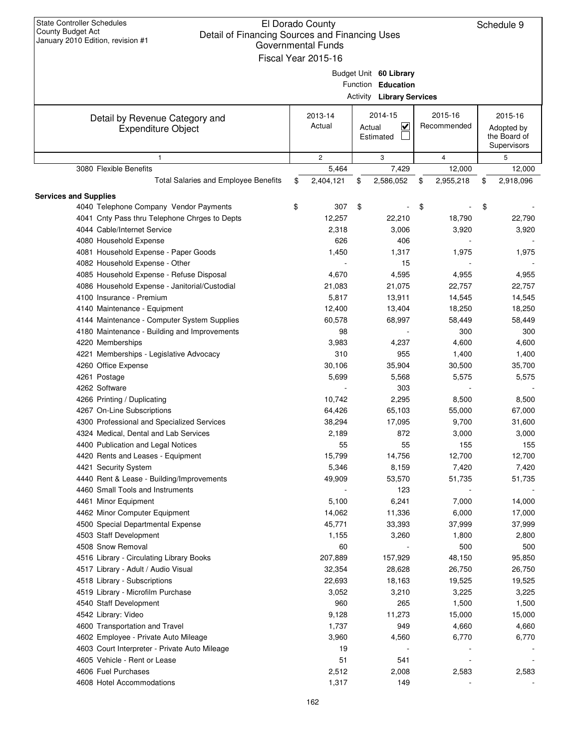State Controller Schedules
County Budget Act
January 2010 Edition, revision #1

# El Dorado County
## Detail of Financing Sources and Financing Uses
### Governmental Funds
### Fiscal Year 2015-16

Schedule 9

Budget Unit **60 Library**
Function **Education**
Activity **Library Services**

| Detail by Revenue Category and Expenditure Object | 2013-14 Actual | 2014-15 Actual ☑ Estimated ☐ | 2015-16 Recommended | 2015-16 Adopted by the Board of Supervisors |
|---|---|---|---|---|
| 1 | 2 | 3 | 4 | 5 |
| 3080 Flexible Benefits | 5,464 | 7,429 | 12,000 | 12,000 |
| Total Salaries and Employee Benefits | $ 2,404,121 | $ 2,586,052 | $ 2,955,218 | $ 2,918,096 |
| **Services and Supplies** | | | | |
| 4040 Telephone Company Vendor Payments | $ 307 | $ - | $ - | $ - |
| 4041 Cnty Pass thru Telephone Chrges to Depts | 12,257 | 22,210 | 18,790 | 22,790 |
| 4044 Cable/Internet Service | 2,318 | 3,006 | 3,920 | 3,920 |
| 4080 Household Expense | 626 | 406 | - | - |
| 4081 Household Expense - Paper Goods | 1,450 | 1,317 | 1,975 | 1,975 |
| 4082 Household Expense - Other | - | 15 | - | - |
| 4085 Household Expense - Refuse Disposal | 4,670 | 4,595 | 4,955 | 4,955 |
| 4086 Household Expense - Janitorial/Custodial | 21,083 | 21,075 | 22,757 | 22,757 |
| 4100 Insurance - Premium | 5,817 | 13,911 | 14,545 | 14,545 |
| 4140 Maintenance - Equipment | 12,400 | 13,404 | 18,250 | 18,250 |
| 4144 Maintenance - Computer System Supplies | 60,578 | 68,997 | 58,449 | 58,449 |
| 4180 Maintenance - Building and Improvements | 98 | - | 300 | 300 |
| 4220 Memberships | 3,983 | 4,237 | 4,600 | 4,600 |
| 4221 Memberships - Legislative Advocacy | 310 | 955 | 1,400 | 1,400 |
| 4260 Office Expense | 30,106 | 35,904 | 30,500 | 35,700 |
| 4261 Postage | 5,699 | 5,568 | 5,575 | 5,575 |
| 4262 Software | - | 303 | - | - |
| 4266 Printing / Duplicating | 10,742 | 2,295 | 8,500 | 8,500 |
| 4267 On-Line Subscriptions | 64,426 | 65,103 | 55,000 | 67,000 |
| 4300 Professional and Specialized Services | 38,294 | 17,095 | 9,700 | 31,600 |
| 4324 Medical, Dental and Lab Services | 2,189 | 872 | 3,000 | 3,000 |
| 4400 Publication and Legal Notices | 55 | 55 | 155 | 155 |
| 4420 Rents and Leases - Equipment | 15,799 | 14,756 | 12,700 | 12,700 |
| 4421 Security System | 5,346 | 8,159 | 7,420 | 7,420 |
| 4440 Rent & Lease - Building/Improvements | 49,909 | 53,570 | 51,735 | 51,735 |
| 4460 Small Tools and Instruments | - | 123 | - | - |
| 4461 Minor Equipment | 5,100 | 6,241 | 7,000 | 14,000 |
| 4462 Minor Computer Equipment | 14,062 | 11,336 | 6,000 | 17,000 |
| 4500 Special Departmental Expense | 45,771 | 33,393 | 37,999 | 37,999 |
| 4503 Staff Development | 1,155 | 3,260 | 1,800 | 2,800 |
| 4508 Snow Removal | 60 | - | 500 | 500 |
| 4516 Library - Circulating Library Books | 207,889 | 157,929 | 48,150 | 95,850 |
| 4517 Library - Adult / Audio Visual | 32,354 | 28,628 | 26,750 | 26,750 |
| 4518 Library - Subscriptions | 22,693 | 18,163 | 19,525 | 19,525 |
| 4519 Library - Microfilm Purchase | 3,052 | 3,210 | 3,225 | 3,225 |
| 4540 Staff Development | 960 | 265 | 1,500 | 1,500 |
| 4542 Library: Video | 9,128 | 11,273 | 15,000 | 15,000 |
| 4600 Transportation and Travel | 1,737 | 949 | 4,660 | 4,660 |
| 4602 Employee - Private Auto Mileage | 3,960 | 4,560 | 6,770 | 6,770 |
| 4603 Court Interpreter - Private Auto Mileage | 19 | - | - | - |
| 4605 Vehicle - Rent or Lease | 51 | 541 | - | - |
| 4606 Fuel Purchases | 2,512 | 2,008 | 2,583 | 2,583 |
| 4608 Hotel Accommodations | 1,317 | 149 | - | - |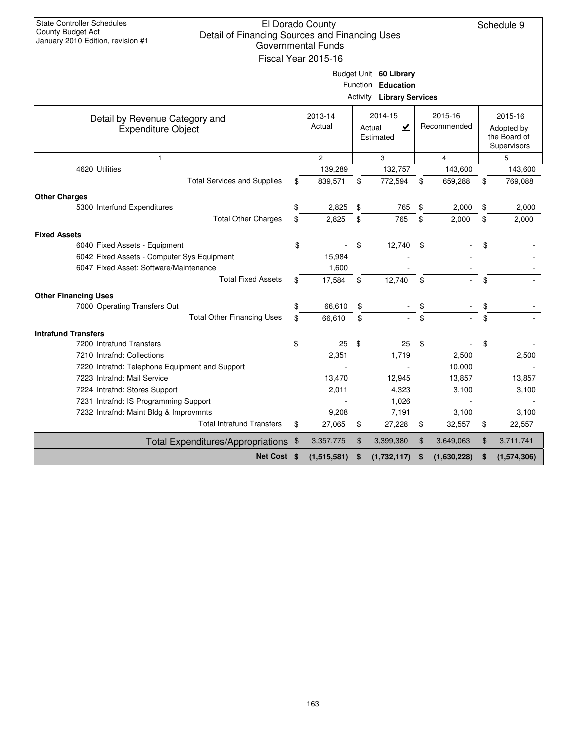State Controller Schedules
County Budget Act
January 2010 Edition, revision #1

# El Dorado County
## Detail of Financing Sources and Financing Uses
### Governmental Funds
### Fiscal Year 2015-16

Schedule 9

Budget Unit **60 Library**
Function **Education**
Activity **Library Services**

| Detail by Revenue Category and Expenditure Object | 2013-14 Actual | 2014-15 Actual ☑ Estimated ☐ | 2015-16 Recommended | 2015-16 Adopted by the Board of Supervisors |
|---|---|---|---|---|
| 1 | 2 | 3 | 4 | 5 |
| 4620 Utilities | 139,289 | 132,757 | 143,600 | 143,600 |
| Total Services and Supplies | $ 839,571 | $ 772,594 | $ 659,288 | $ 769,088 |
| **Other Charges** | | | | |
| 5300 Interfund Expenditures | $ 2,825 | $ 765 | $ 2,000 | $ 2,000 |
| Total Other Charges | $ 2,825 | $ 765 | $ 2,000 | $ 2,000 |
| **Fixed Assets** | | | | |
| 6040 Fixed Assets - Equipment | $ - | $ 12,740 | $ - | $ - |
| 6042 Fixed Assets - Computer Sys Equipment | 15,984 | - | - | - |
| 6047 Fixed Asset: Software/Maintenance | 1,600 | - | - | - |
| Total Fixed Assets | $ 17,584 | $ 12,740 | $ - | $ - |
| **Other Financing Uses** | | | | |
| 7000 Operating Transfers Out | $ 66,610 | $ - | $ - | $ - |
| Total Other Financing Uses | $ 66,610 | $ - | $ - | $ - |
| **Intrafund Transfers** | | | | |
| 7200 Intrafund Transfers | $ 25 | $ 25 | $ - | $ - |
| 7210 Intrafnd: Collections | 2,351 | 1,719 | 2,500 | 2,500 |
| 7220 Intrafnd: Telephone Equipment and Support | - | - | 10,000 | - |
| 7223 Intrafnd: Mail Service | 13,470 | 12,945 | 13,857 | 13,857 |
| 7224 Intrafnd: Stores Support | 2,011 | 4,323 | 3,100 | 3,100 |
| 7231 Intrafnd: IS Programming Support | - | 1,026 | - | - |
| 7232 Intrafnd: Maint Bldg & Improvmnts | 9,208 | 7,191 | 3,100 | 3,100 |
| Total Intrafund Transfers | $ 27,065 | $ 27,228 | $ 32,557 | $ 22,557 |
| Total Expenditures/Appropriations | $ 3,357,775 | $ 3,399,380 | $ 3,649,063 | $ 3,711,741 |
| **Net Cost** | **$ (1,515,581)** | **$ (1,732,117)** | **$ (1,630,228)** | **$ (1,574,306)** |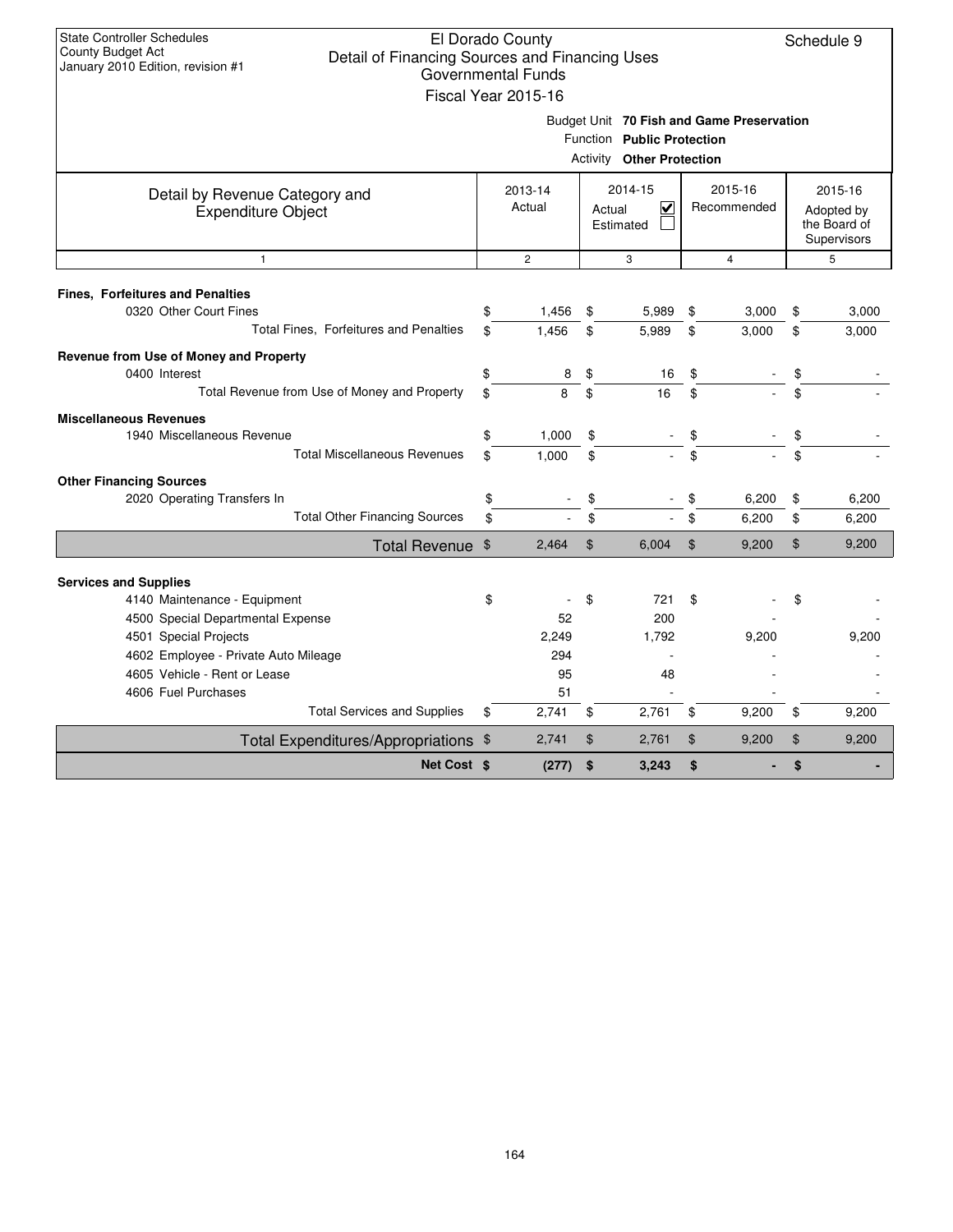State Controller Schedules
County Budget Act
January 2010 Edition, revision #1

# El Dorado County
## Detail of Financing Sources and Financing Uses
### Governmental Funds
### Fiscal Year 2015-16

Schedule 9

Budget Unit **70 Fish and Game Preservation**
Function **Public Protection**
Activity **Other Protection**

| Detail by Revenue Category and Expenditure Object | 2013-14 Actual | 2014-15 Actual ☑ Estimated ☐ | 2015-16 Recommended | 2015-16 Adopted by the Board of Supervisors |
|---|---|---|---|---|
| 1 | 2 | 3 | 4 | 5 |
| **Fines, Forfeitures and Penalties** | | | | |
| 0320 Other Court Fines | $ 1,456 | $ 5,989 | $ 3,000 | $ 3,000 |
| Total Fines, Forfeitures and Penalties | $ 1,456 | $ 5,989 | $ 3,000 | $ 3,000 |
| **Revenue from Use of Money and Property** | | | | |
| 0400 Interest | $ 8 | $ 16 | $ - | $ - |
| Total Revenue from Use of Money and Property | $ 8 | $ 16 | $ - | $ - |
| **Miscellaneous Revenues** | | | | |
| 1940 Miscellaneous Revenue | $ 1,000 | $ - | $ - | $ - |
| Total Miscellaneous Revenues | $ 1,000 | $ - | $ - | $ - |
| **Other Financing Sources** | | | | |
| 2020 Operating Transfers In | $ - | $ - | $ 6,200 | $ 6,200 |
| Total Other Financing Sources | $ - | $ - | $ 6,200 | $ 6,200 |
| **Total Revenue** | $ 2,464 | $ 6,004 | $ 9,200 | $ 9,200 |
| **Services and Supplies** | | | | |
| 4140 Maintenance - Equipment | $ - | $ 721 | $ - | $ - |
| 4500 Special Departmental Expense | 52 | 200 | - | - |
| 4501 Special Projects | 2,249 | 1,792 | 9,200 | 9,200 |
| 4602 Employee - Private Auto Mileage | 294 | - | - | - |
| 4605 Vehicle - Rent or Lease | 95 | 48 | - | - |
| 4606 Fuel Purchases | 51 | - | - | - |
| Total Services and Supplies | $ 2,741 | $ 2,761 | $ 9,200 | $ 9,200 |
| **Total Expenditures/Appropriations** | $ 2,741 | $ 2,761 | $ 9,200 | $ 9,200 |
| **Net Cost** | **$ (277)** | **$ 3,243** | **$ -** | **$ -** |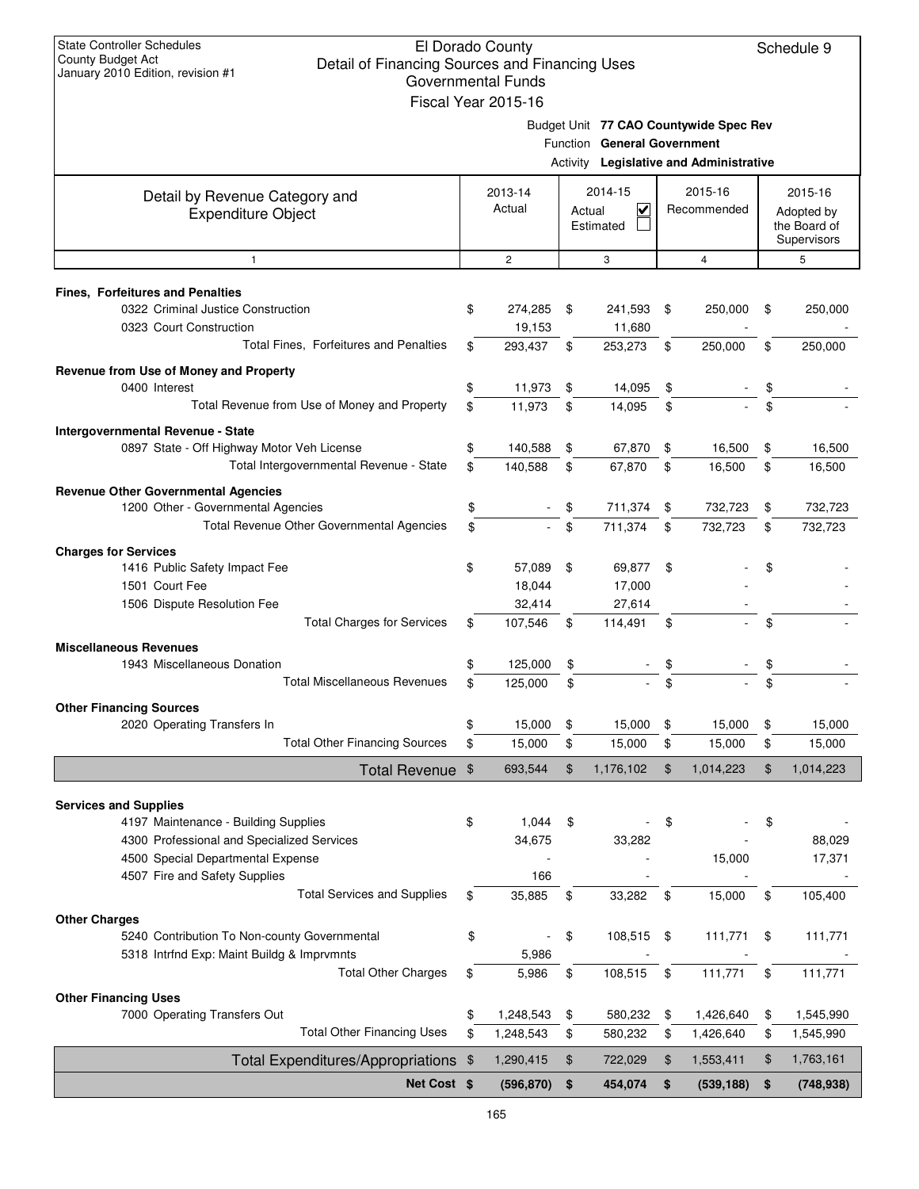State Controller Schedules
County Budget Act
January 2010 Edition, revision #1

# El Dorado County
## Detail of Financing Sources and Financing Uses
### Governmental Funds
### Fiscal Year 2015-16

Schedule 9

Budget Unit **77 CAO Countywide Spec Rev**
Function **General Government**
Activity **Legislative and Administrative**

| Detail by Revenue Category and Expenditure Object | 2013-14 Actual | 2014-15 Actual ☑ Estimated ☐ | 2015-16 Recommended | 2015-16 Adopted by the Board of Supervisors |
|---|---|---|---|---|
| 1 | 2 | 3 | 4 | 5 |
| **Fines, Forfeitures and Penalties** | | | | |
| 0322 Criminal Justice Construction | $ 274,285 | $ 241,593 | $ 250,000 | $ 250,000 |
| 0323 Court Construction | 19,153 | 11,680 | - | - |
| Total Fines, Forfeitures and Penalties | $ 293,437 | $ 253,273 | $ 250,000 | $ 250,000 |
| **Revenue from Use of Money and Property** | | | | |
| 0400 Interest | $ 11,973 | $ 14,095 | $ - | $ - |
| Total Revenue from Use of Money and Property | $ 11,973 | $ 14,095 | $ - | $ - |
| **Intergovernmental Revenue - State** | | | | |
| 0897 State - Off Highway Motor Veh License | $ 140,588 | $ 67,870 | $ 16,500 | $ 16,500 |
| Total Intergovernmental Revenue - State | $ 140,588 | $ 67,870 | $ 16,500 | $ 16,500 |
| **Revenue Other Governmental Agencies** | | | | |
| 1200 Other - Governmental Agencies | $ - | $ 711,374 | $ 732,723 | $ 732,723 |
| Total Revenue Other Governmental Agencies | $ - | $ 711,374 | $ 732,723 | $ 732,723 |
| **Charges for Services** | | | | |
| 1416 Public Safety Impact Fee | $ 57,089 | $ 69,877 | $ - | $ - |
| 1501 Court Fee | 18,044 | 17,000 | - | - |
| 1506 Dispute Resolution Fee | 32,414 | 27,614 | - | - |
| Total Charges for Services | $ 107,546 | $ 114,491 | $ - | $ - |
| **Miscellaneous Revenues** | | | | |
| 1943 Miscellaneous Donation | $ 125,000 | $ - | $ - | $ - |
| Total Miscellaneous Revenues | $ 125,000 | $ - | $ - | $ - |
| **Other Financing Sources** | | | | |
| 2020 Operating Transfers In | $ 15,000 | $ 15,000 | $ 15,000 | $ 15,000 |
| Total Other Financing Sources | $ 15,000 | $ 15,000 | $ 15,000 | $ 15,000 |
| **Total Revenue** | $ 693,544 | $ 1,176,102 | $ 1,014,223 | $ 1,014,223 |
| **Services and Supplies** | | | | |
| 4197 Maintenance - Building Supplies | $ 1,044 | $ - | $ - | $ - |
| 4300 Professional and Specialized Services | 34,675 | 33,282 | - | 88,029 |
| 4500 Special Departmental Expense | - | - | 15,000 | 17,371 |
| 4507 Fire and Safety Supplies | 166 | - | - | - |
| Total Services and Supplies | $ 35,885 | $ 33,282 | $ 15,000 | $ 105,400 |
| **Other Charges** | | | | |
| 5240 Contribution To Non-county Governmental | $ - | $ 108,515 | $ 111,771 | $ 111,771 |
| 5318 Intrfnd Exp: Maint Buildg & Imprvmnts | 5,986 | - | - | - |
| Total Other Charges | $ 5,986 | $ 108,515 | $ 111,771 | $ 111,771 |
| **Other Financing Uses** | | | | |
| 7000 Operating Transfers Out | $ 1,248,543 | $ 580,232 | $ 1,426,640 | $ 1,545,990 |
| Total Other Financing Uses | $ 1,248,543 | $ 580,232 | $ 1,426,640 | $ 1,545,990 |
| **Total Expenditures/Appropriations** | $ 1,290,415 | $ 722,029 | $ 1,553,411 | $ 1,763,161 |
| **Net Cost** | **$ (596,870)** | **$ 454,074** | **$ (539,188)** | **$ (748,938)** |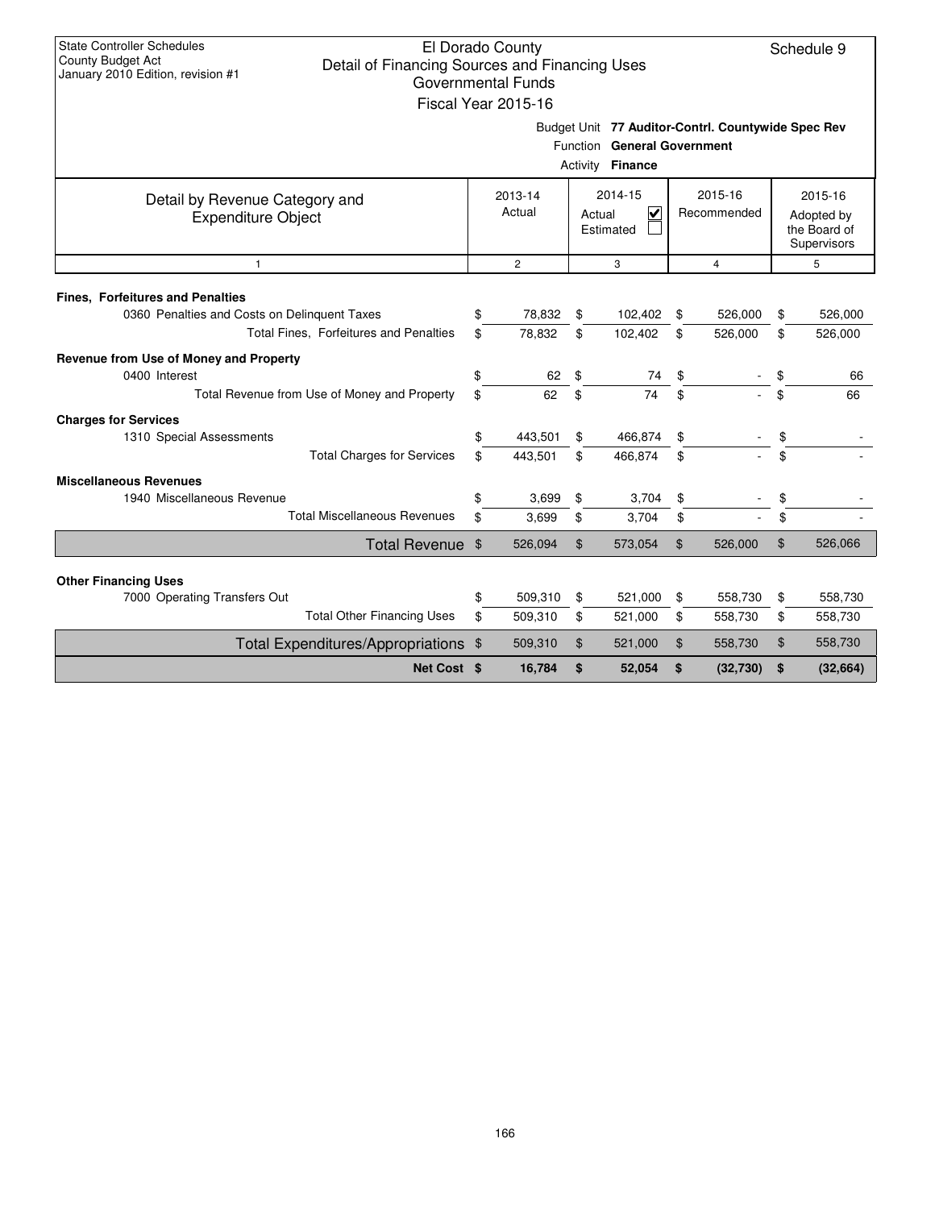State Controller Schedules
County Budget Act
January 2010 Edition, revision #1

# El Dorado County
## Detail of Financing Sources and Financing Uses
## Governmental Funds
## Fiscal Year 2015-16

Schedule 9

Budget Unit **77 Auditor-Contrl. Countywide Spec Rev**
Function **General Government**
Activity **Finance**

| Detail by Revenue Category and Expenditure Object | 2013-14 Actual | 2014-15 Actual ☑ Estimated ☐ | 2015-16 Recommended | 2015-16 Adopted by the Board of Supervisors |
|---|---|---|---|---|
| 1 | 2 | 3 | 4 | 5 |
| **Fines, Forfeitures and Penalties** | | | | |
| 0360 Penalties and Costs on Delinquent Taxes | $ 78,832 | $ 102,402 | $ 526,000 | $ 526,000 |
| Total Fines, Forfeitures and Penalties | $ 78,832 | $ 102,402 | $ 526,000 | $ 526,000 |
| **Revenue from Use of Money and Property** | | | | |
| 0400 Interest | $ 62 | $ 74 | $ - | $ 66 |
| Total Revenue from Use of Money and Property | $ 62 | $ 74 | $ - | $ 66 |
| **Charges for Services** | | | | |
| 1310 Special Assessments | $ 443,501 | $ 466,874 | $ - | $ - |
| Total Charges for Services | $ 443,501 | $ 466,874 | $ - | $ - |
| **Miscellaneous Revenues** | | | | |
| 1940 Miscellaneous Revenue | $ 3,699 | $ 3,704 | $ - | $ - |
| Total Miscellaneous Revenues | $ 3,699 | $ 3,704 | $ - | $ - |
| Total Revenue | $ 526,094 | $ 573,054 | $ 526,000 | $ 526,066 |
| **Other Financing Uses** | | | | |
| 7000 Operating Transfers Out | $ 509,310 | $ 521,000 | $ 558,730 | $ 558,730 |
| Total Other Financing Uses | $ 509,310 | $ 521,000 | $ 558,730 | $ 558,730 |
| Total Expenditures/Appropriations | $ 509,310 | $ 521,000 | $ 558,730 | $ 558,730 |
| **Net Cost** | **$ 16,784** | **$ 52,054** | **$ (32,730)** | **$ (32,664)** |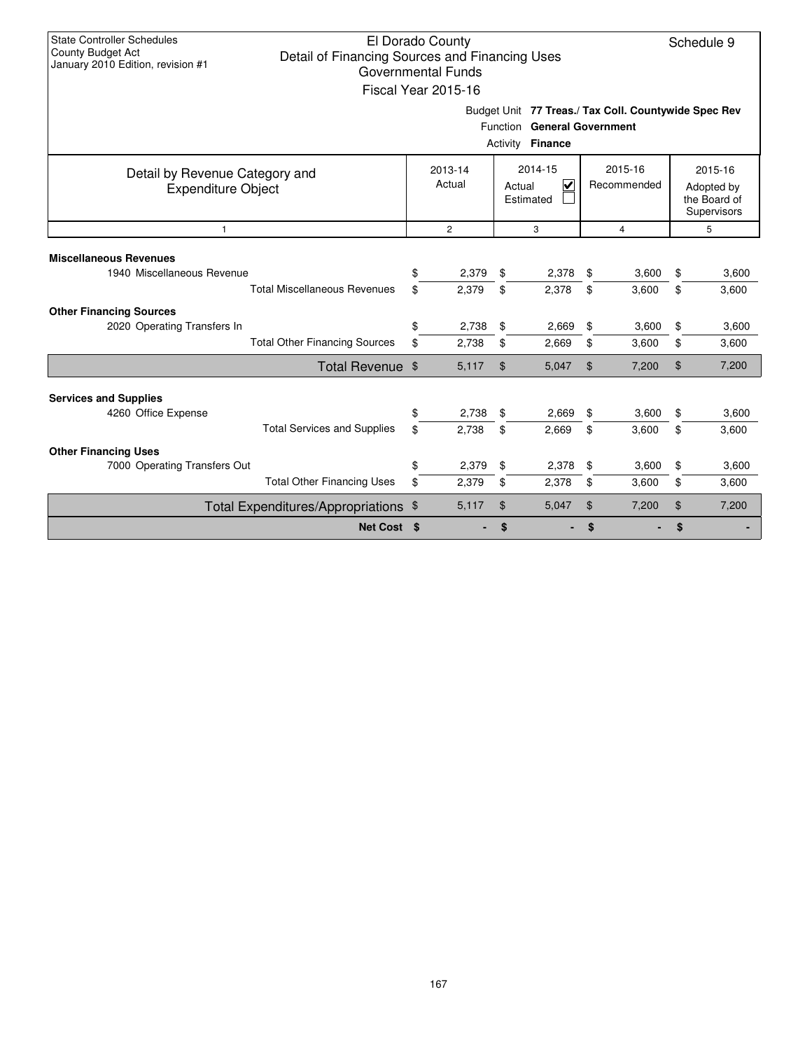State Controller Schedules
County Budget Act
January 2010 Edition, revision #1

# El Dorado County
## Detail of Financing Sources and Financing Uses
### Governmental Funds
### Fiscal Year 2015-16

Schedule 9

Budget Unit **77 Treas./ Tax Coll. Countywide Spec Rev**
Function **General Government**
Activity **Finance**

| Detail by Revenue Category and Expenditure Object | 2013-14 Actual | 2014-15 Actual ☑ Estimated ☐ | 2015-16 Recommended | 2015-16 Adopted by the Board of Supervisors |
|---|---|---|---|---|
| 1 | 2 | 3 | 4 | 5 |
| **Miscellaneous Revenues** | | | | |
| 1940 Miscellaneous Revenue | $ 2,379 | $ 2,378 | $ 3,600 | $ 3,600 |
| Total Miscellaneous Revenues | $ 2,379 | $ 2,378 | $ 3,600 | $ 3,600 |
| **Other Financing Sources** | | | | |
| 2020 Operating Transfers In | $ 2,738 | $ 2,669 | $ 3,600 | $ 3,600 |
| Total Other Financing Sources | $ 2,738 | $ 2,669 | $ 3,600 | $ 3,600 |
| Total Revenue | $ 5,117 | $ 5,047 | $ 7,200 | $ 7,200 |
| **Services and Supplies** | | | | |
| 4260 Office Expense | $ 2,738 | $ 2,669 | $ 3,600 | $ 3,600 |
| Total Services and Supplies | $ 2,738 | $ 2,669 | $ 3,600 | $ 3,600 |
| **Other Financing Uses** | | | | |
| 7000 Operating Transfers Out | $ 2,379 | $ 2,378 | $ 3,600 | $ 3,600 |
| Total Other Financing Uses | $ 2,379 | $ 2,378 | $ 3,600 | $ 3,600 |
| Total Expenditures/Appropriations | $ 5,117 | $ 5,047 | $ 7,200 | $ 7,200 |
| **Net Cost** | **$ -** | **$ -** | **$ -** | **$ -** |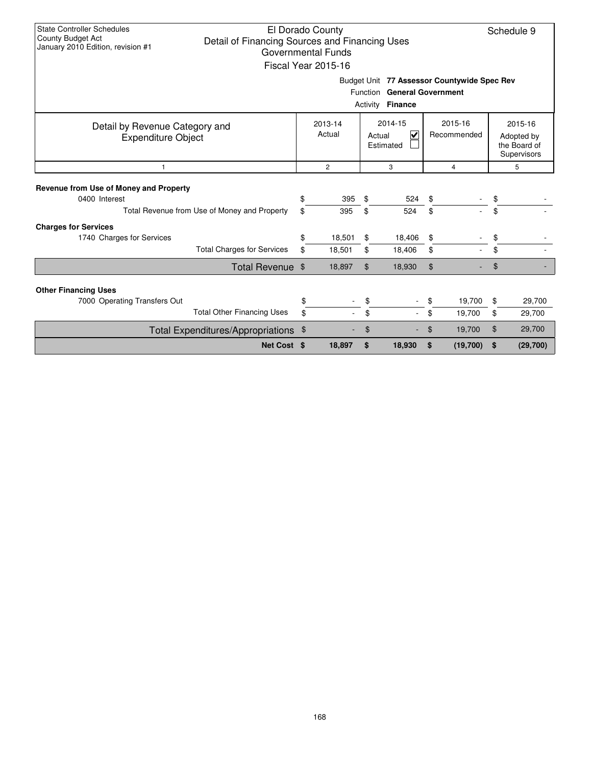State Controller Schedules
County Budget Act
January 2010 Edition, revision #1

# El Dorado County
## Detail of Financing Sources and Financing Uses
### Governmental Funds
### Fiscal Year 2015-16

Schedule 9

Budget Unit **77 Assessor Countywide Spec Rev**
Function **General Government**
Activity **Finance**

| Detail by Revenue Category and Expenditure Object | 2013-14 Actual | 2014-15 Actual ☑ Estimated ☐ | 2015-16 Recommended | 2015-16 Adopted by the Board of Supervisors |
|---|---|---|---|---|
| 1 | 2 | 3 | 4 | 5 |
| **Revenue from Use of Money and Property** | | | | |
| 0400 Interest | $ 395 | $ 524 | $ - | $ - |
| Total Revenue from Use of Money and Property | $ 395 | $ 524 | $ - | $ - |
| **Charges for Services** | | | | |
| 1740 Charges for Services | $ 18,501 | $ 18,406 | $ - | $ - |
| Total Charges for Services | $ 18,501 | $ 18,406 | $ - | $ - |
| **Total Revenue** | $ 18,897 | $ 18,930 | $ - | $ - |
| **Other Financing Uses** | | | | |
| 7000 Operating Transfers Out | $ - | $ - | $ 19,700 | $ 29,700 |
| Total Other Financing Uses | $ - | $ - | $ 19,700 | $ 29,700 |
| **Total Expenditures/Appropriations** | $ - | $ - | $ 19,700 | $ 29,700 |
| **Net Cost** | **$ 18,897** | **$ 18,930** | **$ (19,700)** | **$ (29,700)** |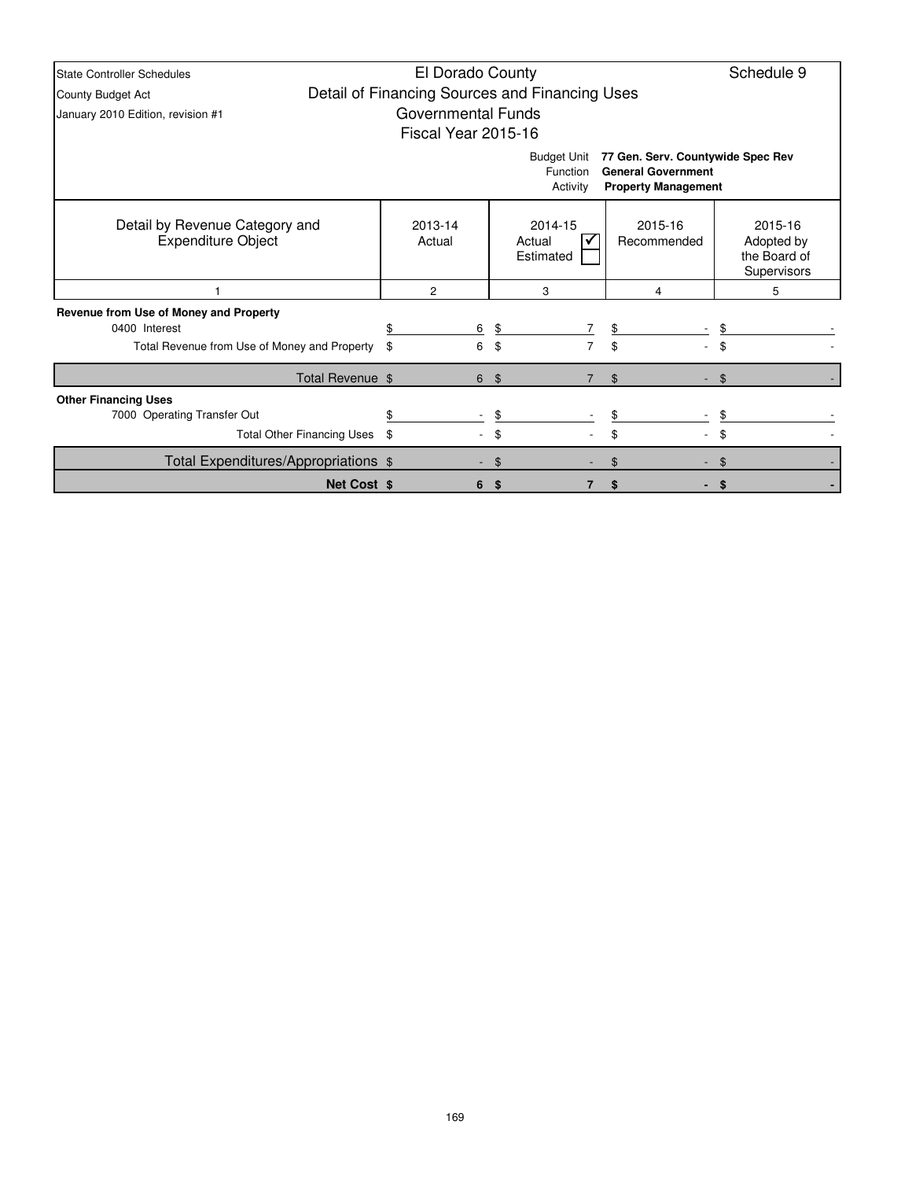State Controller Schedules
County Budget Act
January 2010 Edition, revision #1

# El Dorado County
## Detail of Financing Sources and Financing Uses
### Governmental Funds
### Fiscal Year 2015-16

Schedule 9

Budget Unit **77 Gen. Serv. Countywide Spec Rev**
Function **General Government**
Activity **Property Management**

| Detail by Revenue Category and Expenditure Object | 2013-14 Actual | 2014-15 Actual ☑ Estimated ☐ | 2015-16 Recommended | 2015-16 Adopted by the Board of Supervisors |
|---|---|---|---|---|
| 1 | 2 | 3 | 4 | 5 |
| **Revenue from Use of Money and Property** | | | | |
| 0400 Interest | $ 6 | $ 7 | $ - | $ - |
| Total Revenue from Use of Money and Property | $ 6 | $ 7 | $ - | $ - |
| Total Revenue | $ 6 | $ 7 | $ - | $ - |
| **Other Financing Uses** | | | | |
| 7000 Operating Transfer Out | $ - | $ - | $ - | $ - |
| Total Other Financing Uses | $ - | $ - | $ - | $ - |
| Total Expenditures/Appropriations | $ - | $ - | $ - | $ - |
| **Net Cost** | **$ 6** | **$ 7** | **$ -** | **$ -** |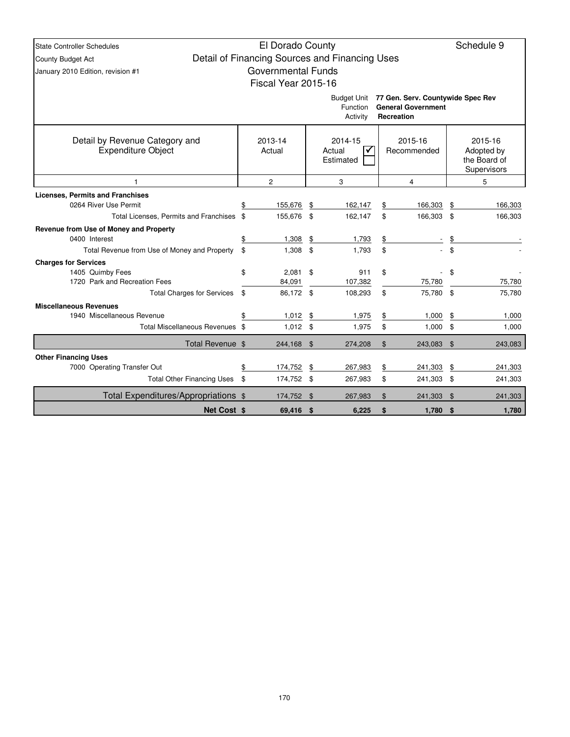State Controller Schedules
County Budget Act
January 2010 Edition, revision #1

# El Dorado County

## Detail of Financing Sources and Financing Uses

### Governmental Funds

### Fiscal Year 2015-16

Schedule 9

Budget Unit: **77 Gen. Serv. Countywide Spec Rev**
Function: **General Government**
Activity: **Recreation**

| Detail by Revenue Category and Expenditure Object | 2013-14 Actual | 2014-15 Actual ☑ / Estimated ☐ | 2015-16 Recommended | 2015-16 Adopted by the Board of Supervisors |
|---|---|---|---|---|
| 1 | 2 | 3 | 4 | 5 |
| **Licenses, Permits and Franchises** | | | | |
| 0264 River Use Permit | $ 155,676 | $ 162,147 | $ 166,303 | $ 166,303 |
| Total Licenses, Permits and Franchises | $ 155,676 | $ 162,147 | $ 166,303 | $ 166,303 |
| **Revenue from Use of Money and Property** | | | | |
| 0400 Interest | $ 1,308 | $ 1,793 | $ - | $ - |
| Total Revenue from Use of Money and Property | $ 1,308 | $ 1,793 | $ - | $ - |
| **Charges for Services** | | | | |
| 1405 Quimby Fees | $ 2,081 | $ 911 | $ - | $ - |
| 1720 Park and Recreation Fees | 84,091 | 107,382 | 75,780 | 75,780 |
| Total Charges for Services | $ 86,172 | $ 108,293 | $ 75,780 | $ 75,780 |
| **Miscellaneous Revenues** | | | | |
| 1940 Miscellaneous Revenue | $ 1,012 | $ 1,975 | $ 1,000 | $ 1,000 |
| Total Miscellaneous Revenues | $ 1,012 | $ 1,975 | $ 1,000 | $ 1,000 |
| Total Revenue | $ 244,168 | $ 274,208 | $ 243,083 | $ 243,083 |
| **Other Financing Uses** | | | | |
| 7000 Operating Transfer Out | $ 174,752 | $ 267,983 | $ 241,303 | $ 241,303 |
| Total Other Financing Uses | $ 174,752 | $ 267,983 | $ 241,303 | $ 241,303 |
| Total Expenditures/Appropriations | $ 174,752 | $ 267,983 | $ 241,303 | $ 241,303 |
| **Net Cost** | **$ 69,416** | **$ 6,225** | **$ 1,780** | **$ 1,780** |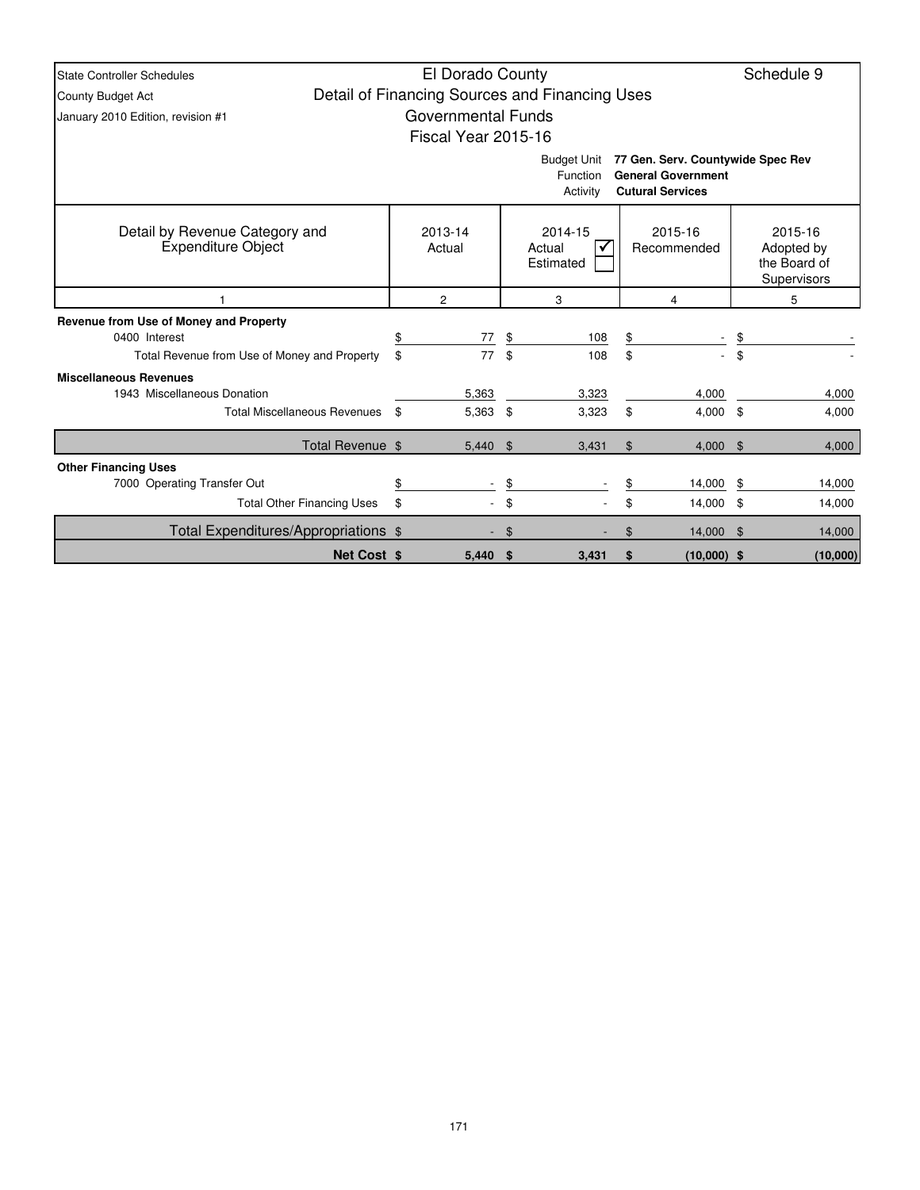State Controller Schedules
County Budget Act
January 2010 Edition, revision #1

# El Dorado County
## Detail of Financing Sources and Financing Uses
### Governmental Funds
### Fiscal Year 2015-16

Schedule 9

Budget Unit **77 Gen. Serv. Countywide Spec Rev**
Function **General Government**
Activity **Cutural Services**

| Detail by Revenue Category and Expenditure Object | 2013-14 Actual | 2014-15 Actual ☑ Estimated ☐ | 2015-16 Recommended | 2015-16 Adopted by the Board of Supervisors |
|---|---|---|---|---|
| 1 | 2 | 3 | 4 | 5 |
| **Revenue from Use of Money and Property** | | | | |
| 0400 Interest | $ 77 | $ 108 | $ - | $ - |
| Total Revenue from Use of Money and Property | $ 77 | $ 108 | $ - | $ - |
| **Miscellaneous Revenues** | | | | |
| 1943 Miscellaneous Donation | 5,363 | 3,323 | 4,000 | 4,000 |
| Total Miscellaneous Revenues | $ 5,363 | $ 3,323 | $ 4,000 | $ 4,000 |
| Total Revenue | $ 5,440 | $ 3,431 | $ 4,000 | $ 4,000 |
| **Other Financing Uses** | | | | |
| 7000 Operating Transfer Out | $ - | $ - | $ 14,000 | $ 14,000 |
| Total Other Financing Uses | $ - | $ - | $ 14,000 | $ 14,000 |
| Total Expenditures/Appropriations | $ - | $ - | $ 14,000 | $ 14,000 |
| **Net Cost** | **$ 5,440** | **$ 3,431** | **$ (10,000)** | **$ (10,000)** |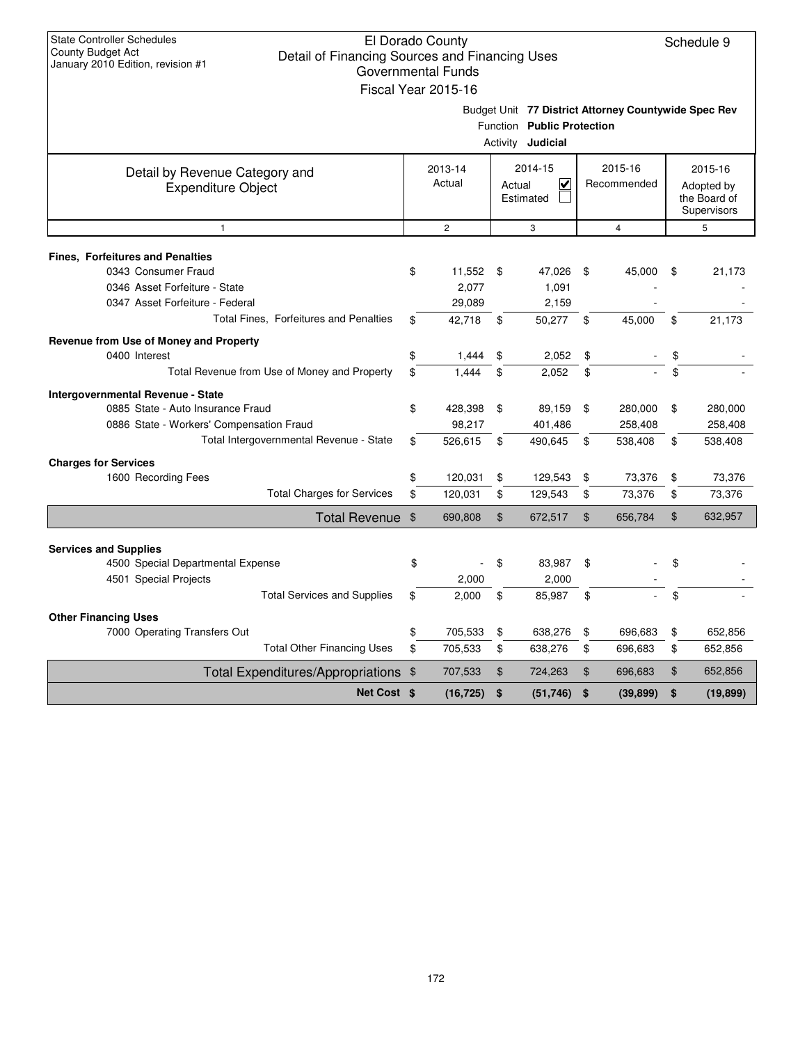State Controller Schedules
County Budget Act
January 2010 Edition, revision #1

# El Dorado County
## Detail of Financing Sources and Financing Uses
### Governmental Funds
### Fiscal Year 2015-16

Schedule 9

Budget Unit **77 District Attorney Countywide Spec Rev**
Function **Public Protection**
Activity **Judicial**

| Detail by Revenue Category and Expenditure Object | 2013-14 Actual | 2014-15 Actual ☑ Estimated ☐ | 2015-16 Recommended | 2015-16 Adopted by the Board of Supervisors |
|---|---|---|---|---|
| 1 | 2 | 3 | 4 | 5 |
| **Fines, Forfeitures and Penalties** | | | | |
| 0343 Consumer Fraud | $ 11,552 | $ 47,026 | $ 45,000 | $ 21,173 |
| 0346 Asset Forfeiture - State | 2,077 | 1,091 | - | - |
| 0347 Asset Forfeiture - Federal | 29,089 | 2,159 | - | - |
| Total Fines, Forfeitures and Penalties | $ 42,718 | $ 50,277 | $ 45,000 | $ 21,173 |
| **Revenue from Use of Money and Property** | | | | |
| 0400 Interest | $ 1,444 | $ 2,052 | $ - | $ - |
| Total Revenue from Use of Money and Property | $ 1,444 | $ 2,052 | $ - | $ - |
| **Intergovernmental Revenue - State** | | | | |
| 0885 State - Auto Insurance Fraud | $ 428,398 | $ 89,159 | $ 280,000 | $ 280,000 |
| 0886 State - Workers' Compensation Fraud | 98,217 | 401,486 | 258,408 | 258,408 |
| Total Intergovernmental Revenue - State | $ 526,615 | $ 490,645 | $ 538,408 | $ 538,408 |
| **Charges for Services** | | | | |
| 1600 Recording Fees | $ 120,031 | $ 129,543 | $ 73,376 | $ 73,376 |
| Total Charges for Services | $ 120,031 | $ 129,543 | $ 73,376 | $ 73,376 |
| **Total Revenue** | $ 690,808 | $ 672,517 | $ 656,784 | $ 632,957 |
| **Services and Supplies** | | | | |
| 4500 Special Departmental Expense | $ - | $ 83,987 | $ - | $ - |
| 4501 Special Projects | 2,000 | 2,000 | - | - |
| Total Services and Supplies | $ 2,000 | $ 85,987 | $ - | $ - |
| **Other Financing Uses** | | | | |
| 7000 Operating Transfers Out | $ 705,533 | $ 638,276 | $ 696,683 | $ 652,856 |
| Total Other Financing Uses | $ 705,533 | $ 638,276 | $ 696,683 | $ 652,856 |
| **Total Expenditures/Appropriations** | $ 707,533 | $ 724,263 | $ 696,683 | $ 652,856 |
| **Net Cost** | **$ (16,725)** | **$ (51,746)** | **$ (39,899)** | **$ (19,899)** |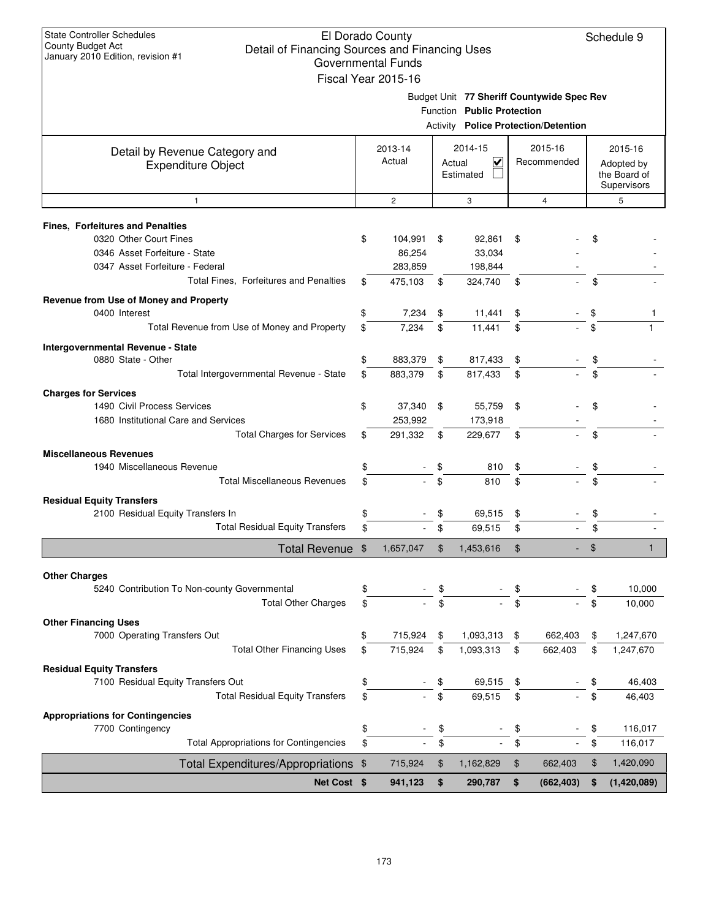State Controller Schedules
County Budget Act
January 2010 Edition, revision #1

# El Dorado County
## Detail of Financing Sources and Financing Uses
### Governmental Funds
### Fiscal Year 2015-16

Schedule 9

Budget Unit **77 Sheriff Countywide Spec Rev**
Function **Public Protection**
Activity **Police Protection/Detention**

| Detail by Revenue Category and Expenditure Object | 2013-14 Actual | 2014-15 Actual ☑ Estimated ☐ | 2015-16 Recommended | 2015-16 Adopted by the Board of Supervisors |
|---|---|---|---|---|
| 1 | 2 | 3 | 4 | 5 |
| **Fines, Forfeitures and Penalties** | | | | |
| 0320 Other Court Fines | $ 104,991 | $ 92,861 | $ - | $ - |
| 0346 Asset Forfeiture - State | 86,254 | 33,034 | - | - |
| 0347 Asset Forfeiture - Federal | 283,859 | 198,844 | - | - |
| Total Fines, Forfeitures and Penalties | $ 475,103 | $ 324,740 | $ - | $ - |
| **Revenue from Use of Money and Property** | | | | |
| 0400 Interest | $ 7,234 | $ 11,441 | $ - | $ 1 |
| Total Revenue from Use of Money and Property | $ 7,234 | $ 11,441 | $ - | $ 1 |
| **Intergovernmental Revenue - State** | | | | |
| 0880 State - Other | $ 883,379 | $ 817,433 | $ - | $ - |
| Total Intergovernmental Revenue - State | $ 883,379 | $ 817,433 | $ - | $ - |
| **Charges for Services** | | | | |
| 1490 Civil Process Services | $ 37,340 | $ 55,759 | $ - | $ - |
| 1680 Institutional Care and Services | 253,992 | 173,918 | - | - |
| Total Charges for Services | $ 291,332 | $ 229,677 | $ - | $ - |
| **Miscellaneous Revenues** | | | | |
| 1940 Miscellaneous Revenue | $ - | $ 810 | $ - | $ - |
| Total Miscellaneous Revenues | $ - | $ 810 | $ - | $ - |
| **Residual Equity Transfers** | | | | |
| 2100 Residual Equity Transfers In | $ - | $ 69,515 | $ - | $ - |
| Total Residual Equity Transfers | $ - | $ 69,515 | $ - | $ - |
| **Total Revenue** | $ 1,657,047 | $ 1,453,616 | $ - | $ 1 |
| **Other Charges** | | | | |
| 5240 Contribution To Non-county Governmental | $ - | $ - | $ - | $ 10,000 |
| Total Other Charges | $ - | $ - | $ - | $ 10,000 |
| **Other Financing Uses** | | | | |
| 7000 Operating Transfers Out | $ 715,924 | $ 1,093,313 | $ 662,403 | $ 1,247,670 |
| Total Other Financing Uses | $ 715,924 | $ 1,093,313 | $ 662,403 | $ 1,247,670 |
| **Residual Equity Transfers** | | | | |
| 7100 Residual Equity Transfers Out | $ - | $ 69,515 | $ - | $ 46,403 |
| Total Residual Equity Transfers | $ - | $ 69,515 | $ - | $ 46,403 |
| **Appropriations for Contingencies** | | | | |
| 7700 Contingency | $ - | $ - | $ - | $ 116,017 |
| Total Appropriations for Contingencies | $ - | $ - | $ - | $ 116,017 |
| **Total Expenditures/Appropriations** | $ 715,924 | $ 1,162,829 | $ 662,403 | $ 1,420,090 |
| **Net Cost** | **$ 941,123** | **$ 290,787** | **$ (662,403)** | **$ (1,420,089)** |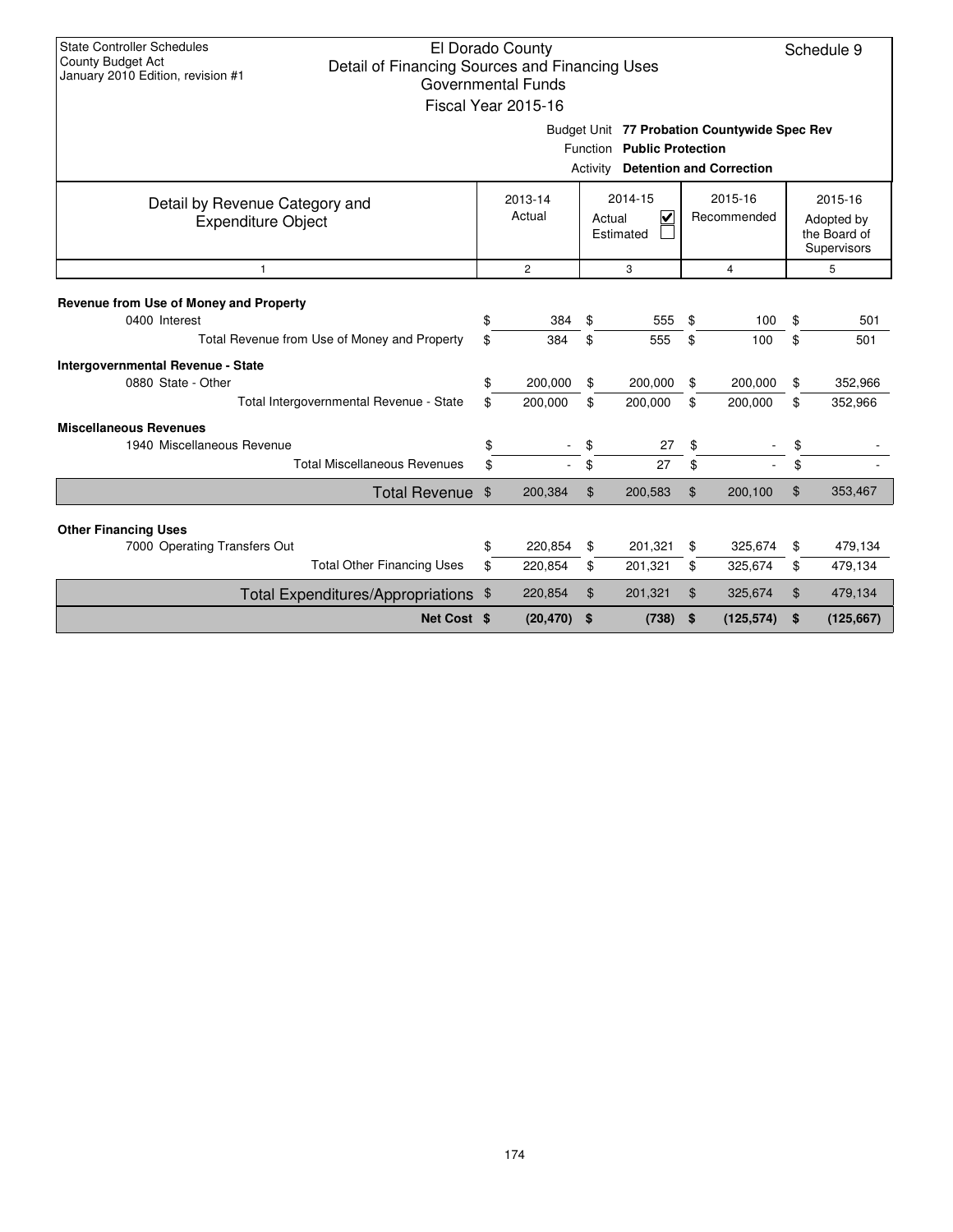State Controller Schedules
County Budget Act
January 2010 Edition, revision #1

# El Dorado County
## Detail of Financing Sources and Financing Uses
### Governmental Funds
### Fiscal Year 2015-16

Schedule 9

Budget Unit **77 Probation Countywide Spec Rev**
Function **Public Protection**
Activity **Detention and Correction**

| Detail by Revenue Category and Expenditure Object | 2013-14 Actual | 2014-15 Actual ☑ Estimated ☐ | 2015-16 Recommended | 2015-16 Adopted by the Board of Supervisors |
|---|---|---|---|---|
| 1 | 2 | 3 | 4 | 5 |
| **Revenue from Use of Money and Property** | | | | |
| 0400 Interest | $ 384 | $ 555 | $ 100 | $ 501 |
| Total Revenue from Use of Money and Property | $ 384 | $ 555 | $ 100 | $ 501 |
| **Intergovernmental Revenue - State** | | | | |
| 0880 State - Other | $ 200,000 | $ 200,000 | $ 200,000 | $ 352,966 |
| Total Intergovernmental Revenue - State | $ 200,000 | $ 200,000 | $ 200,000 | $ 352,966 |
| **Miscellaneous Revenues** | | | | |
| 1940 Miscellaneous Revenue | $ - | $ 27 | $ - | $ - |
| Total Miscellaneous Revenues | $ - | $ 27 | $ - | $ - |
| **Total Revenue** | $ 200,384 | $ 200,583 | $ 200,100 | $ 353,467 |
| **Other Financing Uses** | | | | |
| 7000 Operating Transfers Out | $ 220,854 | $ 201,321 | $ 325,674 | $ 479,134 |
| Total Other Financing Uses | $ 220,854 | $ 201,321 | $ 325,674 | $ 479,134 |
| **Total Expenditures/Appropriations** | $ 220,854 | $ 201,321 | $ 325,674 | $ 479,134 |
| **Net Cost** | **$ (20,470)** | **$ (738)** | **$ (125,574)** | **$ (125,667)** |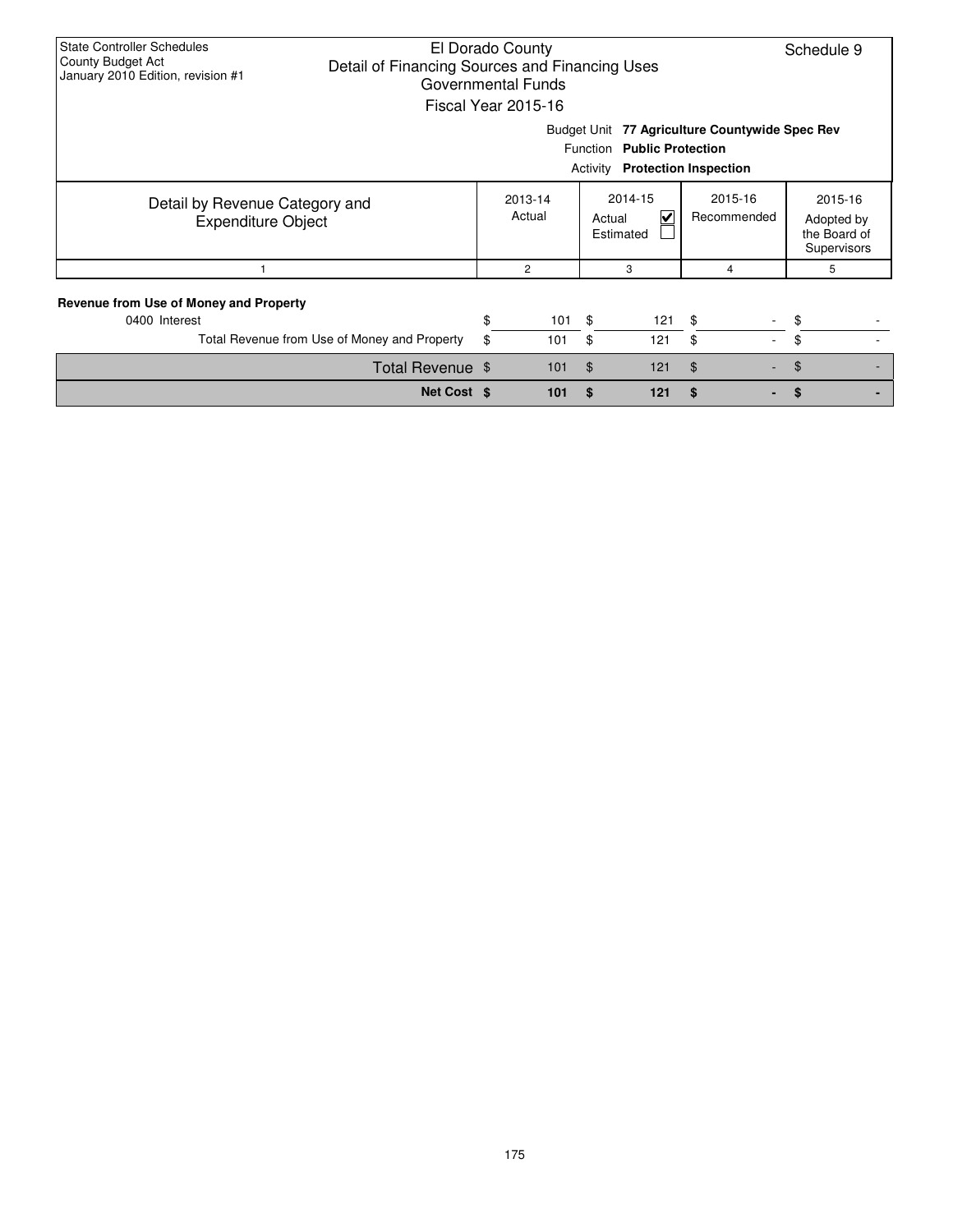State Controller Schedules
County Budget Act
January 2010 Edition, revision #1

# El Dorado County
## Detail of Financing Sources and Financing Uses
### Governmental Funds
### Fiscal Year 2015-16

Schedule 9

Budget Unit **77 Agriculture Countywide Spec Rev**
Function **Public Protection**
Activity **Protection Inspection**

| Detail by Revenue Category and Expenditure Object | 2013-14 Actual | 2014-15 Actual ☑ Estimated ☐ | 2015-16 Recommended | 2015-16 Adopted by the Board of Supervisors |
|---|---|---|---|---|
| 1 | 2 | 3 | 4 | 5 |
| **Revenue from Use of Money and Property** | | | | |
| 0400 Interest | $ 101 | $ 121 | $ - | $ - |
| Total Revenue from Use of Money and Property | $ 101 | $ 121 | $ - | $ - |
| Total Revenue | $ 101 | $ 121 | $ - | $ - |
| **Net Cost** | **$ 101** | **$ 121** | **$ -** | **$ -** |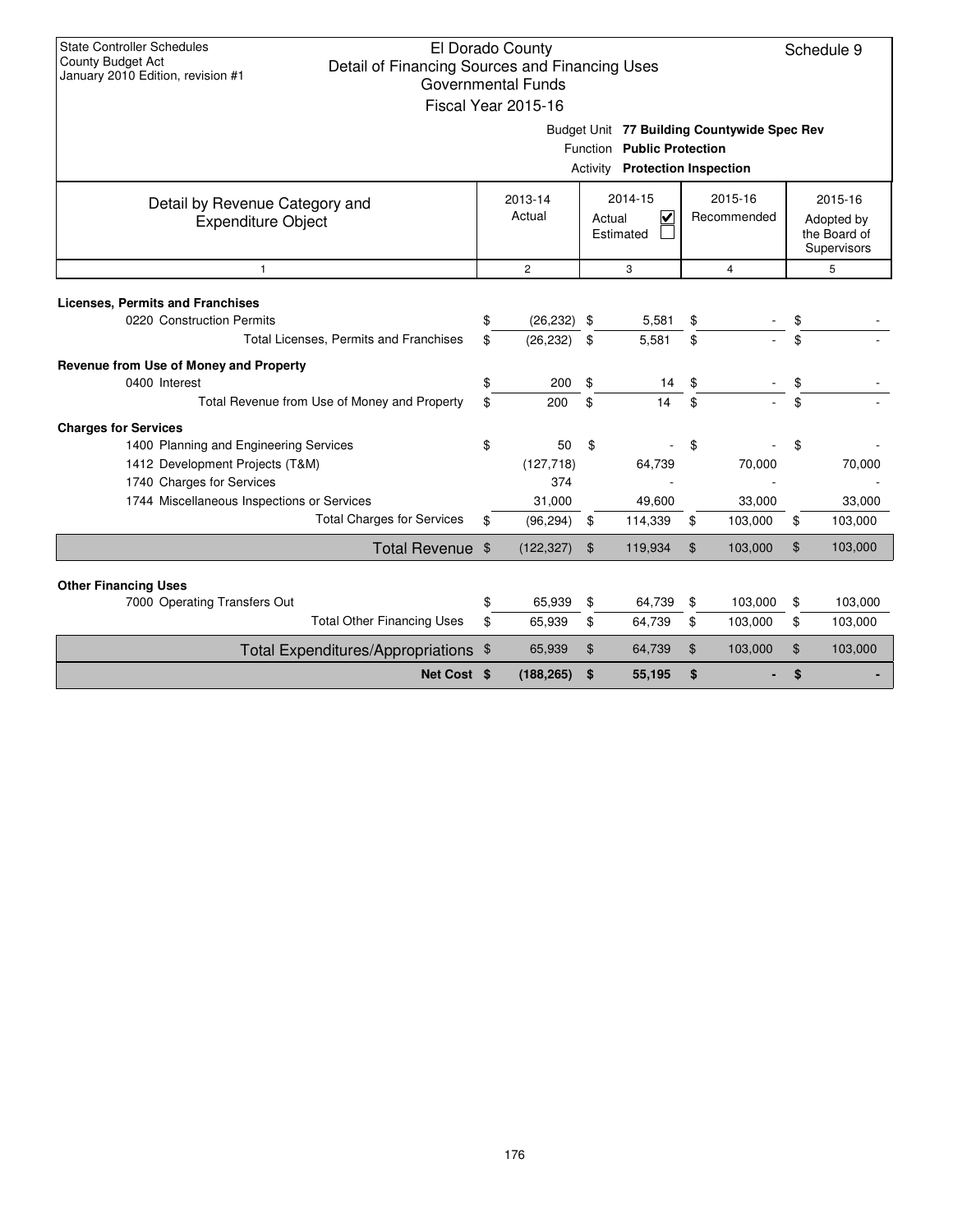State Controller Schedules
County Budget Act
January 2010 Edition, revision #1

# El Dorado County
## Detail of Financing Sources and Financing Uses
### Governmental Funds
### Fiscal Year 2015-16

Schedule 9

Budget Unit **77 Building Countywide Spec Rev**
Function **Public Protection**
Activity **Protection Inspection**

| Detail by Revenue Category and Expenditure Object | 2013-14 Actual | 2014-15 Actual ☑ Estimated ☐ | 2015-16 Recommended | 2015-16 Adopted by the Board of Supervisors |
|---|---|---|---|---|
| 1 | 2 | 3 | 4 | 5 |
| **Licenses, Permits and Franchises** | | | | |
| 0220 Construction Permits | $ (26,232) | $ 5,581 | $ - | $ - |
| Total Licenses, Permits and Franchises | $ (26,232) | $ 5,581 | $ - | $ - |
| **Revenue from Use of Money and Property** | | | | |
| 0400 Interest | $ 200 | $ 14 | $ - | $ - |
| Total Revenue from Use of Money and Property | $ 200 | $ 14 | $ - | $ - |
| **Charges for Services** | | | | |
| 1400 Planning and Engineering Services | $ 50 | $ - | $ - | $ - |
| 1412 Development Projects (T&M) | (127,718) | 64,739 | 70,000 | 70,000 |
| 1740 Charges for Services | 374 | - | - | - |
| 1744 Miscellaneous Inspections or Services | 31,000 | 49,600 | 33,000 | 33,000 |
| Total Charges for Services | $ (96,294) | $ 114,339 | $ 103,000 | $ 103,000 |
| **Total Revenue** | $ (122,327) | $ 119,934 | $ 103,000 | $ 103,000 |
| **Other Financing Uses** | | | | |
| 7000 Operating Transfers Out | $ 65,939 | $ 64,739 | $ 103,000 | $ 103,000 |
| Total Other Financing Uses | $ 65,939 | $ 64,739 | $ 103,000 | $ 103,000 |
| **Total Expenditures/Appropriations** | $ 65,939 | $ 64,739 | $ 103,000 | $ 103,000 |
| **Net Cost** | **$ (188,265)** | **$ 55,195** | **$ -** | **$ -** |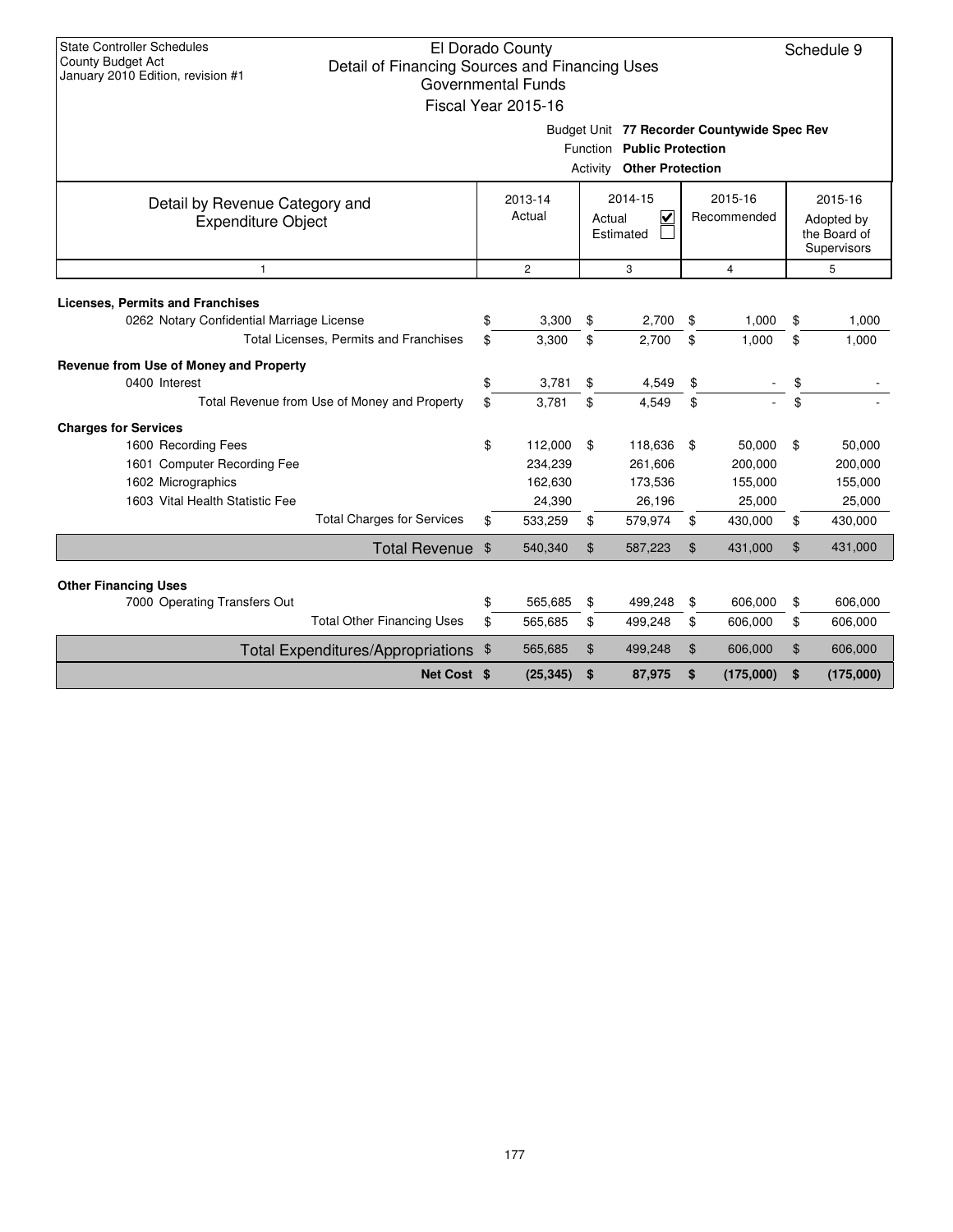State Controller Schedules
County Budget Act
January 2010 Edition, revision #1

# El Dorado County
## Detail of Financing Sources and Financing Uses
### Governmental Funds
### Fiscal Year 2015-16

Schedule 9

Budget Unit **77 Recorder Countywide Spec Rev**
Function **Public Protection**
Activity **Other Protection**

| Detail by Revenue Category and Expenditure Object | 2013-14 Actual | 2014-15 Actual ☑ Estimated ☐ | 2015-16 Recommended | 2015-16 Adopted by the Board of Supervisors |
|---|---|---|---|---|
| 1 | 2 | 3 | 4 | 5 |
| **Licenses, Permits and Franchises** | | | | |
| 0262 Notary Confidential Marriage License | $ 3,300 | $ 2,700 | $ 1,000 | $ 1,000 |
| Total Licenses, Permits and Franchises | $ 3,300 | $ 2,700 | $ 1,000 | $ 1,000 |
| **Revenue from Use of Money and Property** | | | | |
| 0400 Interest | $ 3,781 | $ 4,549 | $ - | $ - |
| Total Revenue from Use of Money and Property | $ 3,781 | $ 4,549 | $ - | $ - |
| **Charges for Services** | | | | |
| 1600 Recording Fees | $ 112,000 | $ 118,636 | $ 50,000 | $ 50,000 |
| 1601 Computer Recording Fee | 234,239 | 261,606 | 200,000 | 200,000 |
| 1602 Micrographics | 162,630 | 173,536 | 155,000 | 155,000 |
| 1603 Vital Health Statistic Fee | 24,390 | 26,196 | 25,000 | 25,000 |
| Total Charges for Services | $ 533,259 | $ 579,974 | $ 430,000 | $ 430,000 |
| **Total Revenue** | $ 540,340 | $ 587,223 | $ 431,000 | $ 431,000 |
| **Other Financing Uses** | | | | |
| 7000 Operating Transfers Out | $ 565,685 | $ 499,248 | $ 606,000 | $ 606,000 |
| Total Other Financing Uses | $ 565,685 | $ 499,248 | $ 606,000 | $ 606,000 |
| **Total Expenditures/Appropriations** | $ 565,685 | $ 499,248 | $ 606,000 | $ 606,000 |
| **Net Cost** | **$ (25,345)** | **$ 87,975** | **$ (175,000)** | **$ (175,000)** |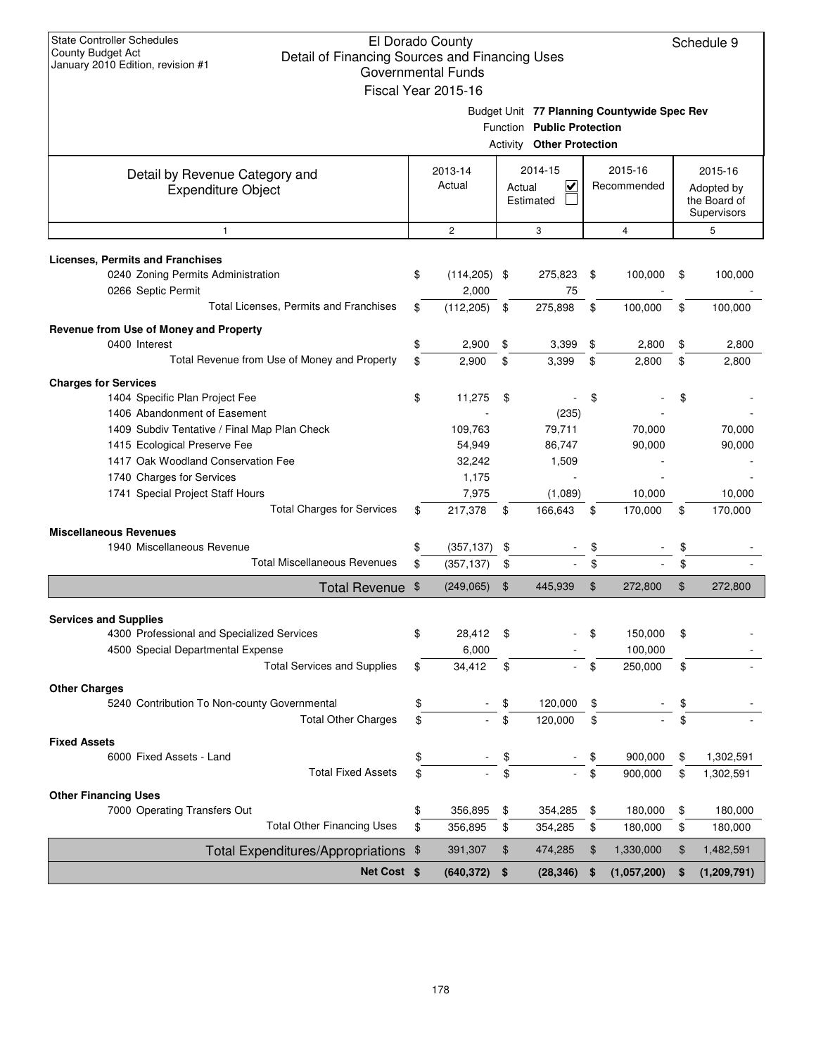State Controller Schedules
County Budget Act
January 2010 Edition, revision #1

# El Dorado County
## Detail of Financing Sources and Financing Uses
### Governmental Funds
### Fiscal Year 2015-16

Schedule 9

Budget Unit **77 Planning Countywide Spec Rev**
Function **Public Protection**
Activity **Other Protection**

| Detail by Revenue Category and Expenditure Object | 2013-14 Actual | 2014-15 Actual ☑ Estimated ☐ | 2015-16 Recommended | 2015-16 Adopted by the Board of Supervisors |
|---|---|---|---|---|
| 1 | 2 | 3 | 4 | 5 |
| **Licenses, Permits and Franchises** | | | | |
| 0240 Zoning Permits Administration | $ (114,205) | $ 275,823 | $ 100,000 | $ 100,000 |
| 0266 Septic Permit | 2,000 | 75 | - | - |
| Total Licenses, Permits and Franchises | $ (112,205) | $ 275,898 | $ 100,000 | $ 100,000 |
| **Revenue from Use of Money and Property** | | | | |
| 0400 Interest | $ 2,900 | $ 3,399 | $ 2,800 | $ 2,800 |
| Total Revenue from Use of Money and Property | $ 2,900 | $ 3,399 | $ 2,800 | $ 2,800 |
| **Charges for Services** | | | | |
| 1404 Specific Plan Project Fee | $ 11,275 | $ - | $ - | $ - |
| 1406 Abandonment of Easement | - | (235) | - | - |
| 1409 Subdiv Tentative / Final Map Plan Check | 109,763 | 79,711 | 70,000 | 70,000 |
| 1415 Ecological Preserve Fee | 54,949 | 86,747 | 90,000 | 90,000 |
| 1417 Oak Woodland Conservation Fee | 32,242 | 1,509 | - | - |
| 1740 Charges for Services | 1,175 | - | - | - |
| 1741 Special Project Staff Hours | 7,975 | (1,089) | 10,000 | 10,000 |
| Total Charges for Services | $ 217,378 | $ 166,643 | $ 170,000 | $ 170,000 |
| **Miscellaneous Revenues** | | | | |
| 1940 Miscellaneous Revenue | $ (357,137) | $ - | $ - | $ - |
| Total Miscellaneous Revenues | $ (357,137) | $ - | $ - | $ - |
| **Total Revenue** | $ (249,065) | $ 445,939 | $ 272,800 | $ 272,800 |
| **Services and Supplies** | | | | |
| 4300 Professional and Specialized Services | $ 28,412 | $ - | $ 150,000 | $ - |
| 4500 Special Departmental Expense | 6,000 | - | 100,000 | - |
| Total Services and Supplies | $ 34,412 | $ - | $ 250,000 | $ - |
| **Other Charges** | | | | |
| 5240 Contribution To Non-county Governmental | $ - | $ 120,000 | $ - | $ - |
| Total Other Charges | $ - | $ 120,000 | $ - | $ - |
| **Fixed Assets** | | | | |
| 6000 Fixed Assets - Land | $ - | $ - | $ 900,000 | $ 1,302,591 |
| Total Fixed Assets | $ - | $ - | $ 900,000 | $ 1,302,591 |
| **Other Financing Uses** | | | | |
| 7000 Operating Transfers Out | $ 356,895 | $ 354,285 | $ 180,000 | $ 180,000 |
| Total Other Financing Uses | $ 356,895 | $ 354,285 | $ 180,000 | $ 180,000 |
| **Total Expenditures/Appropriations** | $ 391,307 | $ 474,285 | $ 1,330,000 | $ 1,482,591 |
| **Net Cost** | **$ (640,372)** | **$ (28,346)** | **$ (1,057,200)** | **$ (1,209,791)** |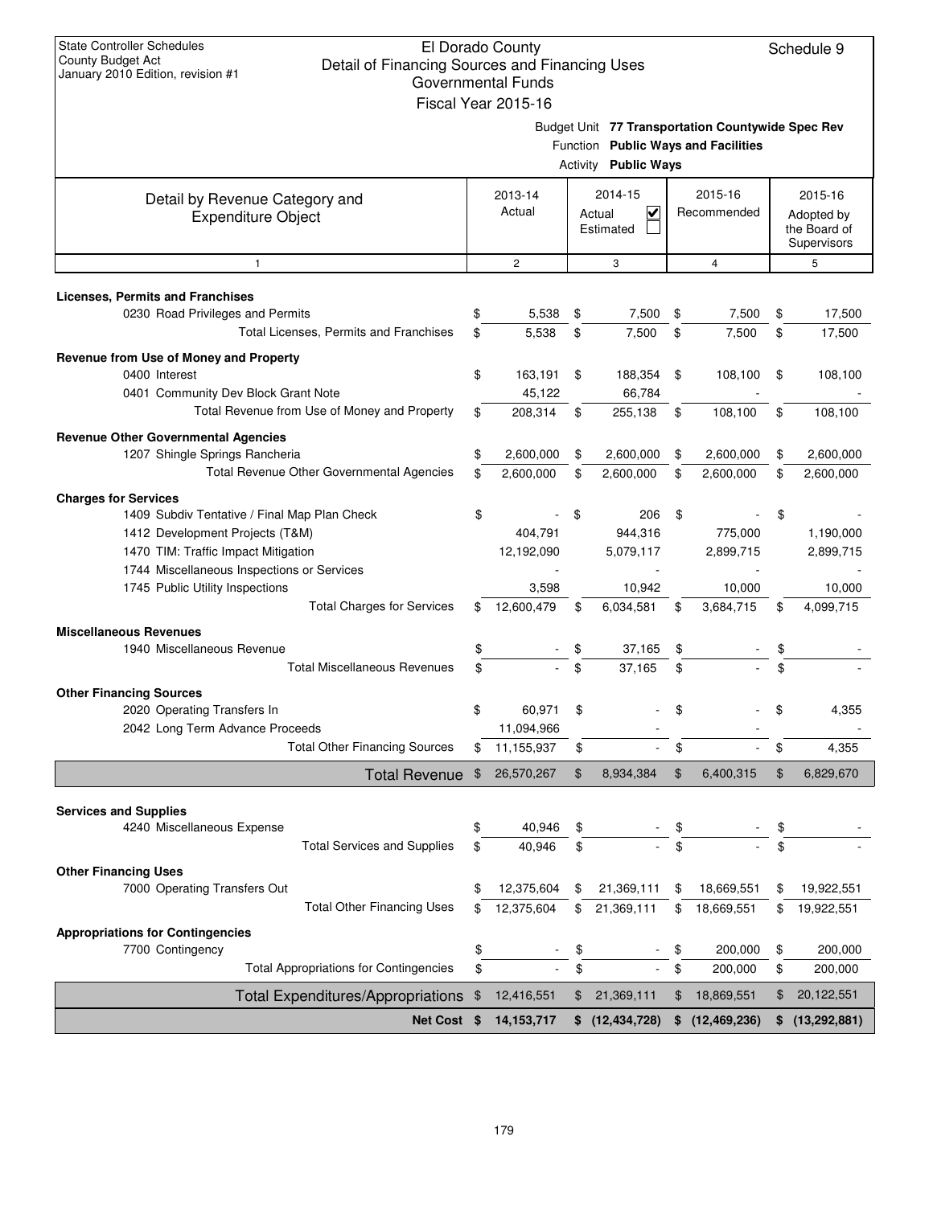State Controller Schedules
County Budget Act
January 2010 Edition, revision #1

# El Dorado County
## Detail of Financing Sources and Financing Uses
### Governmental Funds
### Fiscal Year 2015-16

Schedule 9

Budget Unit **77 Transportation Countywide Spec Rev**
Function **Public Ways and Facilities**
Activity **Public Ways**

| Detail by Revenue Category and Expenditure Object | 2013-14 Actual | 2014-15 Actual ☑ Estimated ☐ | 2015-16 Recommended | 2015-16 Adopted by the Board of Supervisors |
|---|---|---|---|---|
| 1 | 2 | 3 | 4 | 5 |
| **Licenses, Permits and Franchises** | | | | |
| 0230 Road Privileges and Permits | $ 5,538 | $ 7,500 | $ 7,500 | $ 17,500 |
| Total Licenses, Permits and Franchises | $ 5,538 | $ 7,500 | $ 7,500 | $ 17,500 |
| **Revenue from Use of Money and Property** | | | | |
| 0400 Interest | $ 163,191 | $ 188,354 | $ 108,100 | $ 108,100 |
| 0401 Community Dev Block Grant Note | 45,122 | 66,784 | - | - |
| Total Revenue from Use of Money and Property | $ 208,314 | $ 255,138 | $ 108,100 | $ 108,100 |
| **Revenue Other Governmental Agencies** | | | | |
| 1207 Shingle Springs Rancheria | $ 2,600,000 | $ 2,600,000 | $ 2,600,000 | $ 2,600,000 |
| Total Revenue Other Governmental Agencies | $ 2,600,000 | $ 2,600,000 | $ 2,600,000 | $ 2,600,000 |
| **Charges for Services** | | | | |
| 1409 Subdiv Tentative / Final Map Plan Check | $ - | $ 206 | $ - | $ - |
| 1412 Development Projects (T&M) | 404,791 | 944,316 | 775,000 | 1,190,000 |
| 1470 TIM: Traffic Impact Mitigation | 12,192,090 | 5,079,117 | 2,899,715 | 2,899,715 |
| 1744 Miscellaneous Inspections or Services | - | - | - | - |
| 1745 Public Utility Inspections | 3,598 | 10,942 | 10,000 | 10,000 |
| Total Charges for Services | $ 12,600,479 | $ 6,034,581 | $ 3,684,715 | $ 4,099,715 |
| **Miscellaneous Revenues** | | | | |
| 1940 Miscellaneous Revenue | $ - | $ 37,165 | $ - | $ - |
| Total Miscellaneous Revenues | $ - | $ 37,165 | $ - | $ - |
| **Other Financing Sources** | | | | |
| 2020 Operating Transfers In | $ 60,971 | $ - | $ - | $ 4,355 |
| 2042 Long Term Advance Proceeds | 11,094,966 | - | - | - |
| Total Other Financing Sources | $ 11,155,937 | $ - | $ - | $ 4,355 |
| **Total Revenue** | $ 26,570,267 | $ 8,934,384 | $ 6,400,315 | $ 6,829,670 |
| **Services and Supplies** | | | | |
| 4240 Miscellaneous Expense | $ 40,946 | $ - | $ - | $ - |
| Total Services and Supplies | $ 40,946 | $ - | $ - | $ - |
| **Other Financing Uses** | | | | |
| 7000 Operating Transfers Out | $ 12,375,604 | $ 21,369,111 | $ 18,669,551 | $ 19,922,551 |
| Total Other Financing Uses | $ 12,375,604 | $ 21,369,111 | $ 18,669,551 | $ 19,922,551 |
| **Appropriations for Contingencies** | | | | |
| 7700 Contingency | $ - | $ - | $ 200,000 | $ 200,000 |
| Total Appropriations for Contingencies | $ - | $ - | $ 200,000 | $ 200,000 |
| **Total Expenditures/Appropriations** | $ 12,416,551 | $ 21,369,111 | $ 18,869,551 | $ 20,122,551 |
| **Net Cost** | **$ 14,153,717** | **$ (12,434,728)** | **$ (12,469,236)** | **$ (13,292,881)** |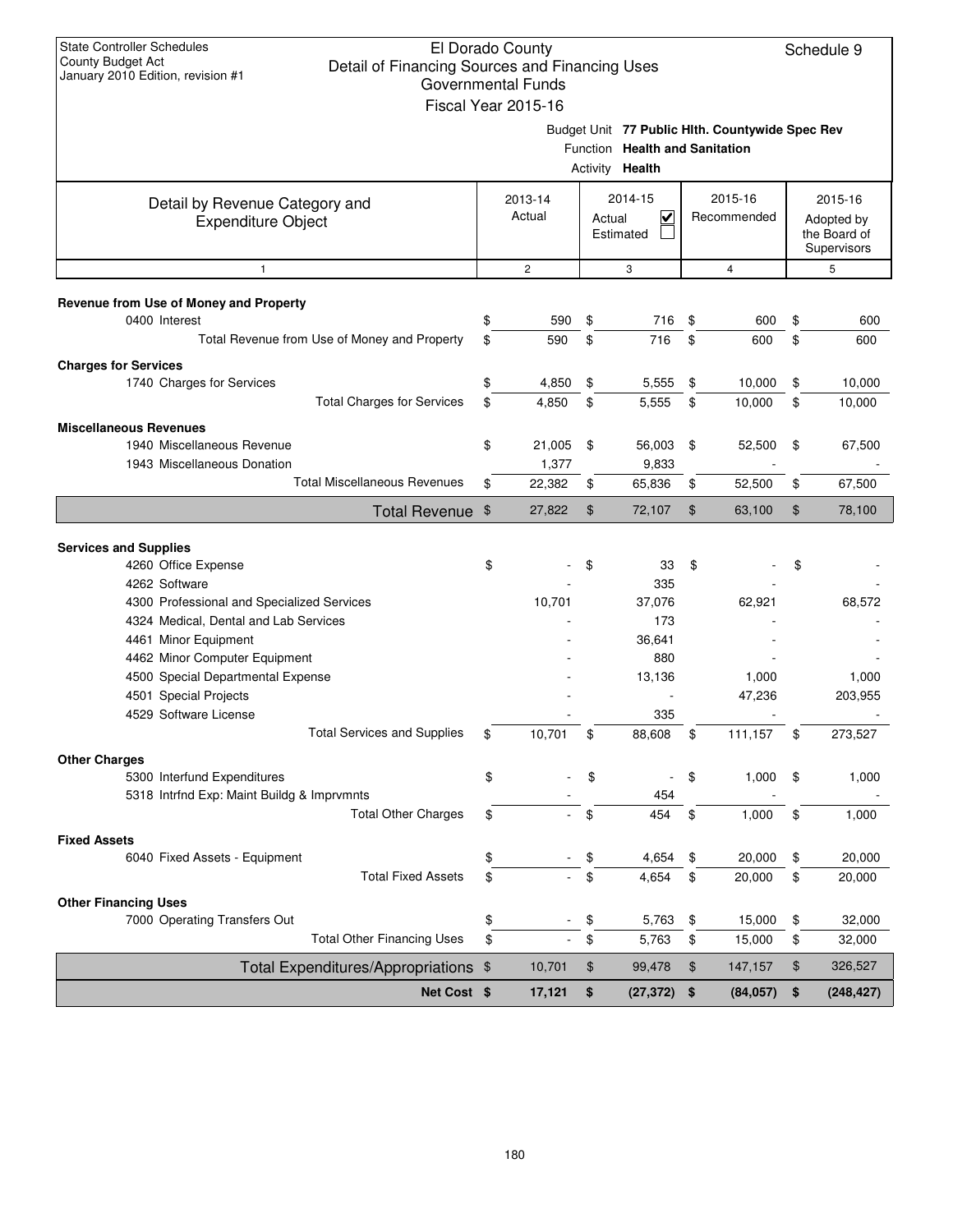State Controller Schedules
County Budget Act
January 2010 Edition, revision #1

# El Dorado County
## Detail of Financing Sources and Financing Uses
### Governmental Funds
### Fiscal Year 2015-16

Schedule 9

Budget Unit **77 Public Hlth. Countywide Spec Rev**
Function **Health and Sanitation**
Activity **Health**

| Detail by Revenue Category and Expenditure Object | 2013-14 Actual | 2014-15 Actual ☑ Estimated ☐ | 2015-16 Recommended | 2015-16 Adopted by the Board of Supervisors |
|---|---|---|---|---|
| 1 | 2 | 3 | 4 | 5 |
| **Revenue from Use of Money and Property** | | | | |
| 0400 Interest | $ 590 | $ 716 | $ 600 | $ 600 |
| Total Revenue from Use of Money and Property | $ 590 | $ 716 | $ 600 | $ 600 |
| **Charges for Services** | | | | |
| 1740 Charges for Services | $ 4,850 | $ 5,555 | $ 10,000 | $ 10,000 |
| Total Charges for Services | $ 4,850 | $ 5,555 | $ 10,000 | $ 10,000 |
| **Miscellaneous Revenues** | | | | |
| 1940 Miscellaneous Revenue | $ 21,005 | $ 56,003 | $ 52,500 | $ 67,500 |
| 1943 Miscellaneous Donation | 1,377 | 9,833 | - | - |
| Total Miscellaneous Revenues | $ 22,382 | $ 65,836 | $ 52,500 | $ 67,500 |
| **Total Revenue** | $ 27,822 | $ 72,107 | $ 63,100 | $ 78,100 |
| **Services and Supplies** | | | | |
| 4260 Office Expense | $ - | $ 33 | $ - | $ - |
| 4262 Software | - | 335 | - | - |
| 4300 Professional and Specialized Services | 10,701 | 37,076 | 62,921 | 68,572 |
| 4324 Medical, Dental and Lab Services | - | 173 | - | - |
| 4461 Minor Equipment | - | 36,641 | - | - |
| 4462 Minor Computer Equipment | - | 880 | - | - |
| 4500 Special Departmental Expense | - | 13,136 | 1,000 | 1,000 |
| 4501 Special Projects | - | - | 47,236 | 203,955 |
| 4529 Software License | - | 335 | - | - |
| Total Services and Supplies | $ 10,701 | $ 88,608 | $ 111,157 | $ 273,527 |
| **Other Charges** | | | | |
| 5300 Interfund Expenditures | $ - | $ - | $ 1,000 | $ 1,000 |
| 5318 Intrfnd Exp: Maint Buildg & Imprvmnts | - | 454 | - | - |
| Total Other Charges | $ - | $ 454 | $ 1,000 | $ 1,000 |
| **Fixed Assets** | | | | |
| 6040 Fixed Assets - Equipment | $ - | $ 4,654 | $ 20,000 | $ 20,000 |
| Total Fixed Assets | $ - | $ 4,654 | $ 20,000 | $ 20,000 |
| **Other Financing Uses** | | | | |
| 7000 Operating Transfers Out | $ - | $ 5,763 | $ 15,000 | $ 32,000 |
| Total Other Financing Uses | $ - | $ 5,763 | $ 15,000 | $ 32,000 |
| **Total Expenditures/Appropriations** | $ 10,701 | $ 99,478 | $ 147,157 | $ 326,527 |
| **Net Cost** | **$ 17,121** | **$ (27,372)** | **$ (84,057)** | **$ (248,427)** |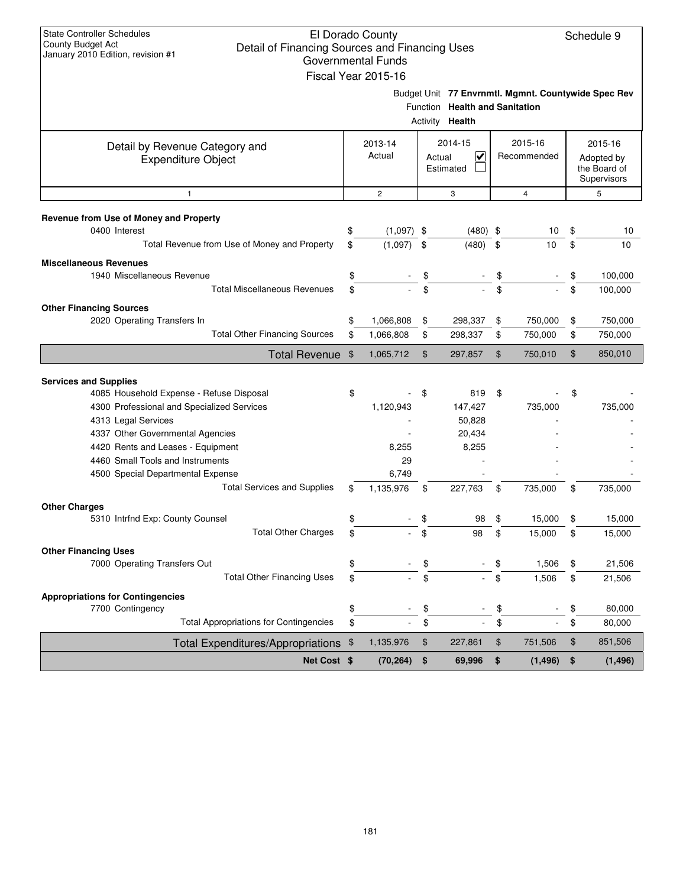State Controller Schedules
County Budget Act
January 2010 Edition, revision #1

# El Dorado County
## Detail of Financing Sources and Financing Uses
## Governmental Funds
## Fiscal Year 2015-16

Schedule 9

Budget Unit **77 Envrnmtl. Mgmnt. Countywide Spec Rev**
Function **Health and Sanitation**
Activity **Health**

| Detail by Revenue Category and Expenditure Object | 2013-14 Actual | 2014-15 Actual ☑ Estimated ☐ | 2015-16 Recommended | 2015-16 Adopted by the Board of Supervisors |
|---|---|---|---|---|
| 1 | 2 | 3 | 4 | 5 |
| **Revenue from Use of Money and Property** | | | | |
| 0400 Interest | $ (1,097) | $ (480) | $ 10 | $ 10 |
| Total Revenue from Use of Money and Property | $ (1,097) | $ (480) | $ 10 | $ 10 |
| **Miscellaneous Revenues** | | | | |
| 1940 Miscellaneous Revenue | $ - | $ - | $ - | $ 100,000 |
| Total Miscellaneous Revenues | $ - | $ - | $ - | $ 100,000 |
| **Other Financing Sources** | | | | |
| 2020 Operating Transfers In | $ 1,066,808 | $ 298,337 | $ 750,000 | $ 750,000 |
| Total Other Financing Sources | $ 1,066,808 | $ 298,337 | $ 750,000 | $ 750,000 |
| **Total Revenue** | $ 1,065,712 | $ 297,857 | $ 750,010 | $ 850,010 |
| **Services and Supplies** | | | | |
| 4085 Household Expense - Refuse Disposal | $ - | $ 819 | $ - | $ - |
| 4300 Professional and Specialized Services | 1,120,943 | 147,427 | 735,000 | 735,000 |
| 4313 Legal Services | - | 50,828 | - | - |
| 4337 Other Governmental Agencies | - | 20,434 | - | - |
| 4420 Rents and Leases - Equipment | 8,255 | 8,255 | - | - |
| 4460 Small Tools and Instruments | 29 | - | - | - |
| 4500 Special Departmental Expense | 6,749 | - | - | - |
| Total Services and Supplies | $ 1,135,976 | $ 227,763 | $ 735,000 | $ 735,000 |
| **Other Charges** | | | | |
| 5310 Intrfnd Exp: County Counsel | $ - | $ 98 | $ 15,000 | $ 15,000 |
| Total Other Charges | $ - | $ 98 | $ 15,000 | $ 15,000 |
| **Other Financing Uses** | | | | |
| 7000 Operating Transfers Out | $ - | $ - | $ 1,506 | $ 21,506 |
| Total Other Financing Uses | $ - | $ - | $ 1,506 | $ 21,506 |
| **Appropriations for Contingencies** | | | | |
| 7700 Contingency | $ - | $ - | $ - | $ 80,000 |
| Total Appropriations for Contingencies | $ - | $ - | $ - | $ 80,000 |
| **Total Expenditures/Appropriations** | $ 1,135,976 | $ 227,861 | $ 751,506 | $ 851,506 |
| **Net Cost** | **$ (70,264)** | **$ 69,996** | **$ (1,496)** | **$ (1,496)** |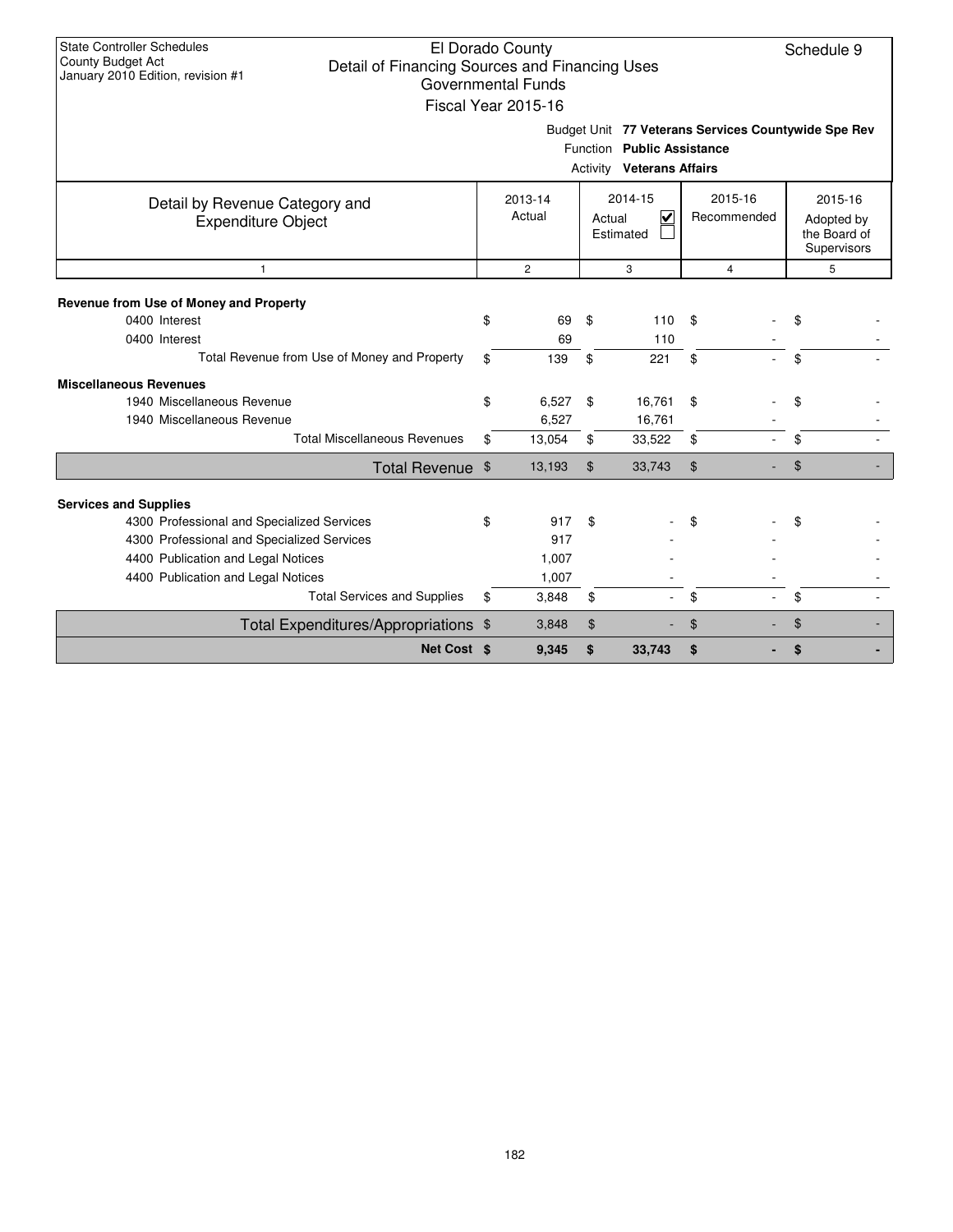State Controller Schedules
County Budget Act
January 2010 Edition, revision #1

# El Dorado County
## Detail of Financing Sources and Financing Uses
### Governmental Funds
### Fiscal Year 2015-16

Schedule 9

Budget Unit **77 Veterans Services Countywide Spe Rev**
Function **Public Assistance**
Activity **Veterans Affairs**

| Detail by Revenue Category and Expenditure Object | 2013-14 Actual | 2014-15 Actual ☑ Estimated ☐ | 2015-16 Recommended | 2015-16 Adopted by the Board of Supervisors |
|---|---|---|---|---|
| 1 | 2 | 3 | 4 | 5 |
| **Revenue from Use of Money and Property** | | | | |
| 0400 Interest | $ 69 | $ 110 | $ - | $ - |
| 0400 Interest | 69 | 110 | - | - |
| Total Revenue from Use of Money and Property | $ 139 | $ 221 | $ - | $ - |
| **Miscellaneous Revenues** | | | | |
| 1940 Miscellaneous Revenue | $ 6,527 | $ 16,761 | $ - | $ - |
| 1940 Miscellaneous Revenue | 6,527 | 16,761 | - | - |
| Total Miscellaneous Revenues | $ 13,054 | $ 33,522 | $ - | $ - |
| **Total Revenue** | $ 13,193 | $ 33,743 | $ - | $ - |
| **Services and Supplies** | | | | |
| 4300 Professional and Specialized Services | $ 917 | $ - | $ - | $ - |
| 4300 Professional and Specialized Services | 917 | - | - | - |
| 4400 Publication and Legal Notices | 1,007 | - | - | - |
| 4400 Publication and Legal Notices | 1,007 | - | - | - |
| Total Services and Supplies | $ 3,848 | $ - | $ - | $ - |
| **Total Expenditures/Appropriations** | $ 3,848 | $ - | $ - | $ - |
| **Net Cost** | **$ 9,345** | **$ 33,743** | **$ -** | **$ -** |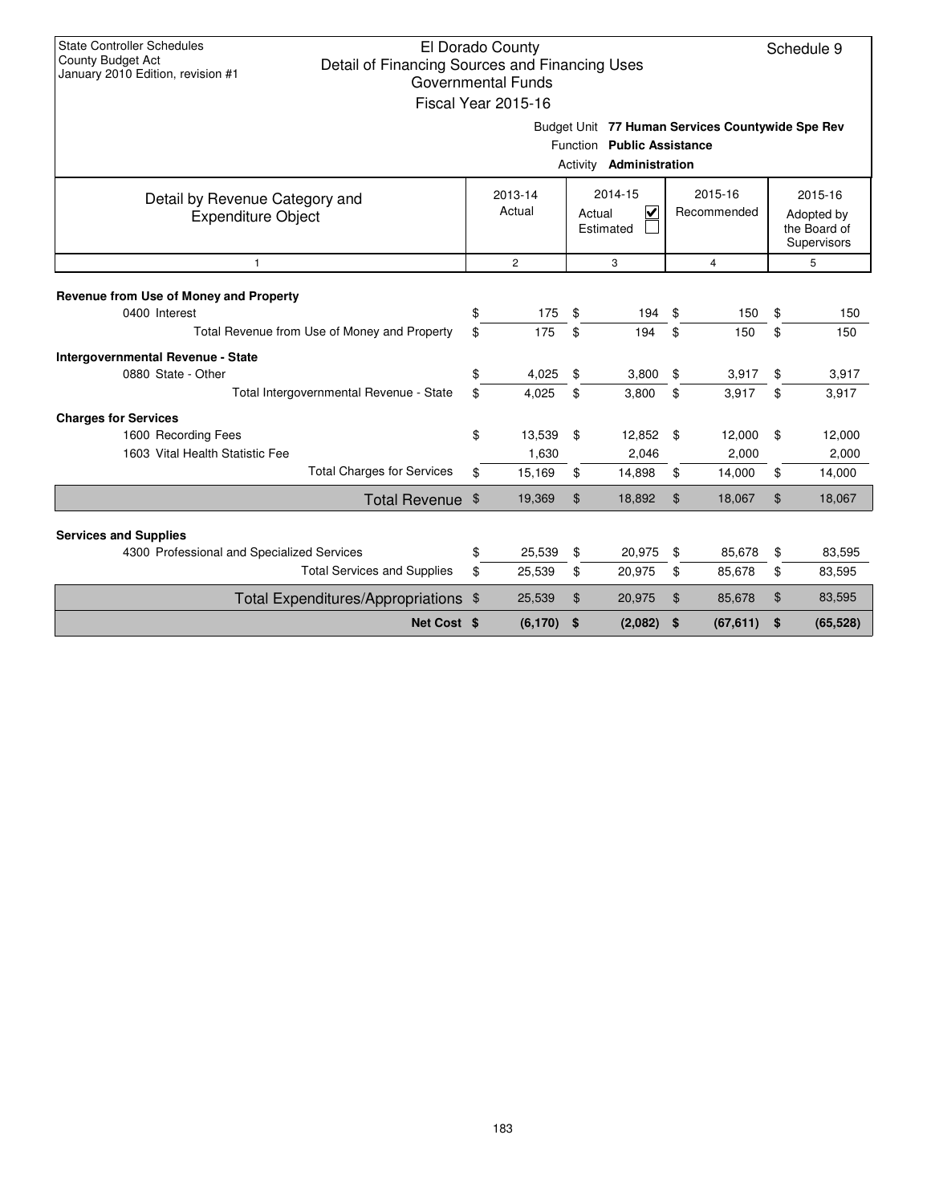State Controller Schedules
County Budget Act
January 2010 Edition, revision #1

# El Dorado County
## Detail of Financing Sources and Financing Uses
### Governmental Funds
### Fiscal Year 2015-16

Schedule 9

Budget Unit **77 Human Services Countywide Spe Rev**
Function **Public Assistance**
Activity **Administration**

| Detail by Revenue Category and Expenditure Object | 2013-14 Actual | 2014-15 Actual ☑ Estimated ☐ | 2015-16 Recommended | 2015-16 Adopted by the Board of Supervisors |
|---|---|---|---|---|
| 1 | 2 | 3 | 4 | 5 |
| **Revenue from Use of Money and Property** | | | | |
| 0400 Interest | $ 175 | $ 194 | $ 150 | $ 150 |
| Total Revenue from Use of Money and Property | $ 175 | $ 194 | $ 150 | $ 150 |
| **Intergovernmental Revenue - State** | | | | |
| 0880 State - Other | $ 4,025 | $ 3,800 | $ 3,917 | $ 3,917 |
| Total Intergovernmental Revenue - State | $ 4,025 | $ 3,800 | $ 3,917 | $ 3,917 |
| **Charges for Services** | | | | |
| 1600 Recording Fees | $ 13,539 | $ 12,852 | $ 12,000 | $ 12,000 |
| 1603 Vital Health Statistic Fee | 1,630 | 2,046 | 2,000 | 2,000 |
| Total Charges for Services | $ 15,169 | $ 14,898 | $ 14,000 | $ 14,000 |
| Total Revenue | $ 19,369 | $ 18,892 | $ 18,067 | $ 18,067 |
| **Services and Supplies** | | | | |
| 4300 Professional and Specialized Services | $ 25,539 | $ 20,975 | $ 85,678 | $ 83,595 |
| Total Services and Supplies | $ 25,539 | $ 20,975 | $ 85,678 | $ 83,595 |
| Total Expenditures/Appropriations | $ 25,539 | $ 20,975 | $ 85,678 | $ 83,595 |
| **Net Cost** | **$ (6,170)** | **$ (2,082)** | **$ (67,611)** | **$ (65,528)** |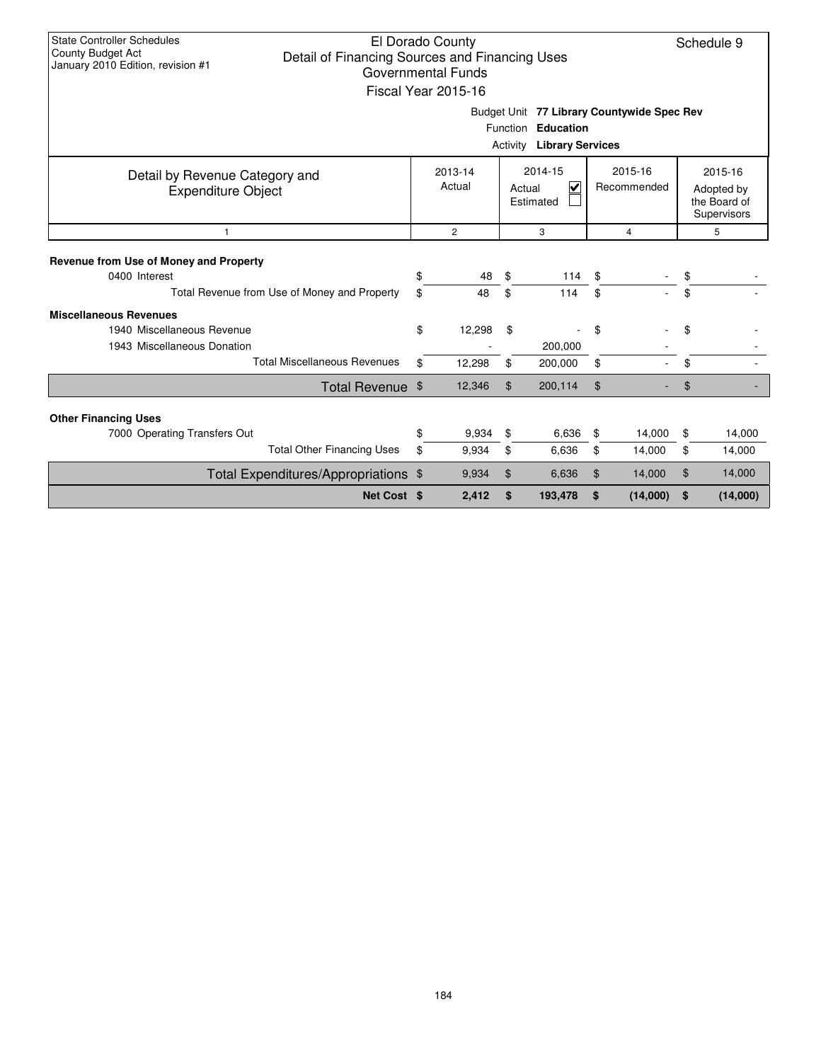State Controller Schedules
County Budget Act
January 2010 Edition, revision #1

# El Dorado County
## Detail of Financing Sources and Financing Uses
### Governmental Funds
### Fiscal Year 2015-16

Schedule 9

Budget Unit **77 Library Countywide Spec Rev**
Function **Education**
Activity **Library Services**

| Detail by Revenue Category and Expenditure Object | 2013-14 Actual | 2014-15 Actual ☑ Estimated ☐ | 2015-16 Recommended | 2015-16 Adopted by the Board of Supervisors |
|---|---|---|---|---|
| 1 | 2 | 3 | 4 | 5 |
| **Revenue from Use of Money and Property** | | | | |
| 0400 Interest | $ 48 | $ 114 | $ - | $ - |
| Total Revenue from Use of Money and Property | $ 48 | $ 114 | $ - | $ - |
| **Miscellaneous Revenues** | | | | |
| 1940 Miscellaneous Revenue | $ 12,298 | $ - | $ - | $ - |
| 1943 Miscellaneous Donation | - | 200,000 | - | - |
| Total Miscellaneous Revenues | $ 12,298 | $ 200,000 | $ - | $ - |
| Total Revenue | $ 12,346 | $ 200,114 | $ - | $ - |
| **Other Financing Uses** | | | | |
| 7000 Operating Transfers Out | $ 9,934 | $ 6,636 | $ 14,000 | $ 14,000 |
| Total Other Financing Uses | $ 9,934 | $ 6,636 | $ 14,000 | $ 14,000 |
| Total Expenditures/Appropriations | $ 9,934 | $ 6,636 | $ 14,000 | $ 14,000 |
| **Net Cost** | **$ 2,412** | **$ 193,478** | **$ (14,000)** | **$ (14,000)** |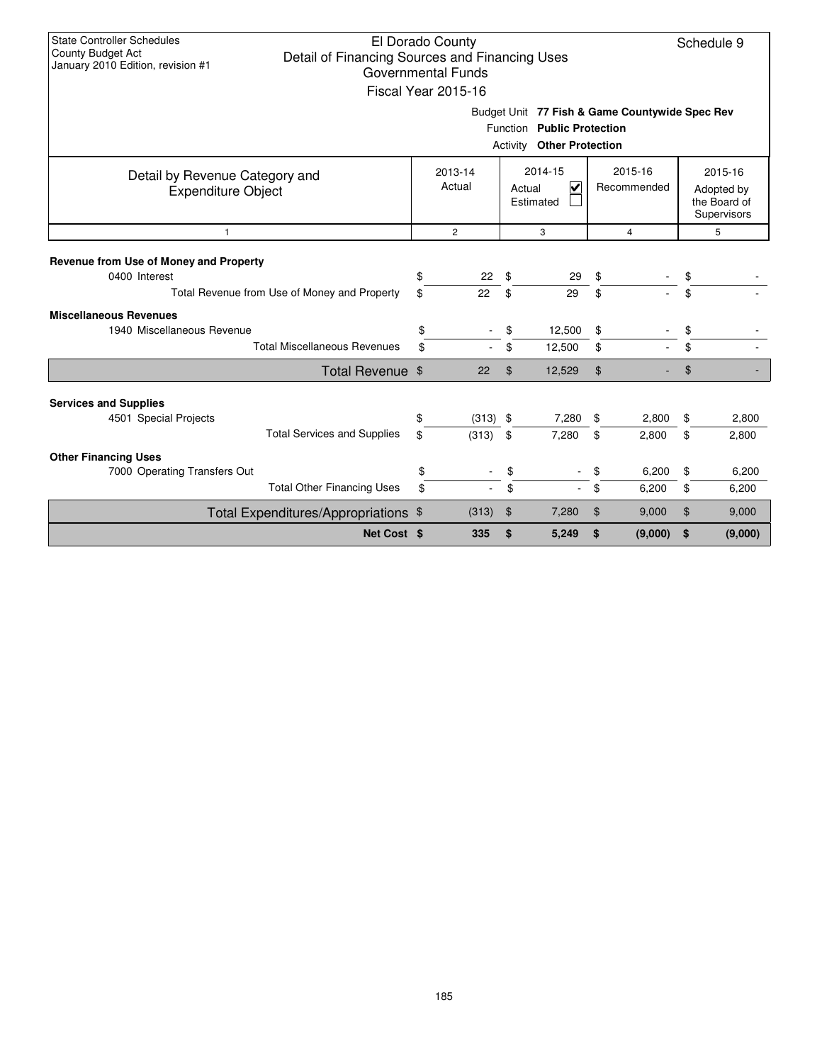State Controller Schedules
County Budget Act
January 2010 Edition, revision #1

# El Dorado County
## Detail of Financing Sources and Financing Uses
### Governmental Funds
### Fiscal Year 2015-16

Schedule 9

Budget Unit **77 Fish & Game Countywide Spec Rev**
Function **Public Protection**
Activity **Other Protection**

| Detail by Revenue Category and Expenditure Object | 2013-14 Actual | 2014-15 Actual ☑ Estimated ☐ | 2015-16 Recommended | 2015-16 Adopted by the Board of Supervisors |
|---|---|---|---|---|
| 1 | 2 | 3 | 4 | 5 |
| **Revenue from Use of Money and Property** | | | | |
| 0400 Interest | $ 22 | $ 29 | $ - | $ - |
| Total Revenue from Use of Money and Property | $ 22 | $ 29 | $ - | $ - |
| **Miscellaneous Revenues** | | | | |
| 1940 Miscellaneous Revenue | $ - | $ 12,500 | $ - | $ - |
| Total Miscellaneous Revenues | $ - | $ 12,500 | $ - | $ - |
| **Total Revenue** | $ 22 | $ 12,529 | $ - | $ - |
| **Services and Supplies** | | | | |
| 4501 Special Projects | $ (313) | $ 7,280 | $ 2,800 | $ 2,800 |
| Total Services and Supplies | $ (313) | $ 7,280 | $ 2,800 | $ 2,800 |
| **Other Financing Uses** | | | | |
| 7000 Operating Transfers Out | $ - | $ - | $ 6,200 | $ 6,200 |
| Total Other Financing Uses | $ - | $ - | $ 6,200 | $ 6,200 |
| **Total Expenditures/Appropriations** | $ (313) | $ 7,280 | $ 9,000 | $ 9,000 |
| **Net Cost** | **$ 335** | **$ 5,249** | **$ (9,000)** | **$ (9,000)** |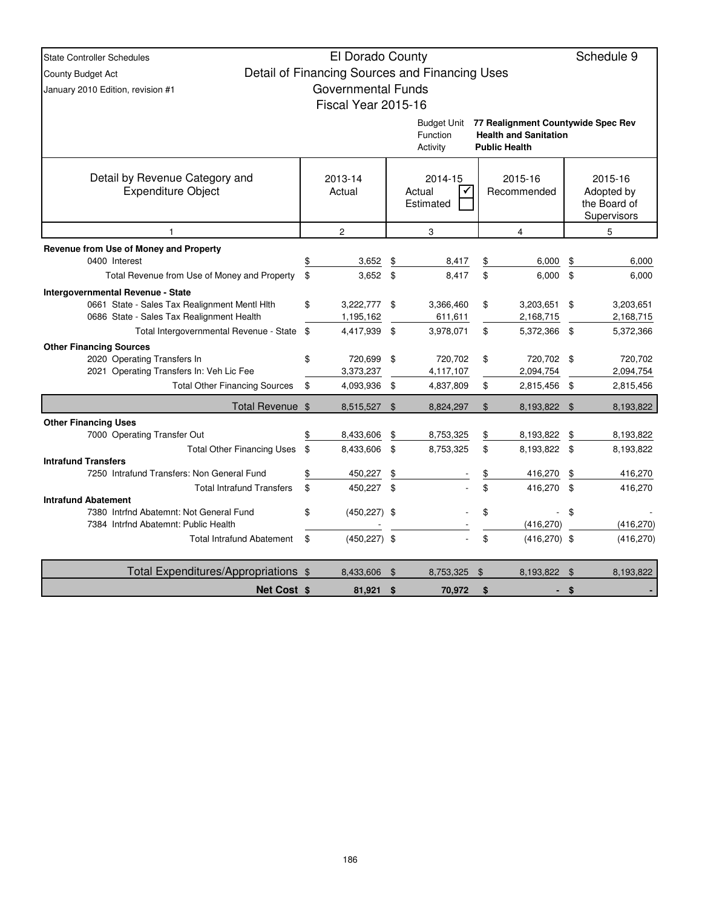State Controller Schedules
County Budget Act
January 2010 Edition, revision #1

# El Dorado County
## Detail of Financing Sources and Financing Uses
### Governmental Funds
### Fiscal Year 2015-16

Schedule 9

Budget Unit: **77 Realignment Countywide Spec Rev**
Function: **Health and Sanitation**
Activity: **Public Health**

| Detail by Revenue Category and Expenditure Object | 2013-14 Actual | 2014-15 Actual ✓ Estimated ☐ | 2015-16 Recommended | 2015-16 Adopted by the Board of Supervisors |
|---|---|---|---|---|
| 1 | 2 | 3 | 4 | 5 |
| **Revenue from Use of Money and Property** | | | | |
| 0400 Interest | $ 3,652 | $ 8,417 | $ 6,000 | $ 6,000 |
| Total Revenue from Use of Money and Property | $ 3,652 | $ 8,417 | $ 6,000 | $ 6,000 |
| **Intergovernmental Revenue - State** | | | | |
| 0661 State - Sales Tax Realignment Mentl Hlth | $ 3,222,777 | $ 3,366,460 | $ 3,203,651 | $ 3,203,651 |
| 0686 State - Sales Tax Realignment Health | 1,195,162 | 611,611 | 2,168,715 | 2,168,715 |
| Total Intergovernmental Revenue - State | $ 4,417,939 | $ 3,978,071 | $ 5,372,366 | $ 5,372,366 |
| **Other Financing Sources** | | | | |
| 2020 Operating Transfers In | $ 720,699 | $ 720,702 | $ 720,702 | $ 720,702 |
| 2021 Operating Transfers In: Veh Lic Fee | 3,373,237 | 4,117,107 | 2,094,754 | 2,094,754 |
| Total Other Financing Sources | $ 4,093,936 | $ 4,837,809 | $ 2,815,456 | $ 2,815,456 |
| **Total Revenue** | $ 8,515,527 | $ 8,824,297 | $ 8,193,822 | $ 8,193,822 |
| **Other Financing Uses** | | | | |
| 7000 Operating Transfer Out | $ 8,433,606 | $ 8,753,325 | $ 8,193,822 | $ 8,193,822 |
| Total Other Financing Uses | $ 8,433,606 | $ 8,753,325 | $ 8,193,822 | $ 8,193,822 |
| **Intrafund Transfers** | | | | |
| 7250 Intrafund Transfers: Non General Fund | $ 450,227 | $ - | $ 416,270 | $ 416,270 |
| Total Intrafund Transfers | $ 450,227 | $ - | $ 416,270 | $ 416,270 |
| **Intrafund Abatement** | | | | |
| 7380 Intrfnd Abatemnt: Not General Fund | $ (450,227) | $ - | $ - | $ - |
| 7384 Intrfnd Abatemnt: Public Health | - | - | (416,270) | (416,270) |
| Total Intrafund Abatement | $ (450,227) | $ - | $ (416,270) | $ (416,270) |
| **Total Expenditures/Appropriations** | $ 8,433,606 | $ 8,753,325 | $ 8,193,822 | $ 8,193,822 |
| **Net Cost** | **$ 81,921** | **$ 70,972** | **$ -** | **$ -** |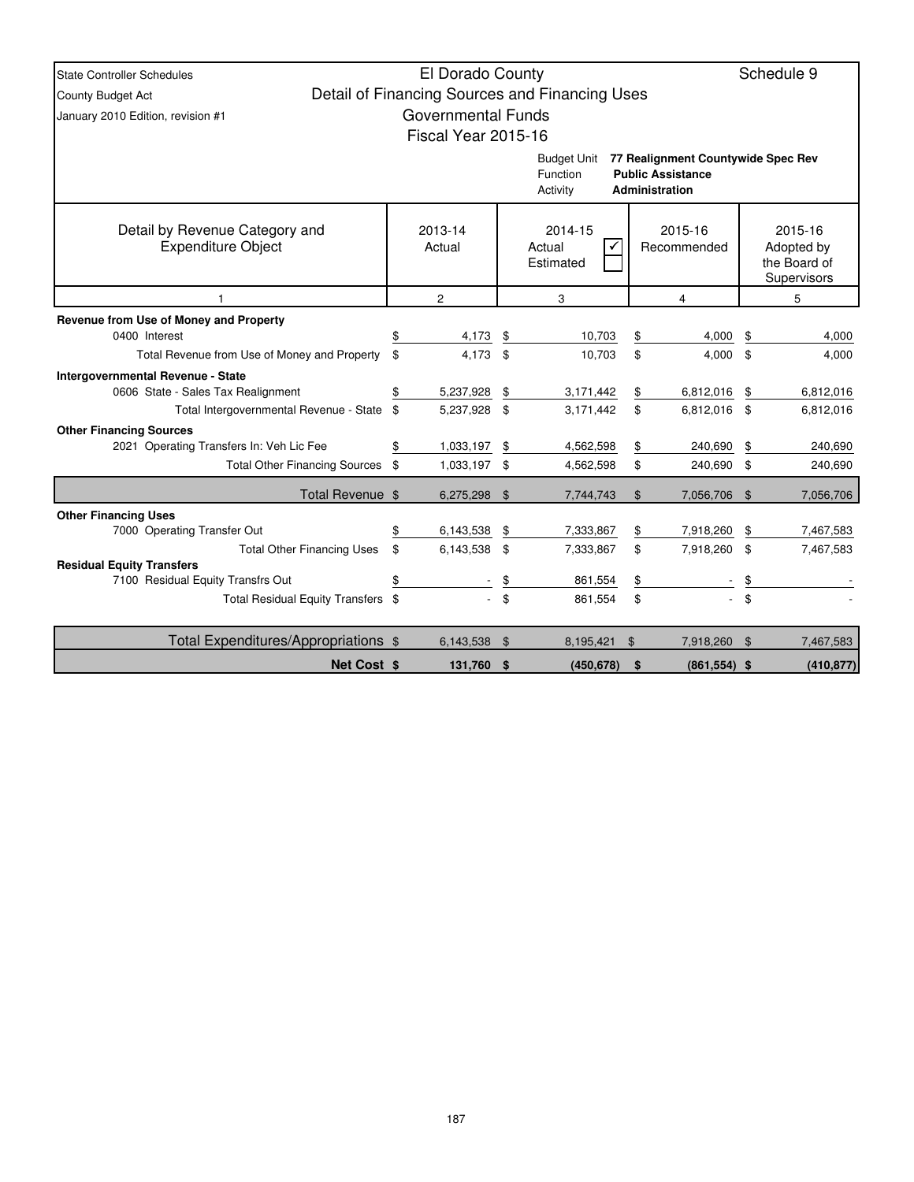State Controller Schedules
County Budget Act
January 2010 Edition, revision #1

# El Dorado County
## Detail of Financing Sources and Financing Uses
### Governmental Funds
### Fiscal Year 2015-16

Schedule 9

Budget Unit **77 Realignment Countywide Spec Rev**
Function **Public Assistance**
Activity **Administration**

| Detail by Revenue Category and Expenditure Object | 2013-14 Actual | 2014-15 Actual ✓ / Estimated | 2015-16 Recommended | 2015-16 Adopted by the Board of Supervisors |
|---|---|---|---|---|
| 1 | 2 | 3 | 4 | 5 |
| **Revenue from Use of Money and Property** | | | | |
| 0400 Interest | $ 4,173 | $ 10,703 | $ 4,000 | $ 4,000 |
| Total Revenue from Use of Money and Property | $ 4,173 | $ 10,703 | $ 4,000 | $ 4,000 |
| **Intergovernmental Revenue - State** | | | | |
| 0606 State - Sales Tax Realignment | $ 5,237,928 | $ 3,171,442 | $ 6,812,016 | $ 6,812,016 |
| Total Intergovernmental Revenue - State | $ 5,237,928 | $ 3,171,442 | $ 6,812,016 | $ 6,812,016 |
| **Other Financing Sources** | | | | |
| 2021 Operating Transfers In: Veh Lic Fee | $ 1,033,197 | $ 4,562,598 | $ 240,690 | $ 240,690 |
| Total Other Financing Sources | $ 1,033,197 | $ 4,562,598 | $ 240,690 | $ 240,690 |
| Total Revenue | $ 6,275,298 | $ 7,744,743 | $ 7,056,706 | $ 7,056,706 |
| **Other Financing Uses** | | | | |
| 7000 Operating Transfer Out | $ 6,143,538 | $ 7,333,867 | $ 7,918,260 | $ 7,467,583 |
| Total Other Financing Uses | $ 6,143,538 | $ 7,333,867 | $ 7,918,260 | $ 7,467,583 |
| **Residual Equity Transfers** | | | | |
| 7100 Residual Equity Transfrs Out | $ - | $ 861,554 | $ - | $ - |
| Total Residual Equity Transfers | $ - | $ 861,554 | $ - | $ - |
| Total Expenditures/Appropriations | $ 6,143,538 | $ 8,195,421 | $ 7,918,260 | $ 7,467,583 |
| **Net Cost** | **$ 131,760** | **$ (450,678)** | **$ (861,554)** | **$ (410,877)** |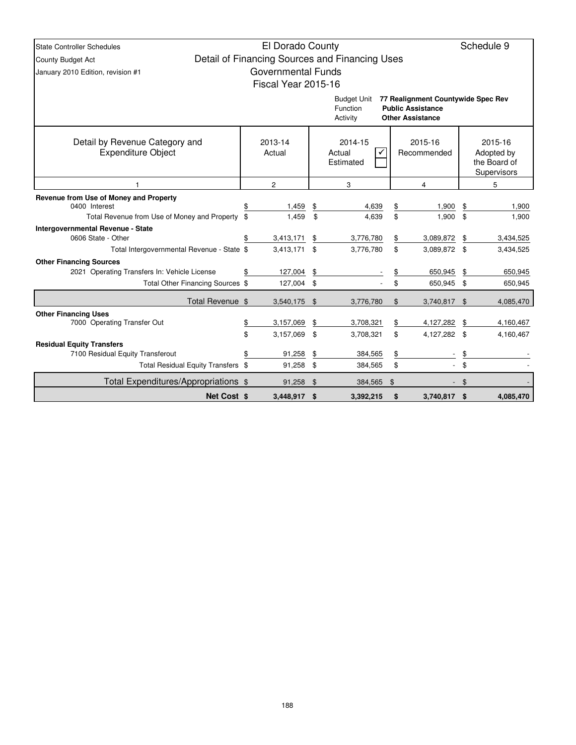State Controller Schedules
County Budget Act
January 2010 Edition, revision #1

# El Dorado County

## Detail of Financing Sources and Financing Uses

### Governmental Funds

### Fiscal Year 2015-16

Schedule 9

Budget Unit **77 Realignment Countywide Spec Rev**
Function **Public Assistance**
Activity **Other Assistance**

| Detail by Revenue Category and Expenditure Object | 2013-14 Actual | 2014-15 Actual ✓ / Estimated | 2015-16 Recommended | 2015-16 Adopted by the Board of Supervisors |
|---|---|---|---|---|
| 1 | 2 | 3 | 4 | 5 |
| **Revenue from Use of Money and Property** | | | | |
| 0400 Interest | $ 1,459 | $ 4,639 | $ 1,900 | $ 1,900 |
| Total Revenue from Use of Money and Property | $ 1,459 | $ 4,639 | $ 1,900 | $ 1,900 |
| **Intergovernmental Revenue - State** | | | | |
| 0606 State - Other | $ 3,413,171 | $ 3,776,780 | $ 3,089,872 | $ 3,434,525 |
| Total Intergovernmental Revenue - State | $ 3,413,171 | $ 3,776,780 | $ 3,089,872 | $ 3,434,525 |
| **Other Financing Sources** | | | | |
| 2021 Operating Transfers In: Vehicle License | $ 127,004 | $ - | $ 650,945 | $ 650,945 |
| Total Other Financing Sources | $ 127,004 | $ - | $ 650,945 | $ 650,945 |
| Total Revenue | $ 3,540,175 | $ 3,776,780 | $ 3,740,817 | $ 4,085,470 |
| **Other Financing Uses** | | | | |
| 7000 Operating Transfer Out | $ 3,157,069 | $ 3,708,321 | $ 4,127,282 | $ 4,160,467 |
| | $ 3,157,069 | $ 3,708,321 | $ 4,127,282 | $ 4,160,467 |
| **Residual Equity Transfers** | | | | |
| 7100 Residual Equity Transferout | $ 91,258 | $ 384,565 | $ - | $ - |
| Total Residual Equity Transfers | $ 91,258 | $ 384,565 | $ - | $ - |
| Total Expenditures/Appropriations | $ 91,258 | $ 384,565 | $ - | $ - |
| **Net Cost** | **$ 3,448,917** | **$ 3,392,215** | **$ 3,740,817** | **$ 4,085,470** |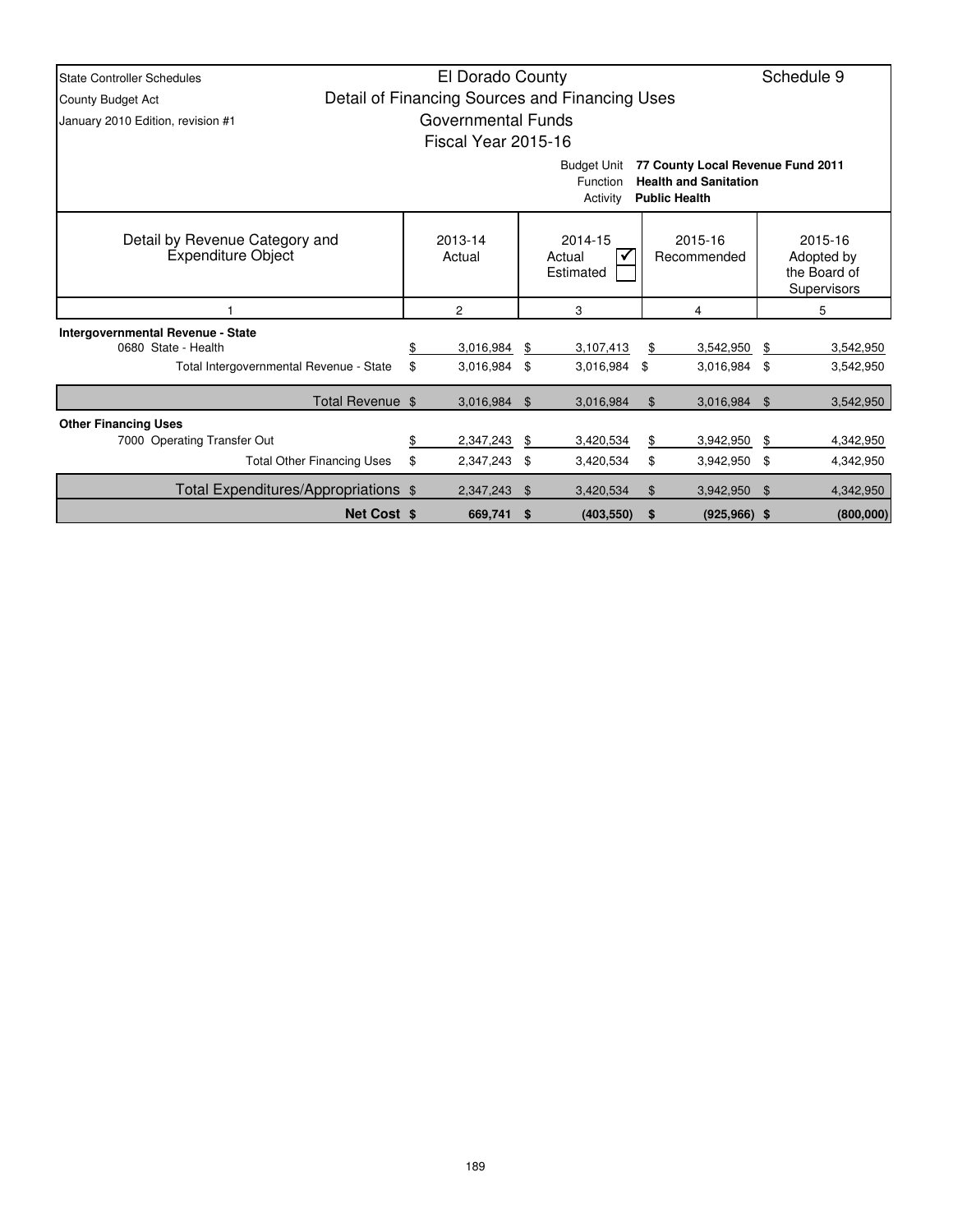State Controller Schedules
County Budget Act
January 2010 Edition, revision #1

# El Dorado County

## Detail of Financing Sources and Financing Uses

### Governmental Funds

### Fiscal Year 2015-16

Schedule 9

Budget Unit **77 County Local Revenue Fund 2011**
Function **Health and Sanitation**
Activity **Public Health**

| Detail by Revenue Category and Expenditure Object | 2013-14 Actual | 2014-15 Actual ☑ Estimated ☐ | 2015-16 Recommended | 2015-16 Adopted by the Board of Supervisors |
|---|---|---|---|---|
| 1 | 2 | 3 | 4 | 5 |
| **Intergovernmental Revenue - State** | | | | |
| 0680 State - Health | $ 3,016,984 | $ 3,107,413 | $ 3,542,950 | $ 3,542,950 |
| Total Intergovernmental Revenue - State | $ 3,016,984 | $ 3,016,984 | $ 3,016,984 | $ 3,542,950 |
| Total Revenue | $ 3,016,984 | $ 3,016,984 | $ 3,016,984 | $ 3,542,950 |
| **Other Financing Uses** | | | | |
| 7000 Operating Transfer Out | $ 2,347,243 | $ 3,420,534 | $ 3,942,950 | $ 4,342,950 |
| Total Other Financing Uses | $ 2,347,243 | $ 3,420,534 | $ 3,942,950 | $ 4,342,950 |
| Total Expenditures/Appropriations | $ 2,347,243 | $ 3,420,534 | $ 3,942,950 | $ 4,342,950 |
| **Net Cost** | **$ 669,741** | **$ (403,550)** | **$ (925,966)** | **$ (800,000)** |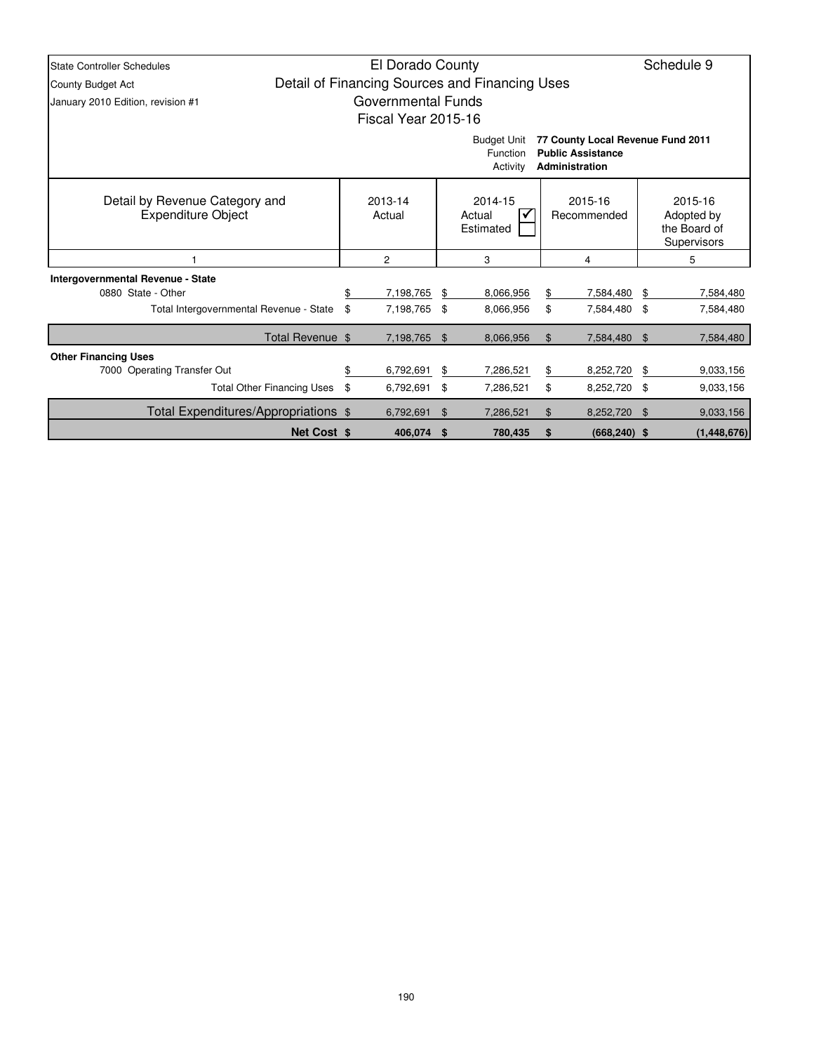State Controller Schedules
County Budget Act
January 2010 Edition, revision #1

# El Dorado County
## Detail of Financing Sources and Financing Uses
### Governmental Funds
### Fiscal Year 2015-16

Schedule 9

Budget Unit **77 County Local Revenue Fund 2011**
Function **Public Assistance**
Activity **Administration**

| Detail by Revenue Category and Expenditure Object | 2013-14 Actual | 2014-15 Actual ✔ / Estimated | 2015-16 Recommended | 2015-16 Adopted by the Board of Supervisors |
|---|---|---|---|---|
| 1 | 2 | 3 | 4 | 5 |
| **Intergovernmental Revenue - State** | | | | |
| 0880 State - Other | $ 7,198,765 | $ 8,066,956 | $ 7,584,480 | $ 7,584,480 |
| Total Intergovernmental Revenue - State | $ 7,198,765 | $ 8,066,956 | $ 7,584,480 | $ 7,584,480 |
| Total Revenue | $ 7,198,765 | $ 8,066,956 | $ 7,584,480 | $ 7,584,480 |
| **Other Financing Uses** | | | | |
| 7000 Operating Transfer Out | $ 6,792,691 | $ 7,286,521 | $ 8,252,720 | $ 9,033,156 |
| Total Other Financing Uses | $ 6,792,691 | $ 7,286,521 | $ 8,252,720 | $ 9,033,156 |
| Total Expenditures/Appropriations | $ 6,792,691 | $ 7,286,521 | $ 8,252,720 | $ 9,033,156 |
| **Net Cost** | **$ 406,074** | **$ 780,435** | **$ (668,240)** | **$ (1,448,676)** |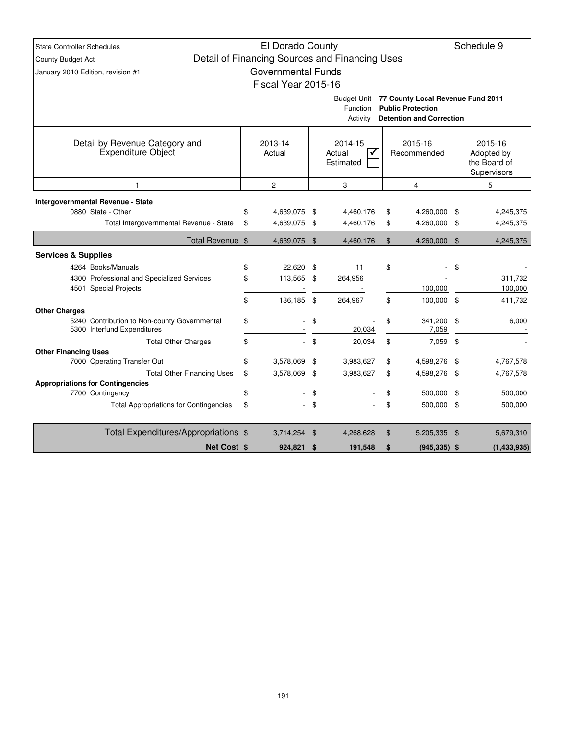State Controller Schedules
County Budget Act
January 2010 Edition, revision #1

# El Dorado County
## Detail of Financing Sources and Financing Uses
## Governmental Funds
## Fiscal Year 2015-16

Schedule 9

Budget Unit: **77 County Local Revenue Fund 2011**
Function: **Public Protection**
Activity: **Detention and Correction**

| Detail by Revenue Category and Expenditure Object | 2013-14 Actual | 2014-15 Actual ☑ Estimated ☐ | 2015-16 Recommended | 2015-16 Adopted by the Board of Supervisors |
|---|---|---|---|---|
| 1 | 2 | 3 | 4 | 5 |
| **Intergovernmental Revenue - State** | | | | |
| 0880 State - Other | $ 4,639,075 | $ 4,460,176 | $ 4,260,000 | $ 4,245,375 |
| Total Intergovernmental Revenue - State | $ 4,639,075 | $ 4,460,176 | $ 4,260,000 | $ 4,245,375 |
| Total Revenue | $ 4,639,075 | $ 4,460,176 | $ 4,260,000 | $ 4,245,375 |
| **Services & Supplies** | | | | |
| 4264 Books/Manuals | $ 22,620 | $ 11 | $ - | $ - |
| 4300 Professional and Specialized Services | $ 113,565 | $ 264,956 | - | 311,732 |
| 4501 Special Projects | - | - | 100,000 | 100,000 |
| | $ 136,185 | $ 264,967 | $ 100,000 | $ 411,732 |
| **Other Charges** | | | | |
| 5240 Contribution to Non-county Governmental | $ - | $ - | $ 341,200 | $ 6,000 |
| 5300 Interfund Expenditures | - | 20,034 | 7,059 | - |
| Total Other Charges | $ - | $ 20,034 | $ 7,059 | $ - |
| **Other Financing Uses** | | | | |
| 7000 Operating Transfer Out | $ 3,578,069 | $ 3,983,627 | $ 4,598,276 | $ 4,767,578 |
| Total Other Financing Uses | $ 3,578,069 | $ 3,983,627 | $ 4,598,276 | $ 4,767,578 |
| **Appropriations for Contingencies** | | | | |
| 7700 Contingency | $ - | $ - | $ 500,000 | $ 500,000 |
| Total Appropriations for Contingencies | $ - | $ - | $ 500,000 | $ 500,000 |
| Total Expenditures/Appropriations | $ 3,714,254 | $ 4,268,628 | $ 5,205,335 | $ 5,679,310 |
| **Net Cost** | **$ 924,821** | **$ 191,548** | **$ (945,335)** | **$ (1,433,935)** |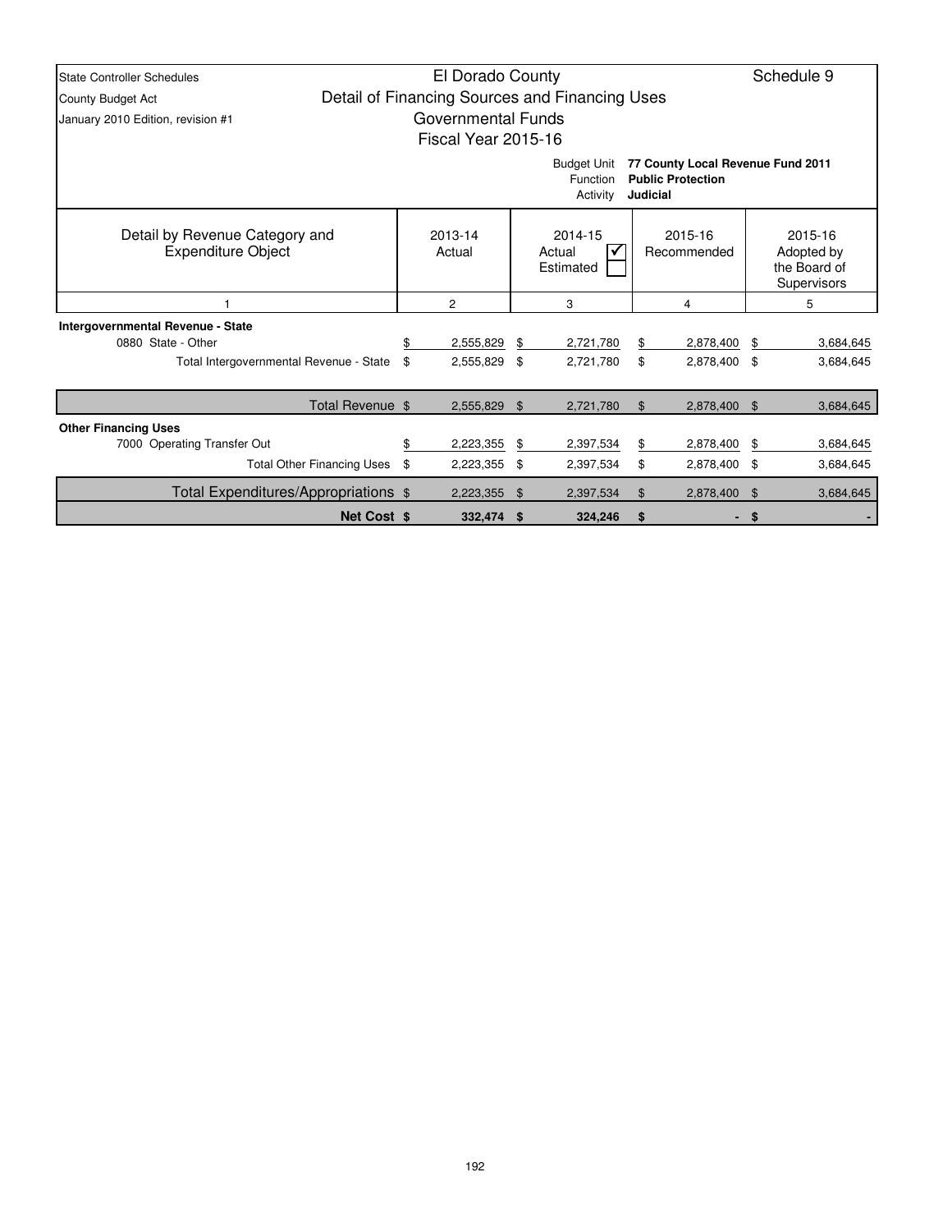State Controller Schedules
County Budget Act
January 2010 Edition, revision #1

# El Dorado County
## Detail of Financing Sources and Financing Uses
### Governmental Funds
### Fiscal Year 2015-16

Schedule 9

Budget Unit **77 County Local Revenue Fund 2011**
Function **Public Protection**
Activity **Judicial**

| Detail by Revenue Category and Expenditure Object | 2013-14 Actual | 2014-15 Actual ☑ Estimated ☐ | 2015-16 Recommended | 2015-16 Adopted by the Board of Supervisors |
|---|---|---|---|---|
| 1 | 2 | 3 | 4 | 5 |
| **Intergovernmental Revenue - State** | | | | |
| 0880 State - Other | $ 2,555,829 | $ 2,721,780 | $ 2,878,400 | $ 3,684,645 |
| Total Intergovernmental Revenue - State | $ 2,555,829 | $ 2,721,780 | $ 2,878,400 | $ 3,684,645 |
| Total Revenue | $ 2,555,829 | $ 2,721,780 | $ 2,878,400 | $ 3,684,645 |
| **Other Financing Uses** | | | | |
| 7000 Operating Transfer Out | $ 2,223,355 | $ 2,397,534 | $ 2,878,400 | $ 3,684,645 |
| Total Other Financing Uses | $ 2,223,355 | $ 2,397,534 | $ 2,878,400 | $ 3,684,645 |
| Total Expenditures/Appropriations | $ 2,223,355 | $ 2,397,534 | $ 2,878,400 | $ 3,684,645 |
| **Net Cost** | **$ 332,474** | **$ 324,246** | **$ -** | **$ -** |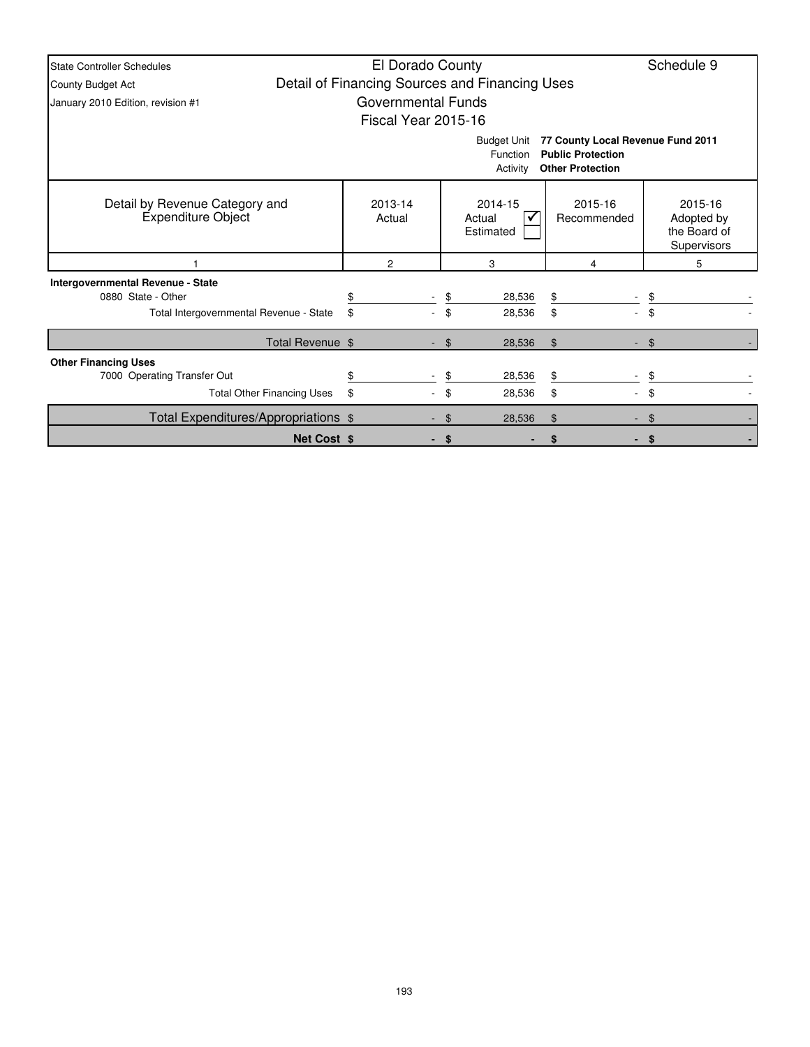State Controller Schedules
County Budget Act
January 2010 Edition, revision #1

# El Dorado County

## Detail of Financing Sources and Financing Uses

### Governmental Funds

### Fiscal Year 2015-16

Schedule 9

Budget Unit: **77 County Local Revenue Fund 2011**
Function: **Public Protection**
Activity: **Other Protection**

| Detail by Revenue Category and Expenditure Object | 2013-14 Actual | 2014-15 Actual ✓ / Estimated | 2015-16 Recommended | 2015-16 Adopted by the Board of Supervisors |
|---|---|---|---|---|
| 1 | 2 | 3 | 4 | 5 |
| **Intergovernmental Revenue - State** | | | | |
| 0880 State - Other | $ - | $ 28,536 | $ - | $ - |
| Total Intergovernmental Revenue - State | $ - | $ 28,536 | $ - | $ - |
| Total Revenue | $ - | $ 28,536 | $ - | $ - |
| **Other Financing Uses** | | | | |
| 7000 Operating Transfer Out | $ - | $ 28,536 | $ - | $ - |
| Total Other Financing Uses | $ - | $ 28,536 | $ - | $ - |
| Total Expenditures/Appropriations | $ - | $ 28,536 | $ - | $ - |
| **Net Cost** | **$ -** | **$ -** | **$ -** | **$ -** |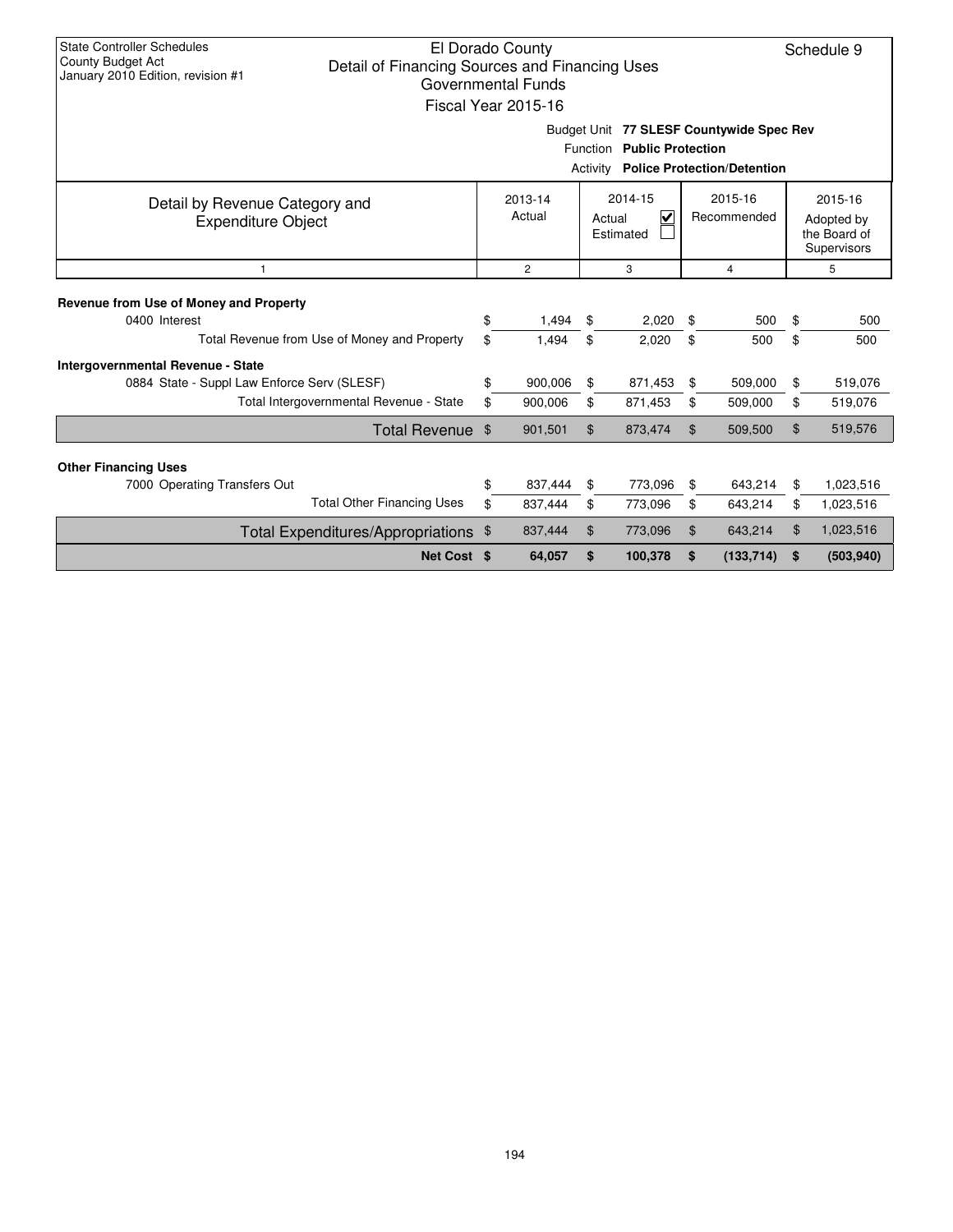State Controller Schedules
County Budget Act
January 2010 Edition, revision #1

# El Dorado County
## Detail of Financing Sources and Financing Uses
### Governmental Funds
### Fiscal Year 2015-16

Schedule 9

Budget Unit **77 SLESF Countywide Spec Rev**
Function **Public Protection**
Activity **Police Protection/Detention**

| Detail by Revenue Category and Expenditure Object | 2013-14 Actual | 2014-15 Actual ☑ Estimated ☐ | 2015-16 Recommended | 2015-16 Adopted by the Board of Supervisors |
|---|---|---|---|---|
| 1 | 2 | 3 | 4 | 5 |
| **Revenue from Use of Money and Property** | | | | |
| 0400 Interest | $ 1,494 | $ 2,020 | $ 500 | $ 500 |
| Total Revenue from Use of Money and Property | $ 1,494 | $ 2,020 | $ 500 | $ 500 |
| **Intergovernmental Revenue - State** | | | | |
| 0884 State - Suppl Law Enforce Serv (SLESF) | $ 900,006 | $ 871,453 | $ 509,000 | $ 519,076 |
| Total Intergovernmental Revenue - State | $ 900,006 | $ 871,453 | $ 509,000 | $ 519,076 |
| Total Revenue | $ 901,501 | $ 873,474 | $ 509,500 | $ 519,576 |
| **Other Financing Uses** | | | | |
| 7000 Operating Transfers Out | $ 837,444 | $ 773,096 | $ 643,214 | $ 1,023,516 |
| Total Other Financing Uses | $ 837,444 | $ 773,096 | $ 643,214 | $ 1,023,516 |
| Total Expenditures/Appropriations | $ 837,444 | $ 773,096 | $ 643,214 | $ 1,023,516 |
| **Net Cost** | **$ 64,057** | **$ 100,378** | **$ (133,714)** | **$ (503,940)** |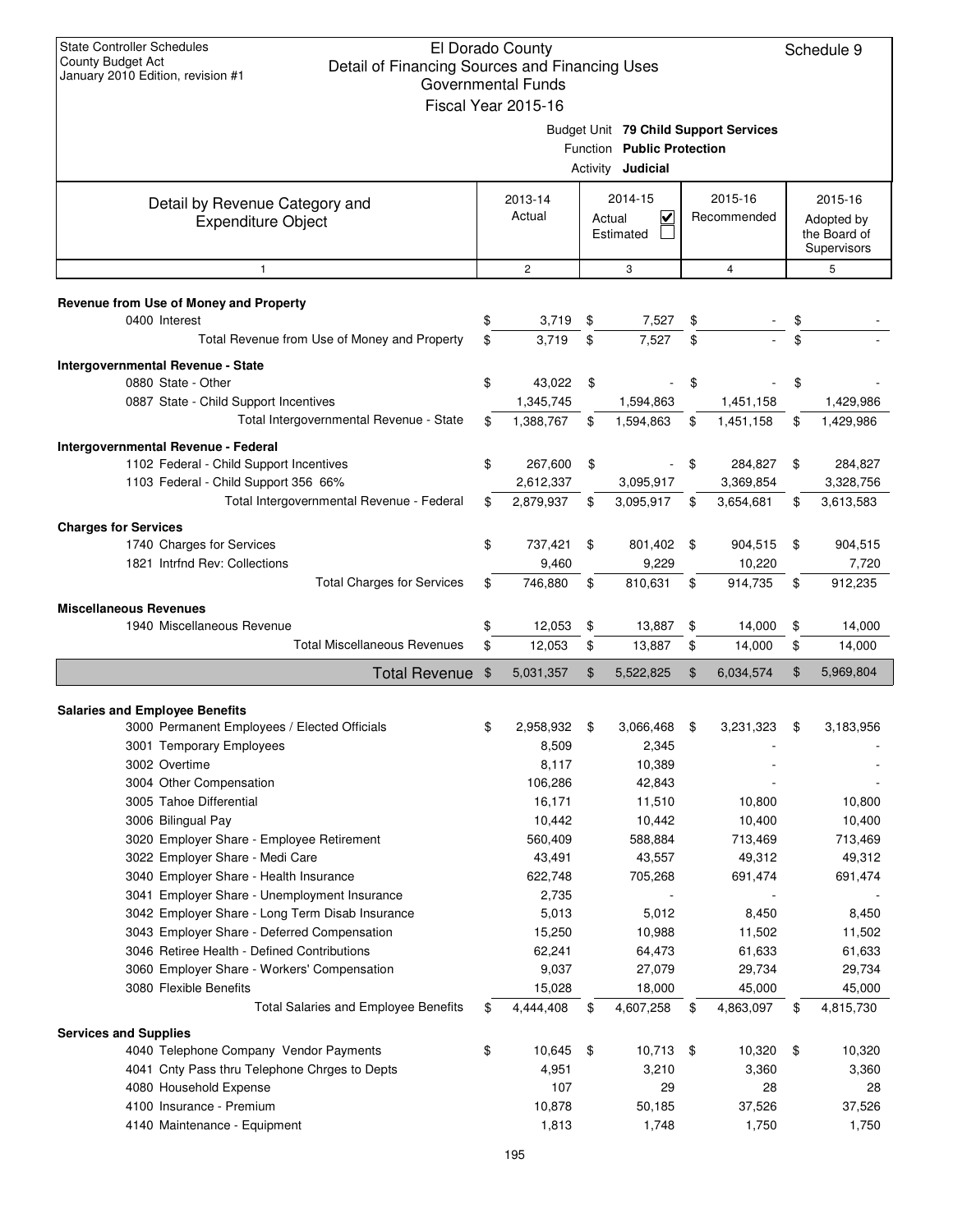State Controller Schedules
County Budget Act
January 2010 Edition, revision #1

# El Dorado County
## Detail of Financing Sources and Financing Uses
### Governmental Funds
### Fiscal Year 2015-16

Schedule 9

Budget Unit **79 Child Support Services**
Function **Public Protection**
Activity **Judicial**

| Detail by Revenue Category and Expenditure Object | 2013-14 Actual | 2014-15 Actual ☑ Estimated ☐ | 2015-16 Recommended | 2015-16 Adopted by the Board of Supervisors |
|---|---|---|---|---|
| 1 | 2 | 3 | 4 | 5 |
| **Revenue from Use of Money and Property** | | | | |
| 0400 Interest | $ 3,719 | $ 7,527 | $ - | $ - |
| Total Revenue from Use of Money and Property | $ 3,719 | $ 7,527 | $ - | $ - |
| **Intergovernmental Revenue - State** | | | | |
| 0880 State - Other | $ 43,022 | $ - | $ - | $ - |
| 0887 State - Child Support Incentives | 1,345,745 | 1,594,863 | 1,451,158 | 1,429,986 |
| Total Intergovernmental Revenue - State | $ 1,388,767 | $ 1,594,863 | $ 1,451,158 | $ 1,429,986 |
| **Intergovernmental Revenue - Federal** | | | | |
| 1102 Federal - Child Support Incentives | $ 267,600 | $ - | $ 284,827 | $ 284,827 |
| 1103 Federal - Child Support 356 66% | 2,612,337 | 3,095,917 | 3,369,854 | 3,328,756 |
| Total Intergovernmental Revenue - Federal | $ 2,879,937 | $ 3,095,917 | $ 3,654,681 | $ 3,613,583 |
| **Charges for Services** | | | | |
| 1740 Charges for Services | $ 737,421 | $ 801,402 | $ 904,515 | $ 904,515 |
| 1821 Intrfnd Rev: Collections | 9,460 | 9,229 | 10,220 | 7,720 |
| Total Charges for Services | $ 746,880 | $ 810,631 | $ 914,735 | $ 912,235 |
| **Miscellaneous Revenues** | | | | |
| 1940 Miscellaneous Revenue | $ 12,053 | $ 13,887 | $ 14,000 | $ 14,000 |
| Total Miscellaneous Revenues | $ 12,053 | $ 13,887 | $ 14,000 | $ 14,000 |
| **Total Revenue** | $ 5,031,357 | $ 5,522,825 | $ 6,034,574 | $ 5,969,804 |
| **Salaries and Employee Benefits** | | | | |
| 3000 Permanent Employees / Elected Officials | $ 2,958,932 | $ 3,066,468 | $ 3,231,323 | $ 3,183,956 |
| 3001 Temporary Employees | 8,509 | 2,345 | - | - |
| 3002 Overtime | 8,117 | 10,389 | - | - |
| 3004 Other Compensation | 106,286 | 42,843 | - | - |
| 3005 Tahoe Differential | 16,171 | 11,510 | 10,800 | 10,800 |
| 3006 Bilingual Pay | 10,442 | 10,442 | 10,400 | 10,400 |
| 3020 Employer Share - Employee Retirement | 560,409 | 588,884 | 713,469 | 713,469 |
| 3022 Employer Share - Medi Care | 43,491 | 43,557 | 49,312 | 49,312 |
| 3040 Employer Share - Health Insurance | 622,748 | 705,268 | 691,474 | 691,474 |
| 3041 Employer Share - Unemployment Insurance | 2,735 | - | - | - |
| 3042 Employer Share - Long Term Disab Insurance | 5,013 | 5,012 | 8,450 | 8,450 |
| 3043 Employer Share - Deferred Compensation | 15,250 | 10,988 | 11,502 | 11,502 |
| 3046 Retiree Health - Defined Contributions | 62,241 | 64,473 | 61,633 | 61,633 |
| 3060 Employer Share - Workers' Compensation | 9,037 | 27,079 | 29,734 | 29,734 |
| 3080 Flexible Benefits | 15,028 | 18,000 | 45,000 | 45,000 |
| Total Salaries and Employee Benefits | $ 4,444,408 | $ 4,607,258 | $ 4,863,097 | $ 4,815,730 |
| **Services and Supplies** | | | | |
| 4040 Telephone Company Vendor Payments | $ 10,645 | $ 10,713 | $ 10,320 | $ 10,320 |
| 4041 Cnty Pass thru Telephone Chrges to Depts | 4,951 | 3,210 | 3,360 | 3,360 |
| 4080 Household Expense | 107 | 29 | 28 | 28 |
| 4100 Insurance - Premium | 10,878 | 50,185 | 37,526 | 37,526 |
| 4140 Maintenance - Equipment | 1,813 | 1,748 | 1,750 | 1,750 |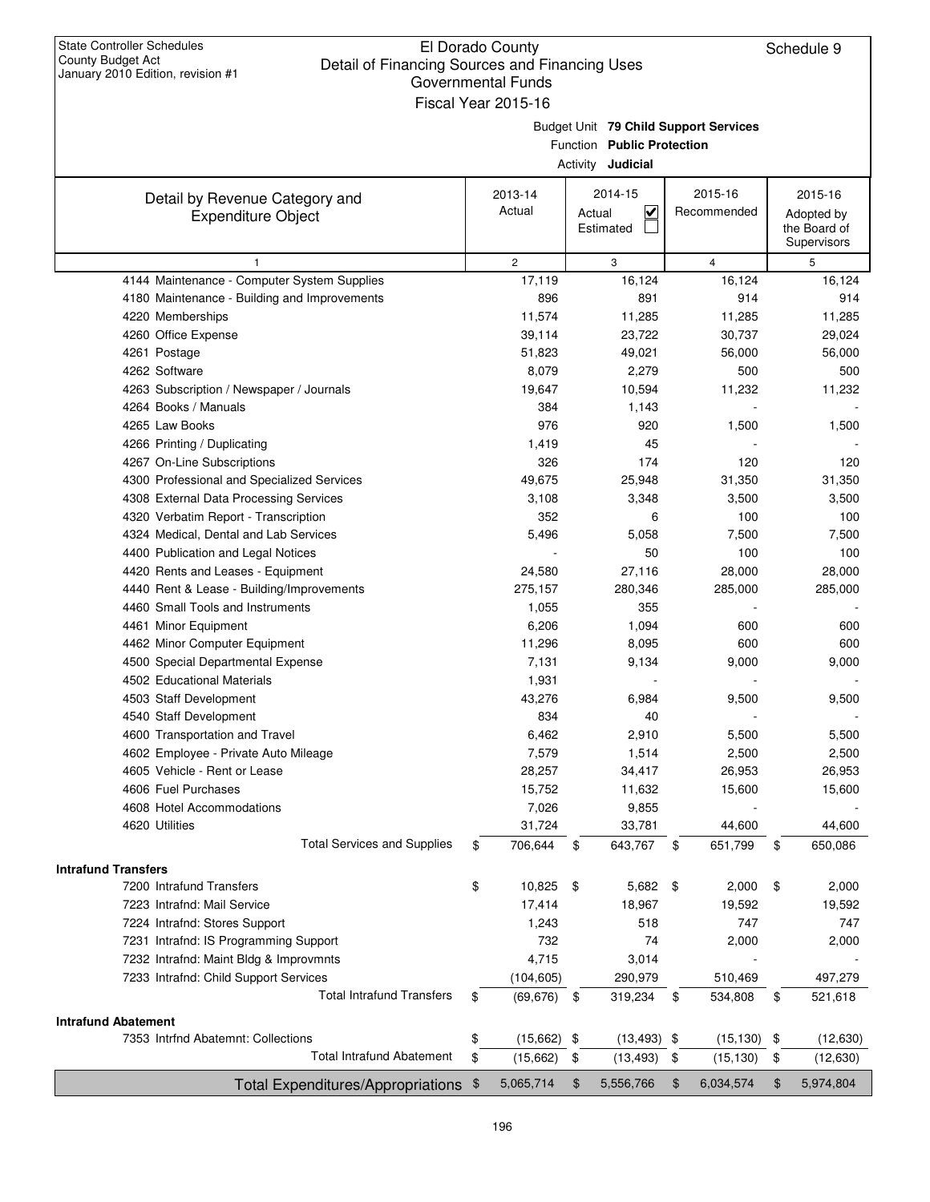State Controller Schedules
County Budget Act
January 2010 Edition, revision #1

# El Dorado County
## Detail of Financing Sources and Financing Uses
### Governmental Funds
### Fiscal Year 2015-16

Schedule 9

Budget Unit **79 Child Support Services**
Function **Public Protection**
Activity **Judicial**

| Detail by Revenue Category and Expenditure Object | 2013-14 Actual | 2014-15 Actual ☑ Estimated ☐ | 2015-16 Recommended | 2015-16 Adopted by the Board of Supervisors |
|---|---|---|---|---|
| 1 | 2 | 3 | 4 | 5 |
| 4144 Maintenance - Computer System Supplies | 17,119 | 16,124 | 16,124 | 16,124 |
| 4180 Maintenance - Building and Improvements | 896 | 891 | 914 | 914 |
| 4220 Memberships | 11,574 | 11,285 | 11,285 | 11,285 |
| 4260 Office Expense | 39,114 | 23,722 | 30,737 | 29,024 |
| 4261 Postage | 51,823 | 49,021 | 56,000 | 56,000 |
| 4262 Software | 8,079 | 2,279 | 500 | 500 |
| 4263 Subscription / Newspaper / Journals | 19,647 | 10,594 | 11,232 | 11,232 |
| 4264 Books / Manuals | 384 | 1,143 | - | - |
| 4265 Law Books | 976 | 920 | 1,500 | 1,500 |
| 4266 Printing / Duplicating | 1,419 | 45 | - | - |
| 4267 On-Line Subscriptions | 326 | 174 | 120 | 120 |
| 4300 Professional and Specialized Services | 49,675 | 25,948 | 31,350 | 31,350 |
| 4308 External Data Processing Services | 3,108 | 3,348 | 3,500 | 3,500 |
| 4320 Verbatim Report - Transcription | 352 | 6 | 100 | 100 |
| 4324 Medical, Dental and Lab Services | 5,496 | 5,058 | 7,500 | 7,500 |
| 4400 Publication and Legal Notices | - | 50 | 100 | 100 |
| 4420 Rents and Leases - Equipment | 24,580 | 27,116 | 28,000 | 28,000 |
| 4440 Rent & Lease - Building/Improvements | 275,157 | 280,346 | 285,000 | 285,000 |
| 4460 Small Tools and Instruments | 1,055 | 355 | - | - |
| 4461 Minor Equipment | 6,206 | 1,094 | 600 | 600 |
| 4462 Minor Computer Equipment | 11,296 | 8,095 | 600 | 600 |
| 4500 Special Departmental Expense | 7,131 | 9,134 | 9,000 | 9,000 |
| 4502 Educational Materials | 1,931 | - | - | - |
| 4503 Staff Development | 43,276 | 6,984 | 9,500 | 9,500 |
| 4540 Staff Development | 834 | 40 | - | - |
| 4600 Transportation and Travel | 6,462 | 2,910 | 5,500 | 5,500 |
| 4602 Employee - Private Auto Mileage | 7,579 | 1,514 | 2,500 | 2,500 |
| 4605 Vehicle - Rent or Lease | 28,257 | 34,417 | 26,953 | 26,953 |
| 4606 Fuel Purchases | 15,752 | 11,632 | 15,600 | 15,600 |
| 4608 Hotel Accommodations | 7,026 | 9,855 | - | - |
| 4620 Utilities | 31,724 | 33,781 | 44,600 | 44,600 |
| Total Services and Supplies | $ 706,644 | $ 643,767 | $ 651,799 | $ 650,086 |
| **Intrafund Transfers** | | | | |
| 7200 Intrafund Transfers | $ 10,825 | $ 5,682 | $ 2,000 | $ 2,000 |
| 7223 Intrafnd: Mail Service | 17,414 | 18,967 | 19,592 | 19,592 |
| 7224 Intrafnd: Stores Support | 1,243 | 518 | 747 | 747 |
| 7231 Intrafnd: IS Programming Support | 732 | 74 | 2,000 | 2,000 |
| 7232 Intrafnd: Maint Bldg & Improvmnts | 4,715 | 3,014 | - | - |
| 7233 Intrafnd: Child Support Services | (104,605) | 290,979 | 510,469 | 497,279 |
| Total Intrafund Transfers | $ (69,676) | $ 319,234 | $ 534,808 | $ 521,618 |
| **Intrafund Abatement** | | | | |
| 7353 Intrfnd Abatemnt: Collections | $ (15,662) | $ (13,493) | $ (15,130) | $ (12,630) |
| Total Intrafund Abatement | $ (15,662) | $ (13,493) | $ (15,130) | $ (12,630) |
| **Total Expenditures/Appropriations** | $ 5,065,714 | $ 5,556,766 | $ 6,034,574 | $ 5,974,804 |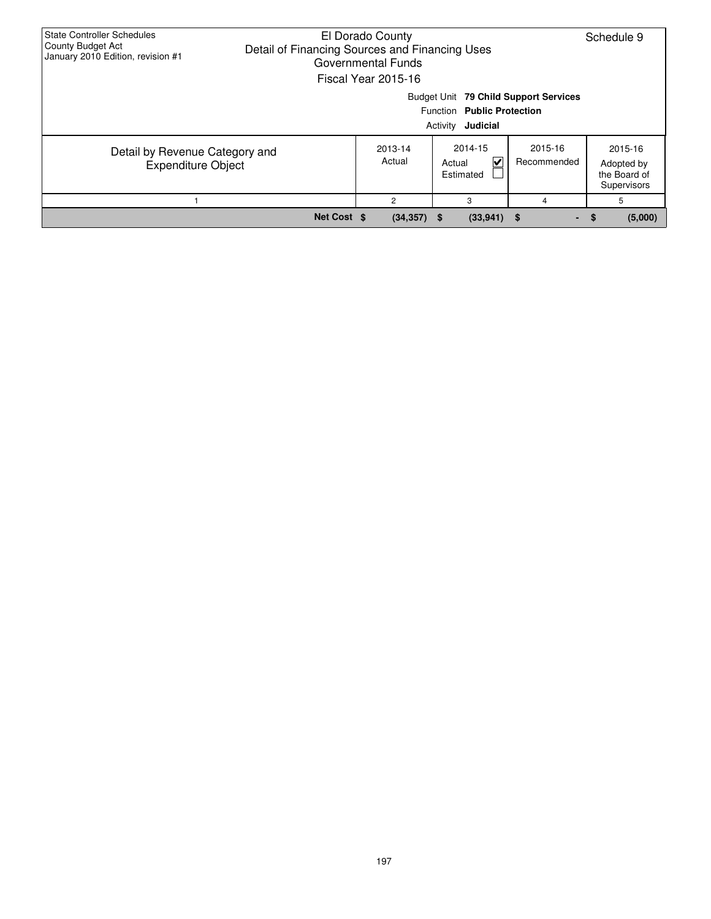State Controller Schedules
County Budget Act
January 2010 Edition, revision #1

El Dorado County
Detail of Financing Sources and Financing Uses
Governmental Funds
Fiscal Year 2015-16

Schedule 9

Budget Unit **79 Child Support Services**
Function **Public Protection**
Activity **Judicial**

| Detail by Revenue Category and Expenditure Object | 2013-14 Actual | 2014-15 Actual ☑ Estimated ☐ | 2015-16 Recommended | 2015-16 Adopted by the Board of Supervisors |
|---|---|---|---|---|
| 1 | 2 | 3 | 4 | 5 |
| **Net Cost** | **$ (34,357)** | **$ (33,941)** | **$ -** | **$ (5,000)** |